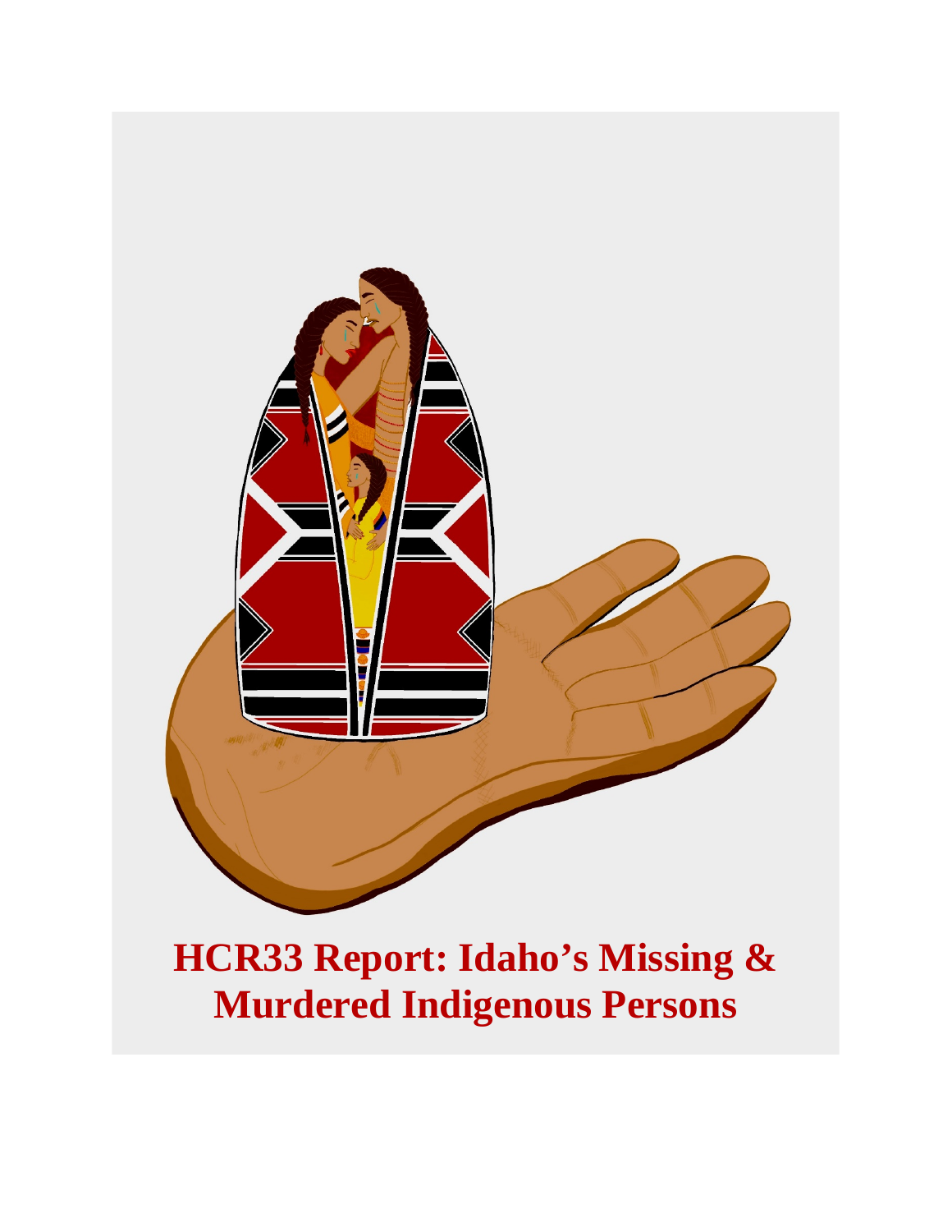# HCR33 Report: Idaho's Missing & Murdered Indigenous Persons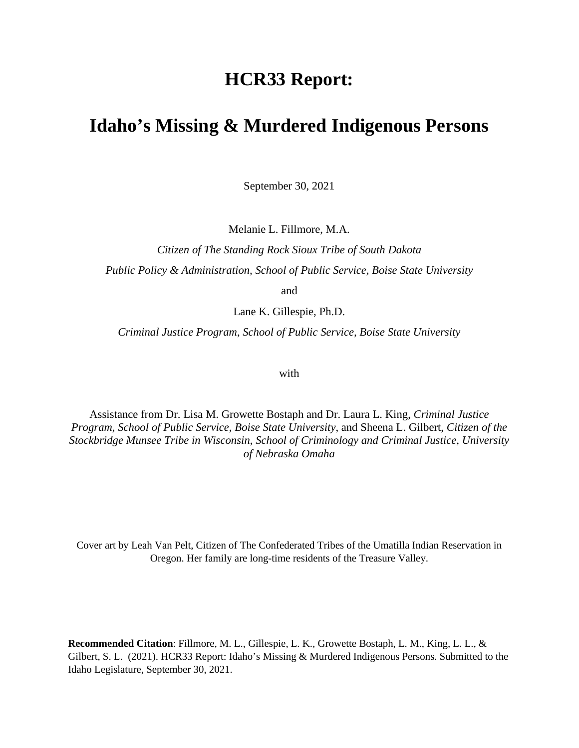# HCR33 Report:

# Idaho's Missing & Murdered Indigenous Persons

September 30, 2021

Melanie L. Fillmore, M.A.

*Citizen of The Standing Rock Sioux Tribe of South Dakota*

*Public Policy & Administration, School of Public Service, Boise State University*

and

Lane K. Gillespie, Ph.D.

*Criminal Justice Program, School of Public Service, Boise State University*

with

Assistance from Dr. Lisa M. Growette Bostaph and Dr. Laura L. King, *Criminal Justice Program*, *School of Public Service, Boise State University*, and Sheena L. Gilbert, *Citizen of the Stockbridge Munsee Tribe in Wisconsin*, *School of Criminology and Criminal Justice*, *University of Nebraska Omaha*

Cover art by Leah Van Pelt, Citizen of The Confederated Tribes of the Umatilla Indian Reservation in Oregon. Her family are long-time residents of the Treasure Valley.

**Recommended Citation**: Fillmore, M. L., Gillespie, L. K., Growette Bostaph, L. M., King, L. L., & Gilbert, S. L. (2021). HCR33 Report: Idaho's Missing & Murdered Indigenous Persons. Submitted to the Idaho Legislature, September 30, 2021.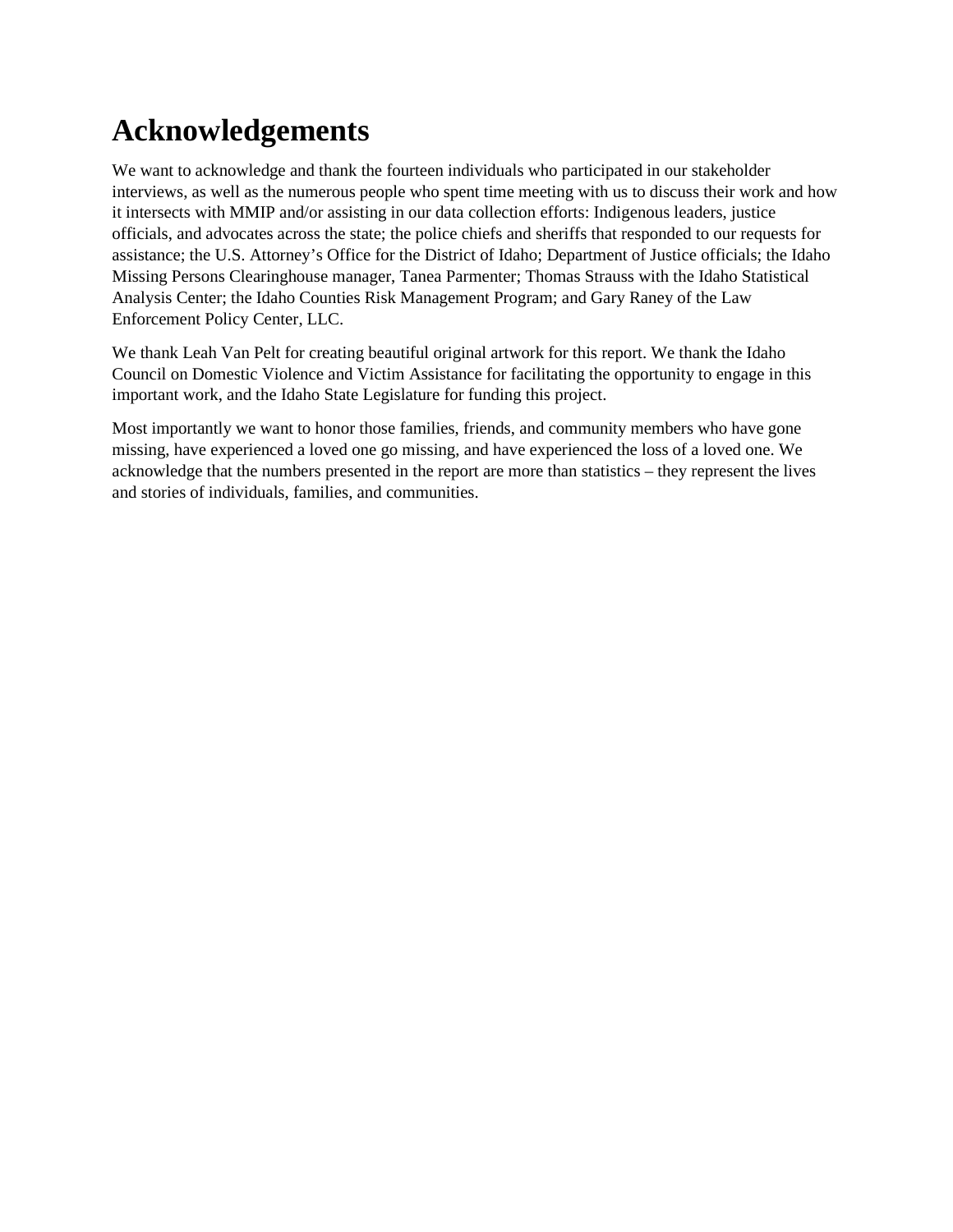# Acknowledgements

We want to acknowledge and thank the fourteen individuals who participated in our stakeholder interviews, as well as the numerous people who spent time meeting with us to discuss their work and how it intersects with MMIP and/or assisting in our data collection efforts: Indigenous leaders, justice officials, and advocates across the state; the police chiefs and sheriffs that responded to our requests for assistance; the U.S. Attorney's Office for the District of Idaho; Department of Justice officials; the Idaho Missing Persons Clearinghouse manager, Tanea Parmenter; Thomas Strauss with the Idaho Statistical Analysis Center; the Idaho Counties Risk Management Program; and Gary Raney of the Law Enforcement Policy Center, LLC.

We thank Leah Van Pelt for creating beautiful original artwork for this report. We thank the Idaho Council on Domestic Violence and Victim Assistance for facilitating the opportunity to engage in this important work, and the Idaho State Legislature for funding this project.

Most importantly we want to honor those families, friends, and community members who have gone missing, have experienced a loved one go missing, and have experienced the loss of a loved one. We acknowledge that the numbers presented in the report are more than statistics – they represent the lives and stories of individuals, families, and communities.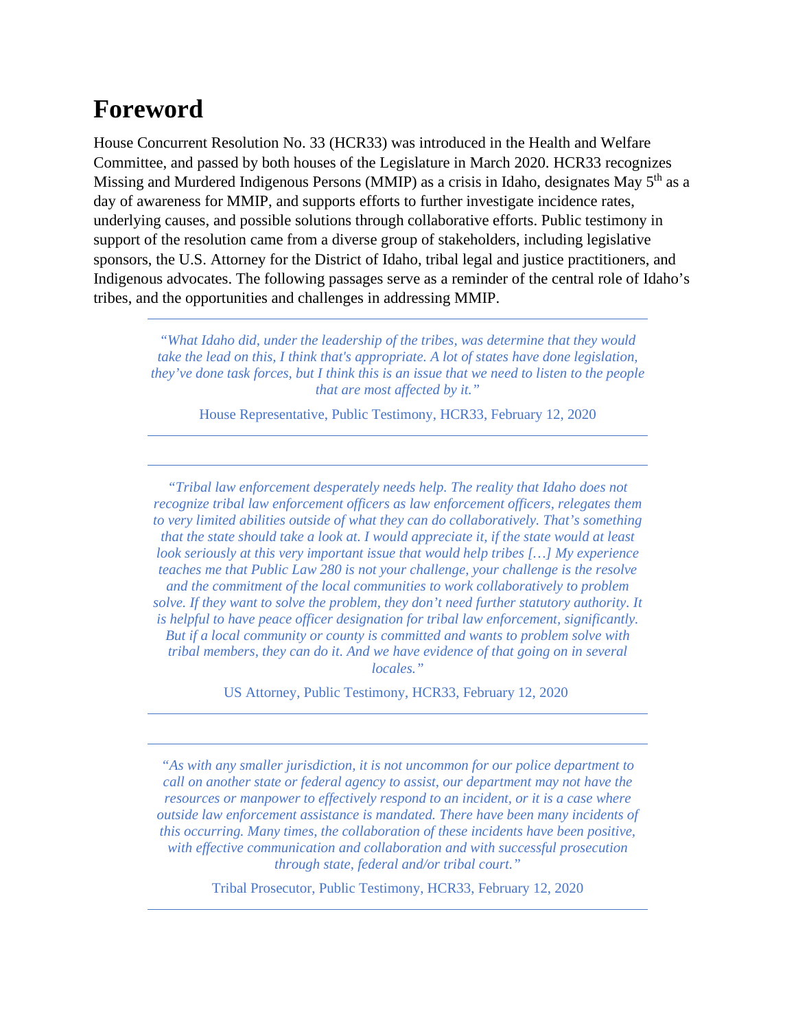# Foreword

House Concurrent Resolution No. 33 (HCR33) was introduced in the Health and Welfare Committee, and passed by both houses of the Legislature in March 2020. HCR33 recognizes Missing and Murdered Indigenous Persons (MMIP) as a crisis in Idaho, designates May 5th as a day of awareness for MMIP, and supports efforts to further investigate incidence rates, underlying causes, and possible solutions through collaborative efforts. Public testimony in support of the resolution came from a diverse group of stakeholders, including legislative sponsors, the U.S. Attorney for the District of Idaho, tribal legal and justice practitioners, and Indigenous advocates. The following passages serve as a reminder of the central role of Idaho's tribes, and the opportunities and challenges in addressing MMIP.

---

*"What Idaho did, under the leadership of the tribes, was determine that they would take the lead on this, I think that's appropriate. A lot of states have done legislation, they've done task forces, but I think this is an issue that we need to listen to the people that are most affected by it."*

House Representative, Public Testimony, HCR33, February 12, 2020

---

*"Tribal law enforcement desperately needs help. The reality that Idaho does not recognize tribal law enforcement officers as law enforcement officers, relegates them to very limited abilities outside of what they can do collaboratively. That's something that the state should take a look at. I would appreciate it, if the state would at least look seriously at this very important issue that would help tribes […] My experience teaches me that Public Law 280 is not your challenge, your challenge is the resolve and the commitment of the local communities to work collaboratively to problem solve. If they want to solve the problem, they don't need further statutory authority. It is helpful to have peace officer designation for tribal law enforcement, significantly. But if a local community or county is committed and wants to problem solve with tribal members, they can do it. And we have evidence of that going on in several locales."*

US Attorney, Public Testimony, HCR33, February 12, 2020

---

*"As with any smaller jurisdiction, it is not uncommon for our police department to call on another state or federal agency to assist, our department may not have the resources or manpower to effectively respond to an incident, or it is a case where outside law enforcement assistance is mandated. There have been many incidents of this occurring. Many times, the collaboration of these incidents have been positive, with effective communication and collaboration and with successful prosecution through state, federal and/or tribal court."*

Tribal Prosecutor, Public Testimony, HCR33, February 12, 2020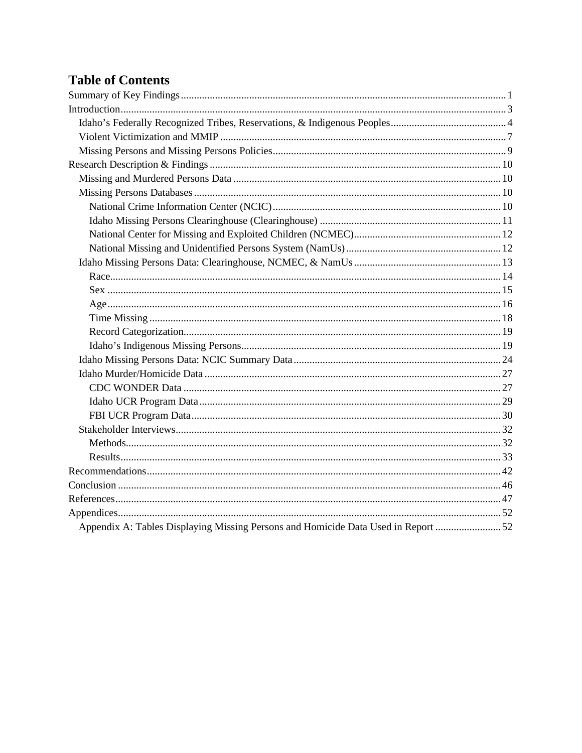# Table of Contents

Summary of Key Findings ........ 1

Introduction ........ 3

- Idaho's Federally Recognized Tribes, Reservations, & Indigenous Peoples ........ 4
- Violent Victimization and MMIP ........ 7
- Missing Persons and Missing Persons Policies ........ 9

Research Description & Findings ........ 10

- Missing and Murdered Persons Data ........ 10
- Missing Persons Databases ........ 10
  - National Crime Information Center (NCIC) ........ 10
  - Idaho Missing Persons Clearinghouse (Clearinghouse) ........ 11
  - National Center for Missing and Exploited Children (NCMEC) ........ 12
  - National Missing and Unidentified Persons System (NamUs) ........ 12
- Idaho Missing Persons Data: Clearinghouse, NCMEC, & NamUs ........ 13
  - Race ........ 14
  - Sex ........ 15
  - Age ........ 16
  - Time Missing ........ 18
  - Record Categorization ........ 19
  - Idaho's Indigenous Missing Persons ........ 19
- Idaho Missing Persons Data: NCIC Summary Data ........ 24
- Idaho Murder/Homicide Data ........ 27
  - CDC WONDER Data ........ 27
  - Idaho UCR Program Data ........ 29
  - FBI UCR Program Data ........ 30
- Stakeholder Interviews ........ 32
  - Methods ........ 32
  - Results ........ 33

Recommendations ........ 42

Conclusion ........ 46

References ........ 47

Appendices ........ 52

- Appendix A: Tables Displaying Missing Persons and Homicide Data Used in Report ........ 52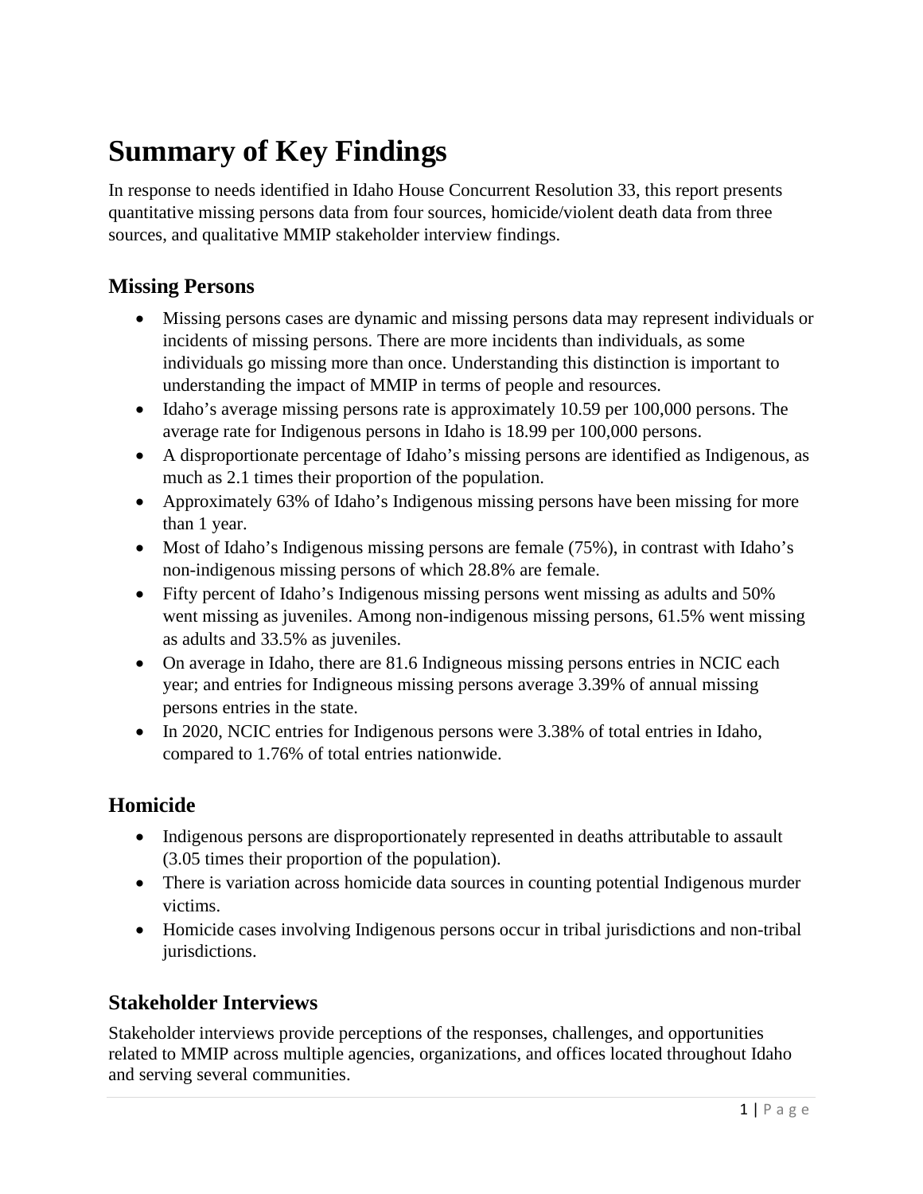# Summary of Key Findings

In response to needs identified in Idaho House Concurrent Resolution 33, this report presents quantitative missing persons data from four sources, homicide/violent death data from three sources, and qualitative MMIP stakeholder interview findings.

## Missing Persons

- Missing persons cases are dynamic and missing persons data may represent individuals or incidents of missing persons. There are more incidents than individuals, as some individuals go missing more than once. Understanding this distinction is important to understanding the impact of MMIP in terms of people and resources.
- Idaho's average missing persons rate is approximately 10.59 per 100,000 persons. The average rate for Indigenous persons in Idaho is 18.99 per 100,000 persons.
- A disproportionate percentage of Idaho's missing persons are identified as Indigenous, as much as 2.1 times their proportion of the population.
- Approximately 63% of Idaho's Indigenous missing persons have been missing for more than 1 year.
- Most of Idaho's Indigenous missing persons are female (75%), in contrast with Idaho's non-indigenous missing persons of which 28.8% are female.
- Fifty percent of Idaho's Indigenous missing persons went missing as adults and 50% went missing as juveniles. Among non-indigenous missing persons, 61.5% went missing as adults and 33.5% as juveniles.
- On average in Idaho, there are 81.6 Indigneous missing persons entries in NCIC each year; and entries for Indigneous missing persons average 3.39% of annual missing persons entries in the state.
- In 2020, NCIC entries for Indigenous persons were 3.38% of total entries in Idaho, compared to 1.76% of total entries nationwide.

## Homicide

- Indigenous persons are disproportionately represented in deaths attributable to assault (3.05 times their proportion of the population).
- There is variation across homicide data sources in counting potential Indigenous murder victims.
- Homicide cases involving Indigenous persons occur in tribal jurisdictions and non-tribal jurisdictions.

## Stakeholder Interviews

Stakeholder interviews provide perceptions of the responses, challenges, and opportunities related to MMIP across multiple agencies, organizations, and offices located throughout Idaho and serving several communities.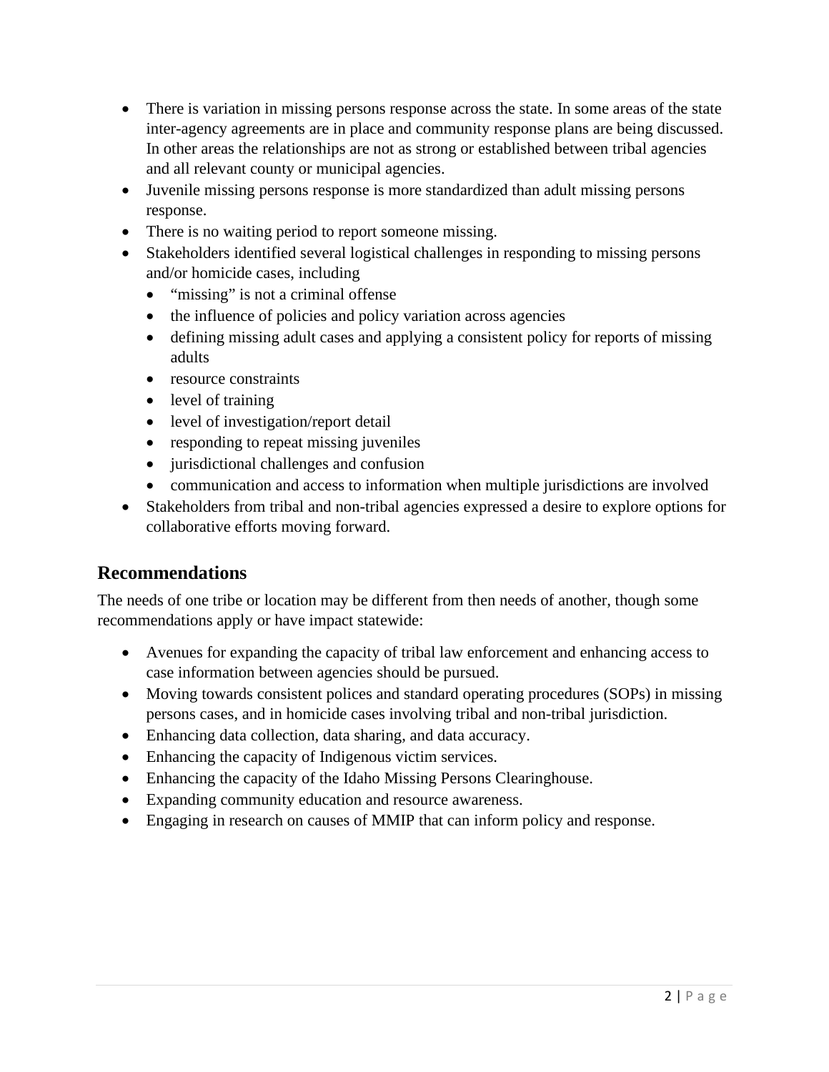- There is variation in missing persons response across the state. In some areas of the state inter-agency agreements are in place and community response plans are being discussed. In other areas the relationships are not as strong or established between tribal agencies and all relevant county or municipal agencies.
- Juvenile missing persons response is more standardized than adult missing persons response.
- There is no waiting period to report someone missing.
- Stakeholders identified several logistical challenges in responding to missing persons and/or homicide cases, including
  - "missing" is not a criminal offense
  - the influence of policies and policy variation across agencies
  - defining missing adult cases and applying a consistent policy for reports of missing adults
  - resource constraints
  - level of training
  - level of investigation/report detail
  - responding to repeat missing juveniles
  - jurisdictional challenges and confusion
  - communication and access to information when multiple jurisdictions are involved
- Stakeholders from tribal and non-tribal agencies expressed a desire to explore options for collaborative efforts moving forward.

## Recommendations

The needs of one tribe or location may be different from then needs of another, though some recommendations apply or have impact statewide:

- Avenues for expanding the capacity of tribal law enforcement and enhancing access to case information between agencies should be pursued.
- Moving towards consistent polices and standard operating procedures (SOPs) in missing persons cases, and in homicide cases involving tribal and non-tribal jurisdiction.
- Enhancing data collection, data sharing, and data accuracy.
- Enhancing the capacity of Indigenous victim services.
- Enhancing the capacity of the Idaho Missing Persons Clearinghouse.
- Expanding community education and resource awareness.
- Engaging in research on causes of MMIP that can inform policy and response.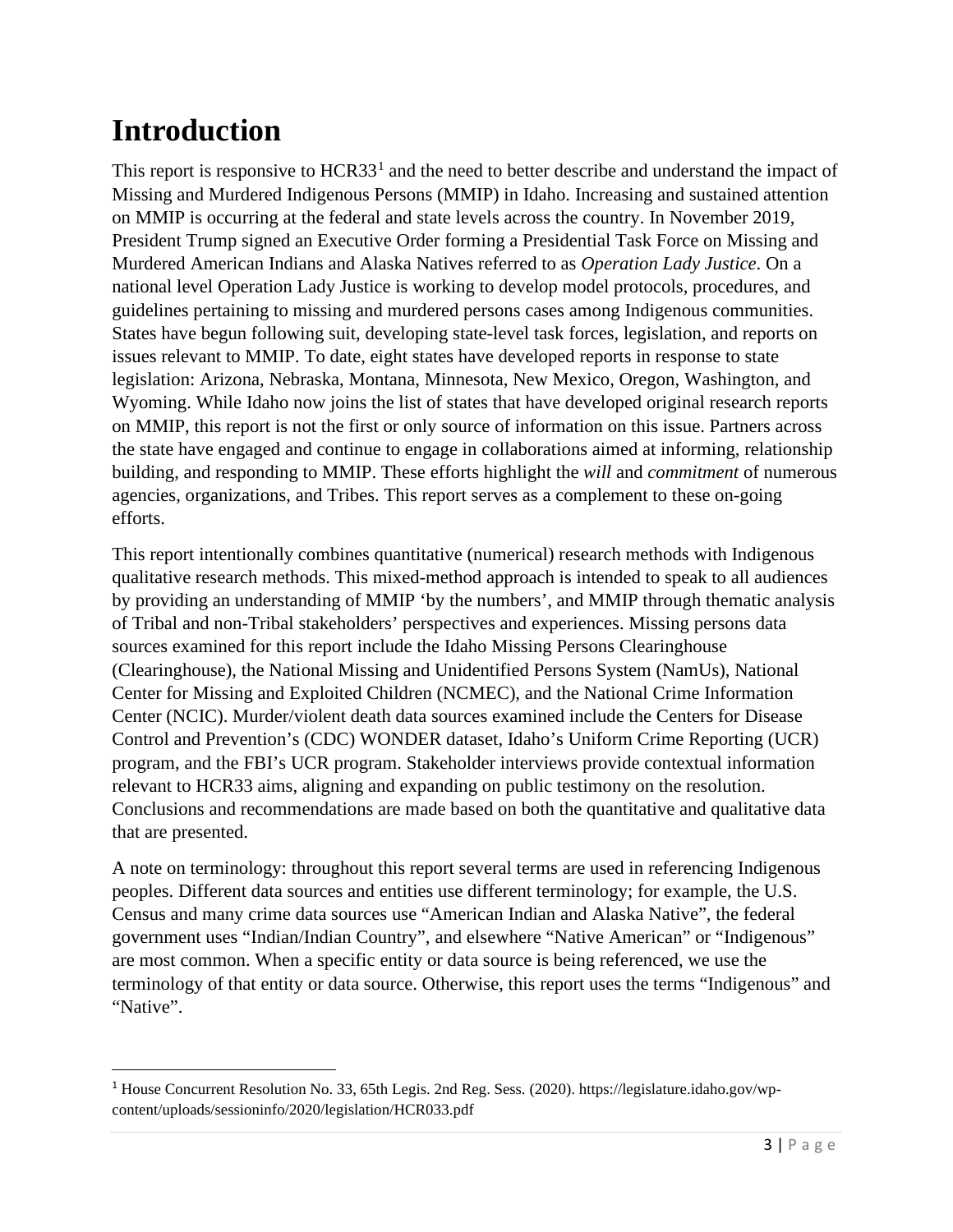# Introduction

This report is responsive to HCR33[1] and the need to better describe and understand the impact of Missing and Murdered Indigenous Persons (MMIP) in Idaho. Increasing and sustained attention on MMIP is occurring at the federal and state levels across the country. In November 2019, President Trump signed an Executive Order forming a Presidential Task Force on Missing and Murdered American Indians and Alaska Natives referred to as *Operation Lady Justice*. On a national level Operation Lady Justice is working to develop model protocols, procedures, and guidelines pertaining to missing and murdered persons cases among Indigenous communities. States have begun following suit, developing state-level task forces, legislation, and reports on issues relevant to MMIP. To date, eight states have developed reports in response to state legislation: Arizona, Nebraska, Montana, Minnesota, New Mexico, Oregon, Washington, and Wyoming. While Idaho now joins the list of states that have developed original research reports on MMIP, this report is not the first or only source of information on this issue. Partners across the state have engaged and continue to engage in collaborations aimed at informing, relationship building, and responding to MMIP. These efforts highlight the *will* and *commitment* of numerous agencies, organizations, and Tribes. This report serves as a complement to these on-going efforts.

This report intentionally combines quantitative (numerical) research methods with Indigenous qualitative research methods. This mixed-method approach is intended to speak to all audiences by providing an understanding of MMIP 'by the numbers', and MMIP through thematic analysis of Tribal and non-Tribal stakeholders' perspectives and experiences. Missing persons data sources examined for this report include the Idaho Missing Persons Clearinghouse (Clearinghouse), the National Missing and Unidentified Persons System (NamUs), National Center for Missing and Exploited Children (NCMEC), and the National Crime Information Center (NCIC). Murder/violent death data sources examined include the Centers for Disease Control and Prevention's (CDC) WONDER dataset, Idaho's Uniform Crime Reporting (UCR) program, and the FBI's UCR program. Stakeholder interviews provide contextual information relevant to HCR33 aims, aligning and expanding on public testimony on the resolution. Conclusions and recommendations are made based on both the quantitative and qualitative data that are presented.

A note on terminology: throughout this report several terms are used in referencing Indigenous peoples. Different data sources and entities use different terminology; for example, the U.S. Census and many crime data sources use "American Indian and Alaska Native", the federal government uses "Indian/Indian Country", and elsewhere "Native American" or "Indigenous" are most common. When a specific entity or data source is being referenced, we use the terminology of that entity or data source. Otherwise, this report uses the terms "Indigenous" and "Native".

---

[1] House Concurrent Resolution No. 33, 65th Legis. 2nd Reg. Sess. (2020). https://legislature.idaho.gov/wp-content/uploads/sessioninfo/2020/legislation/HCR033.pdf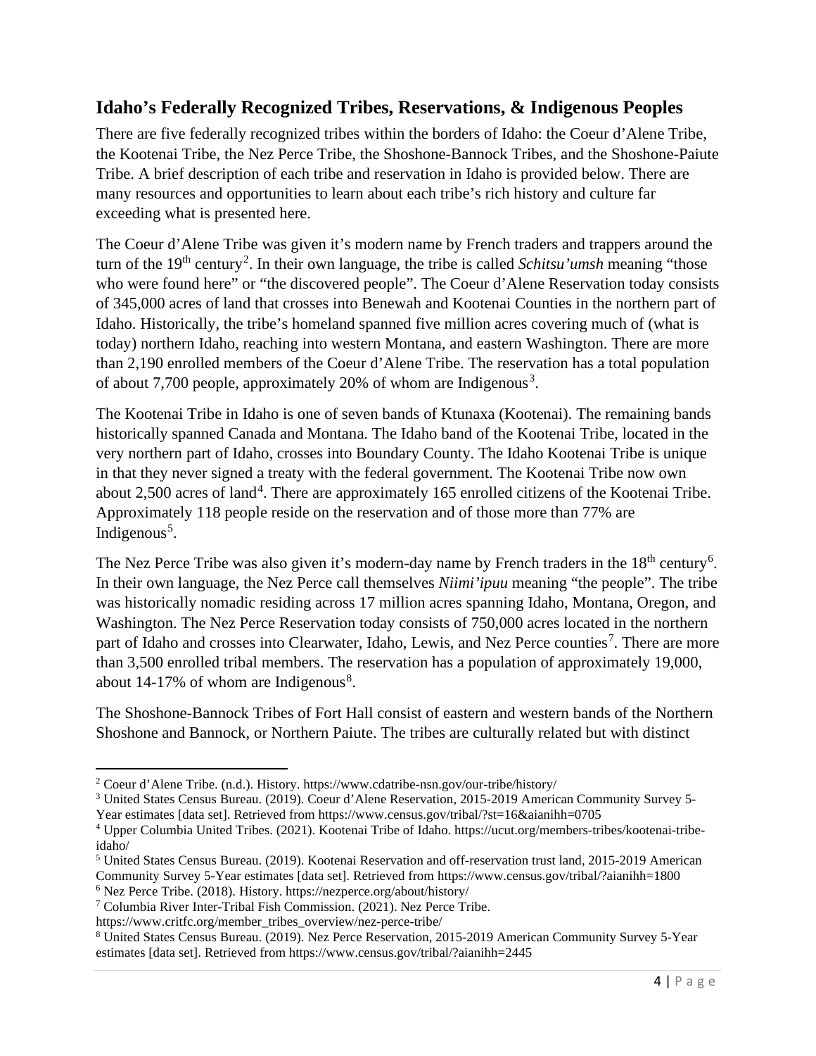## Idaho's Federally Recognized Tribes, Reservations, & Indigenous Peoples

There are five federally recognized tribes within the borders of Idaho: the Coeur d'Alene Tribe, the Kootenai Tribe, the Nez Perce Tribe, the Shoshone-Bannock Tribes, and the Shoshone-Paiute Tribe. A brief description of each tribe and reservation in Idaho is provided below. There are many resources and opportunities to learn about each tribe's rich history and culture far exceeding what is presented here.

The Coeur d'Alene Tribe was given it's modern name by French traders and trappers around the turn of the 19th century[2]. In their own language, the tribe is called *Schitsu'umsh* meaning "those who were found here" or "the discovered people". The Coeur d'Alene Reservation today consists of 345,000 acres of land that crosses into Benewah and Kootenai Counties in the northern part of Idaho. Historically, the tribe's homeland spanned five million acres covering much of (what is today) northern Idaho, reaching into western Montana, and eastern Washington. There are more than 2,190 enrolled members of the Coeur d'Alene Tribe. The reservation has a total population of about 7,700 people, approximately 20% of whom are Indigenous[3].

The Kootenai Tribe in Idaho is one of seven bands of Ktunaxa (Kootenai). The remaining bands historically spanned Canada and Montana. The Idaho band of the Kootenai Tribe, located in the very northern part of Idaho, crosses into Boundary County. The Idaho Kootenai Tribe is unique in that they never signed a treaty with the federal government. The Kootenai Tribe now own about 2,500 acres of land[4]. There are approximately 165 enrolled citizens of the Kootenai Tribe. Approximately 118 people reside on the reservation and of those more than 77% are Indigenous[5].

The Nez Perce Tribe was also given it's modern-day name by French traders in the 18th century[6]. In their own language, the Nez Perce call themselves *Niimi'ipuu* meaning "the people". The tribe was historically nomadic residing across 17 million acres spanning Idaho, Montana, Oregon, and Washington. The Nez Perce Reservation today consists of 750,000 acres located in the northern part of Idaho and crosses into Clearwater, Idaho, Lewis, and Nez Perce counties[7]. There are more than 3,500 enrolled tribal members. The reservation has a population of approximately 19,000, about 14-17% of whom are Indigenous[8].

The Shoshone-Bannock Tribes of Fort Hall consist of eastern and western bands of the Northern Shoshone and Bannock, or Northern Paiute. The tribes are culturally related but with distinct

---

[2] Coeur d'Alene Tribe. (n.d.). History. https://www.cdatribe-nsn.gov/our-tribe/history/

[3] United States Census Bureau. (2019). Coeur d'Alene Reservation, 2015-2019 American Community Survey 5-Year estimates [data set]. Retrieved from https://www.census.gov/tribal/?st=16&aianihh=0705

[4] Upper Columbia United Tribes. (2021). Kootenai Tribe of Idaho. https://ucut.org/members-tribes/kootenai-tribe-idaho/

[5] United States Census Bureau. (2019). Kootenai Reservation and off-reservation trust land, 2015-2019 American Community Survey 5-Year estimates [data set]. Retrieved from https://www.census.gov/tribal/?aianihh=1800

[6] Nez Perce Tribe. (2018). History. https://nezperce.org/about/history/

[7] Columbia River Inter-Tribal Fish Commission. (2021). Nez Perce Tribe. https://www.critfc.org/member_tribes_overview/nez-perce-tribe/

[8] United States Census Bureau. (2019). Nez Perce Reservation, 2015-2019 American Community Survey 5-Year estimates [data set]. Retrieved from https://www.census.gov/tribal/?aianihh=2445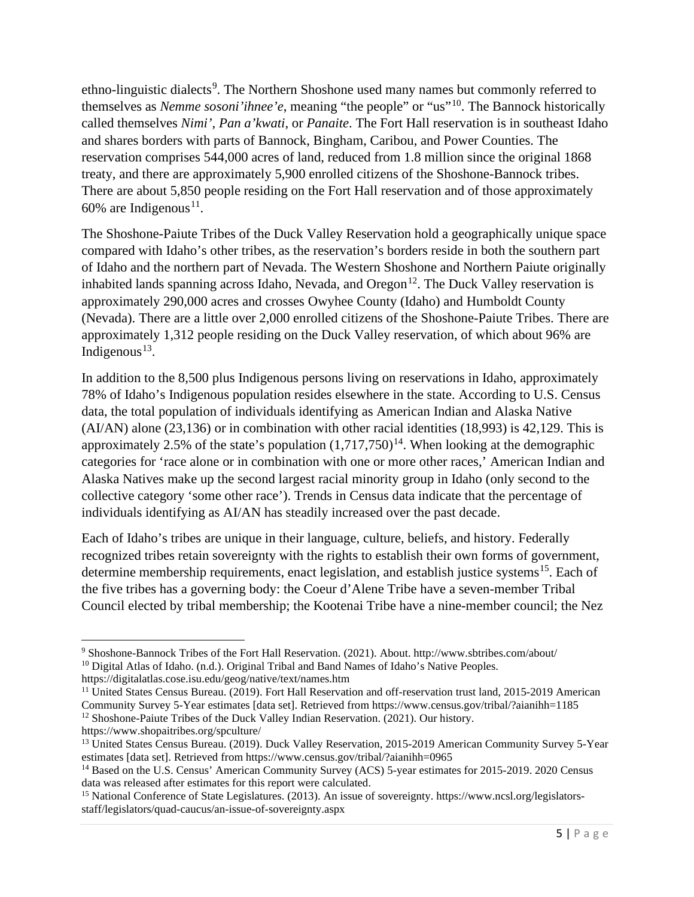ethno-linguistic dialects[9]. The Northern Shoshone used many names but commonly referred to themselves as *Nemme sosoni'ihnee'e*, meaning "the people" or "us"[10]. The Bannock historically called themselves *Nimi'*, *Pan a'kwati*, or *Panaite*. The Fort Hall reservation is in southeast Idaho and shares borders with parts of Bannock, Bingham, Caribou, and Power Counties. The reservation comprises 544,000 acres of land, reduced from 1.8 million since the original 1868 treaty, and there are approximately 5,900 enrolled citizens of the Shoshone-Bannock tribes. There are about 5,850 people residing on the Fort Hall reservation and of those approximately 60% are Indigenous[11].

The Shoshone-Paiute Tribes of the Duck Valley Reservation hold a geographically unique space compared with Idaho's other tribes, as the reservation's borders reside in both the southern part of Idaho and the northern part of Nevada. The Western Shoshone and Northern Paiute originally inhabited lands spanning across Idaho, Nevada, and Oregon[12]. The Duck Valley reservation is approximately 290,000 acres and crosses Owyhee County (Idaho) and Humboldt County (Nevada). There are a little over 2,000 enrolled citizens of the Shoshone-Paiute Tribes. There are approximately 1,312 people residing on the Duck Valley reservation, of which about 96% are Indigenous[13].

In addition to the 8,500 plus Indigenous persons living on reservations in Idaho, approximately 78% of Idaho's Indigenous population resides elsewhere in the state. According to U.S. Census data, the total population of individuals identifying as American Indian and Alaska Native (AI/AN) alone (23,136) or in combination with other racial identities (18,993) is 42,129. This is approximately 2.5% of the state's population (1,717,750)[14]. When looking at the demographic categories for 'race alone or in combination with one or more other races,' American Indian and Alaska Natives make up the second largest racial minority group in Idaho (only second to the collective category 'some other race'). Trends in Census data indicate that the percentage of individuals identifying as AI/AN has steadily increased over the past decade.

Each of Idaho's tribes are unique in their language, culture, beliefs, and history. Federally recognized tribes retain sovereignty with the rights to establish their own forms of government, determine membership requirements, enact legislation, and establish justice systems[15]. Each of the five tribes has a governing body: the Coeur d'Alene Tribe have a seven-member Tribal Council elected by tribal membership; the Kootenai Tribe have a nine-member council; the Nez

---

[9] Shoshone-Bannock Tribes of the Fort Hall Reservation. (2021). About. http://www.sbtribes.com/about/

[10] Digital Atlas of Idaho. (n.d.). Original Tribal and Band Names of Idaho's Native Peoples. https://digitalatlas.cose.isu.edu/geog/native/text/names.htm

[11] United States Census Bureau. (2019). Fort Hall Reservation and off-reservation trust land, 2015-2019 American Community Survey 5-Year estimates [data set]. Retrieved from https://www.census.gov/tribal/?aianihh=1185

[12] Shoshone-Paiute Tribes of the Duck Valley Indian Reservation. (2021). Our history. https://www.shopaitribes.org/spculture/

[13] United States Census Bureau. (2019). Duck Valley Reservation, 2015-2019 American Community Survey 5-Year estimates [data set]. Retrieved from https://www.census.gov/tribal/?aianihh=0965

[14] Based on the U.S. Census' American Community Survey (ACS) 5-year estimates for 2015-2019. 2020 Census data was released after estimates for this report were calculated.

[15] National Conference of State Legislatures. (2013). An issue of sovereignty. https://www.ncsl.org/legislators-staff/legislators/quad-caucus/an-issue-of-sovereignty.aspx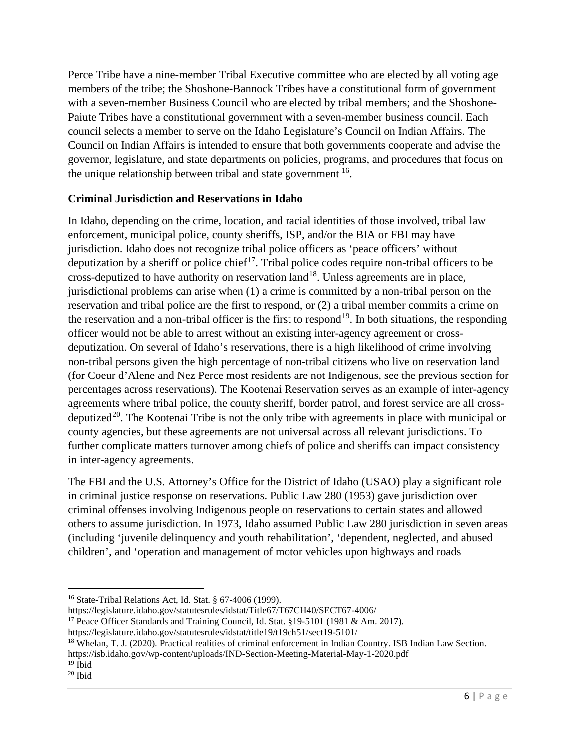Perce Tribe have a nine-member Tribal Executive committee who are elected by all voting age members of the tribe; the Shoshone-Bannock Tribes have a constitutional form of government with a seven-member Business Council who are elected by tribal members; and the Shoshone-Paiute Tribes have a constitutional government with a seven-member business council. Each council selects a member to serve on the Idaho Legislature's Council on Indian Affairs. The Council on Indian Affairs is intended to ensure that both governments cooperate and advise the governor, legislature, and state departments on policies, programs, and procedures that focus on the unique relationship between tribal and state government [16].

**Criminal Jurisdiction and Reservations in Idaho**

In Idaho, depending on the crime, location, and racial identities of those involved, tribal law enforcement, municipal police, county sheriffs, ISP, and/or the BIA or FBI may have jurisdiction. Idaho does not recognize tribal police officers as 'peace officers' without deputization by a sheriff or police chief[17]. Tribal police codes require non-tribal officers to be cross-deputized to have authority on reservation land[18]. Unless agreements are in place, jurisdictional problems can arise when (1) a crime is committed by a non-tribal person on the reservation and tribal police are the first to respond, or (2) a tribal member commits a crime on the reservation and a non-tribal officer is the first to respond[19]. In both situations, the responding officer would not be able to arrest without an existing inter-agency agreement or cross-deputization. On several of Idaho's reservations, there is a high likelihood of crime involving non-tribal persons given the high percentage of non-tribal citizens who live on reservation land (for Coeur d'Alene and Nez Perce most residents are not Indigenous, see the previous section for percentages across reservations). The Kootenai Reservation serves as an example of inter-agency agreements where tribal police, the county sheriff, border patrol, and forest service are all cross-deputized[20]. The Kootenai Tribe is not the only tribe with agreements in place with municipal or county agencies, but these agreements are not universal across all relevant jurisdictions. To further complicate matters turnover among chiefs of police and sheriffs can impact consistency in inter-agency agreements.

The FBI and the U.S. Attorney's Office for the District of Idaho (USAO) play a significant role in criminal justice response on reservations. Public Law 280 (1953) gave jurisdiction over criminal offenses involving Indigenous people on reservations to certain states and allowed others to assume jurisdiction. In 1973, Idaho assumed Public Law 280 jurisdiction in seven areas (including 'juvenile delinquency and youth rehabilitation', 'dependent, neglected, and abused children', and 'operation and management of motor vehicles upon highways and roads

---

[16] State-Tribal Relations Act, Id. Stat. § 67-4006 (1999). https://legislature.idaho.gov/statutesrules/idstat/Title67/T67CH40/SECT67-4006/

[17] Peace Officer Standards and Training Council, Id. Stat. §19-5101 (1981 & Am. 2017). https://legislature.idaho.gov/statutesrules/idstat/title19/t19ch51/sect19-5101/

[18] Whelan, T. J. (2020). Practical realities of criminal enforcement in Indian Country. ISB Indian Law Section. https://isb.idaho.gov/wp-content/uploads/IND-Section-Meeting-Material-May-1-2020.pdf

[19] Ibid

[20] Ibid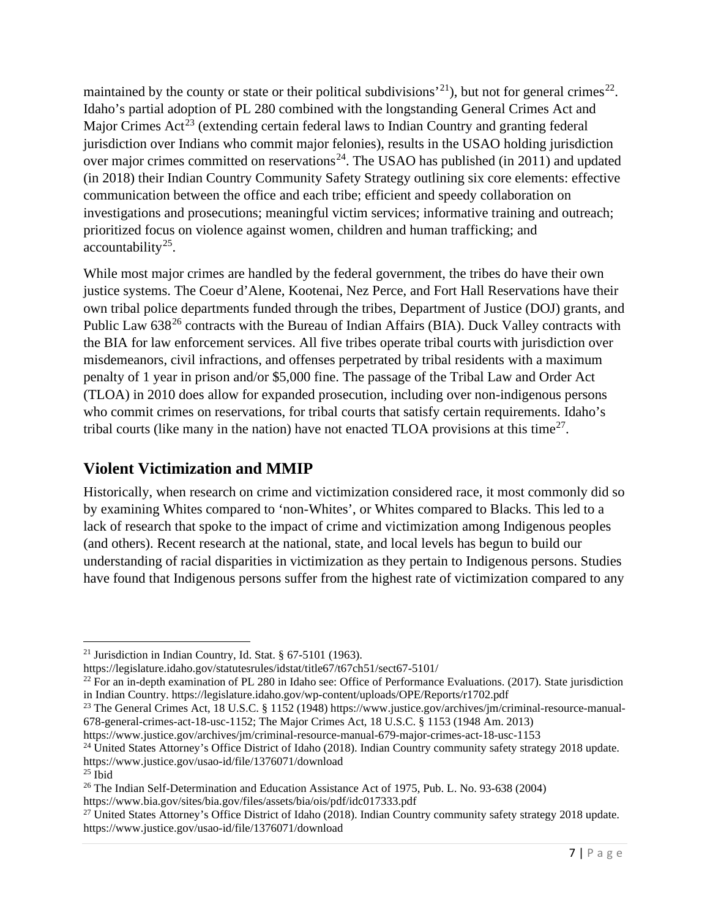maintained by the county or state or their political subdivisions'[21]), but not for general crimes[22]. Idaho's partial adoption of PL 280 combined with the longstanding General Crimes Act and Major Crimes Act[23] (extending certain federal laws to Indian Country and granting federal jurisdiction over Indians who commit major felonies), results in the USAO holding jurisdiction over major crimes committed on reservations[24]. The USAO has published (in 2011) and updated (in 2018) their Indian Country Community Safety Strategy outlining six core elements: effective communication between the office and each tribe; efficient and speedy collaboration on investigations and prosecutions; meaningful victim services; informative training and outreach; prioritized focus on violence against women, children and human trafficking; and accountability[25].

While most major crimes are handled by the federal government, the tribes do have their own justice systems. The Coeur d'Alene, Kootenai, Nez Perce, and Fort Hall Reservations have their own tribal police departments funded through the tribes, Department of Justice (DOJ) grants, and Public Law 638[26] contracts with the Bureau of Indian Affairs (BIA). Duck Valley contracts with the BIA for law enforcement services. All five tribes operate tribal courts with jurisdiction over misdemeanors, civil infractions, and offenses perpetrated by tribal residents with a maximum penalty of 1 year in prison and/or $5,000 fine. The passage of the Tribal Law and Order Act (TLOA) in 2010 does allow for expanded prosecution, including over non-indigenous persons who commit crimes on reservations, for tribal courts that satisfy certain requirements. Idaho's tribal courts (like many in the nation) have not enacted TLOA provisions at this time[27].

## Violent Victimization and MMIP

Historically, when research on crime and victimization considered race, it most commonly did so by examining Whites compared to 'non-Whites', or Whites compared to Blacks. This led to a lack of research that spoke to the impact of crime and victimization among Indigenous peoples (and others). Recent research at the national, state, and local levels has begun to build our understanding of racial disparities in victimization as they pertain to Indigenous persons. Studies have found that Indigenous persons suffer from the highest rate of victimization compared to any

---

[21] Jurisdiction in Indian Country, Id. Stat. § 67-5101 (1963). https://legislature.idaho.gov/statutesrules/idstat/title67/t67ch51/sect67-5101/

[22] For an in-depth examination of PL 280 in Idaho see: Office of Performance Evaluations. (2017). State jurisdiction in Indian Country. https://legislature.idaho.gov/wp-content/uploads/OPE/Reports/r1702.pdf

[23] The General Crimes Act, 18 U.S.C. § 1152 (1948) https://www.justice.gov/archives/jm/criminal-resource-manual-678-general-crimes-act-18-usc-1152; The Major Crimes Act, 18 U.S.C. § 1153 (1948 Am. 2013) https://www.justice.gov/archives/jm/criminal-resource-manual-679-major-crimes-act-18-usc-1153

[24] United States Attorney's Office District of Idaho (2018). Indian Country community safety strategy 2018 update. https://www.justice.gov/usao-id/file/1376071/download

[25] Ibid

[26] The Indian Self-Determination and Education Assistance Act of 1975, Pub. L. No. 93-638 (2004) https://www.bia.gov/sites/bia.gov/files/assets/bia/ois/pdf/idc017333.pdf

[27] United States Attorney's Office District of Idaho (2018). Indian Country community safety strategy 2018 update. https://www.justice.gov/usao-id/file/1376071/download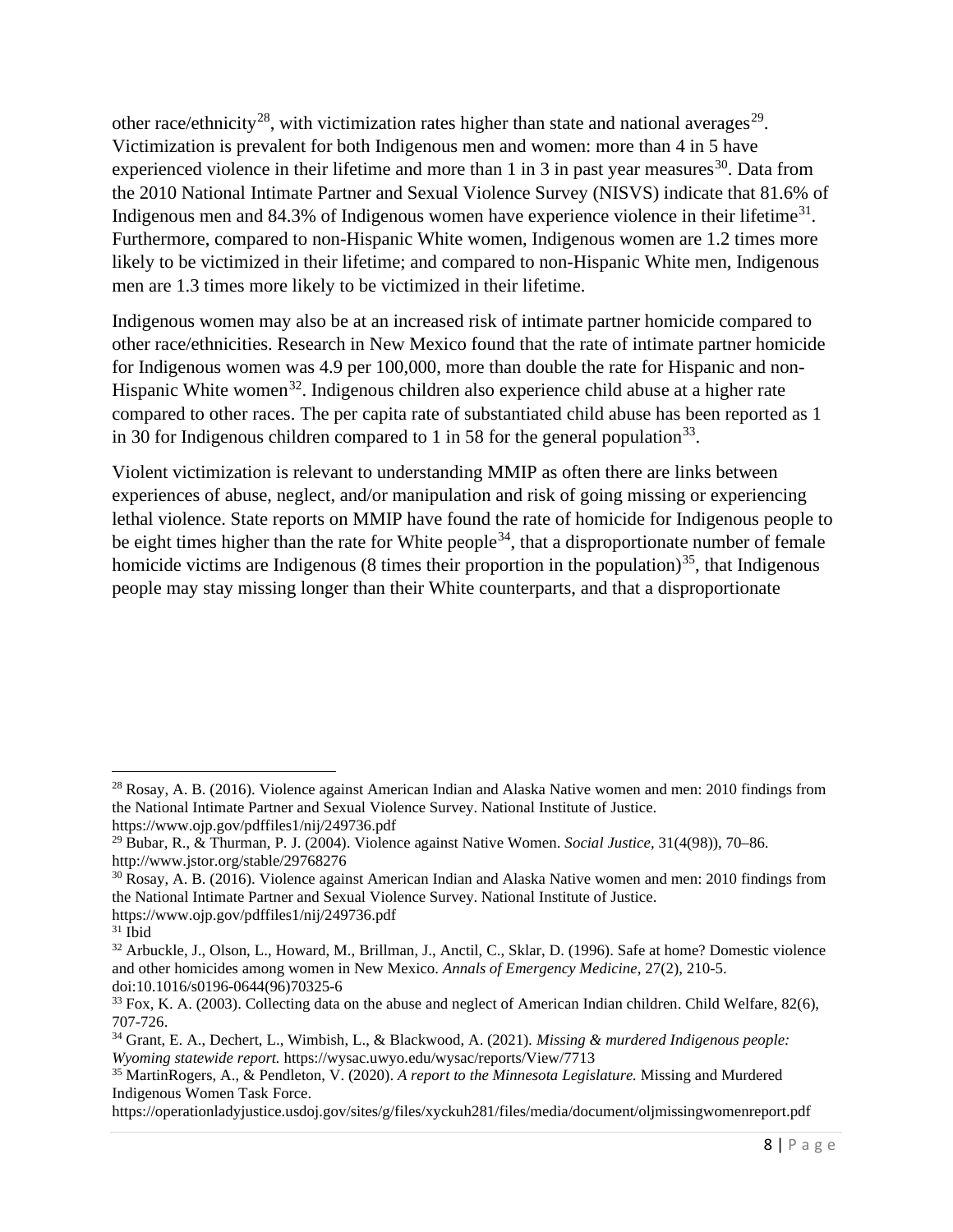other race/ethnicity[28], with victimization rates higher than state and national averages[29]. Victimization is prevalent for both Indigenous men and women: more than 4 in 5 have experienced violence in their lifetime and more than 1 in 3 in past year measures[30]. Data from the 2010 National Intimate Partner and Sexual Violence Survey (NISVS) indicate that 81.6% of Indigenous men and 84.3% of Indigenous women have experience violence in their lifetime[31]. Furthermore, compared to non-Hispanic White women, Indigenous women are 1.2 times more likely to be victimized in their lifetime; and compared to non-Hispanic White men, Indigenous men are 1.3 times more likely to be victimized in their lifetime.

Indigenous women may also be at an increased risk of intimate partner homicide compared to other race/ethnicities. Research in New Mexico found that the rate of intimate partner homicide for Indigenous women was 4.9 per 100,000, more than double the rate for Hispanic and non-Hispanic White women[32]. Indigenous children also experience child abuse at a higher rate compared to other races. The per capita rate of substantiated child abuse has been reported as 1 in 30 for Indigenous children compared to 1 in 58 for the general population[33].

Violent victimization is relevant to understanding MMIP as often there are links between experiences of abuse, neglect, and/or manipulation and risk of going missing or experiencing lethal violence. State reports on MMIP have found the rate of homicide for Indigenous people to be eight times higher than the rate for White people[34], that a disproportionate number of female homicide victims are Indigenous (8 times their proportion in the population)[35], that Indigenous people may stay missing longer than their White counterparts, and that a disproportionate

---

[28] Rosay, A. B. (2016). Violence against American Indian and Alaska Native women and men: 2010 findings from the National Intimate Partner and Sexual Violence Survey. National Institute of Justice. https://www.ojp.gov/pdffiles1/nij/249736.pdf

[29] Bubar, R., & Thurman, P. J. (2004). Violence against Native Women. *Social Justice*, 31(4(98)), 70–86. http://www.jstor.org/stable/29768276

[30] Rosay, A. B. (2016). Violence against American Indian and Alaska Native women and men: 2010 findings from the National Intimate Partner and Sexual Violence Survey. National Institute of Justice. https://www.ojp.gov/pdffiles1/nij/249736.pdf

[31] Ibid

[32] Arbuckle, J., Olson, L., Howard, M., Brillman, J., Anctil, C., Sklar, D. (1996). Safe at home? Domestic violence and other homicides among women in New Mexico. *Annals of Emergency Medicine*, 27(2), 210-5. doi:10.1016/s0196-0644(96)70325-6

[33] Fox, K. A. (2003). Collecting data on the abuse and neglect of American Indian children. Child Welfare, 82(6), 707-726.

[34] Grant, E. A., Dechert, L., Wimbish, L., & Blackwood, A. (2021). *Missing & murdered Indigenous people: Wyoming statewide report.* https://wysac.uwyo.edu/wysac/reports/View/7713

[35] MartinRogers, A., & Pendleton, V. (2020). *A report to the Minnesota Legislature.* Missing and Murdered Indigenous Women Task Force. https://operationladyjustice.usdoj.gov/sites/g/files/xyckuh281/files/media/document/oljmissingwomenreport.pdf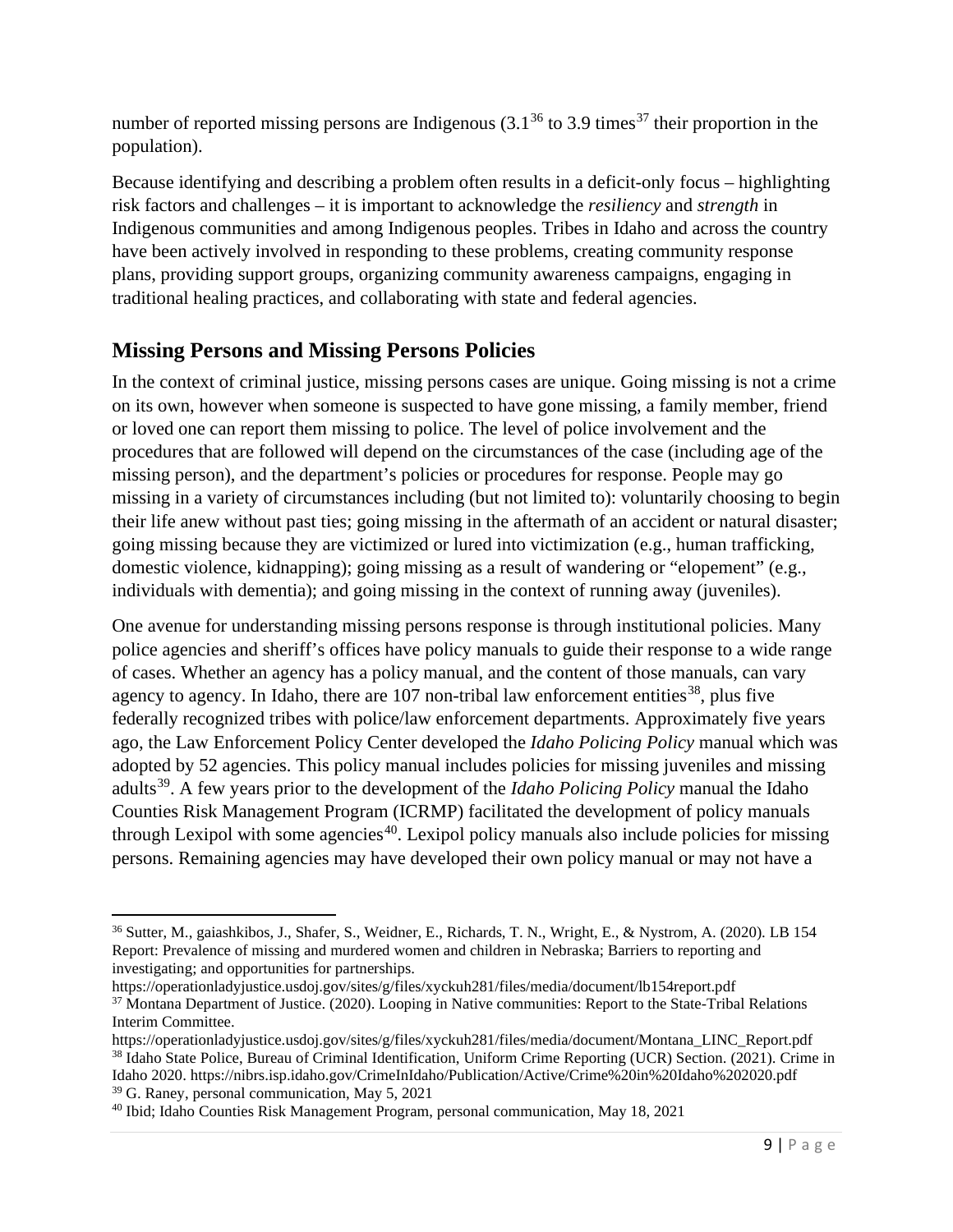number of reported missing persons are Indigenous (3.1[36] to 3.9 times[37] their proportion in the population).

Because identifying and describing a problem often results in a deficit-only focus – highlighting risk factors and challenges – it is important to acknowledge the *resiliency* and *strength* in Indigenous communities and among Indigenous peoples. Tribes in Idaho and across the country have been actively involved in responding to these problems, creating community response plans, providing support groups, organizing community awareness campaigns, engaging in traditional healing practices, and collaborating with state and federal agencies.

## Missing Persons and Missing Persons Policies

In the context of criminal justice, missing persons cases are unique. Going missing is not a crime on its own, however when someone is suspected to have gone missing, a family member, friend or loved one can report them missing to police. The level of police involvement and the procedures that are followed will depend on the circumstances of the case (including age of the missing person), and the department's policies or procedures for response. People may go missing in a variety of circumstances including (but not limited to): voluntarily choosing to begin their life anew without past ties; going missing in the aftermath of an accident or natural disaster; going missing because they are victimized or lured into victimization (e.g., human trafficking, domestic violence, kidnapping); going missing as a result of wandering or "elopement" (e.g., individuals with dementia); and going missing in the context of running away (juveniles).

One avenue for understanding missing persons response is through institutional policies. Many police agencies and sheriff's offices have policy manuals to guide their response to a wide range of cases. Whether an agency has a policy manual, and the content of those manuals, can vary agency to agency. In Idaho, there are 107 non-tribal law enforcement entities[38], plus five federally recognized tribes with police/law enforcement departments. Approximately five years ago, the Law Enforcement Policy Center developed the *Idaho Policing Policy* manual which was adopted by 52 agencies. This policy manual includes policies for missing juveniles and missing adults[39]. A few years prior to the development of the *Idaho Policing Policy* manual the Idaho Counties Risk Management Program (ICRMP) facilitated the development of policy manuals through Lexipol with some agencies[40]. Lexipol policy manuals also include policies for missing persons. Remaining agencies may have developed their own policy manual or may not have a

---

[36] Sutter, M., gaiashkibos, J., Shafer, S., Weidner, E., Richards, T. N., Wright, E., & Nystrom, A. (2020). LB 154 Report: Prevalence of missing and murdered women and children in Nebraska; Barriers to reporting and investigating; and opportunities for partnerships. https://operationladyjustice.usdoj.gov/sites/g/files/xyckuh281/files/media/document/lb154report.pdf

[37] Montana Department of Justice. (2020). Looping in Native communities: Report to the State-Tribal Relations Interim Committee. https://operationladyjustice.usdoj.gov/sites/g/files/xyckuh281/files/media/document/Montana_LINC_Report.pdf

[38] Idaho State Police, Bureau of Criminal Identification, Uniform Crime Reporting (UCR) Section. (2021). Crime in Idaho 2020. https://nibrs.isp.idaho.gov/CrimeInIdaho/Publication/Active/Crime%20in%20Idaho%202020.pdf

[39] G. Raney, personal communication, May 5, 2021

[40] Ibid; Idaho Counties Risk Management Program, personal communication, May 18, 2021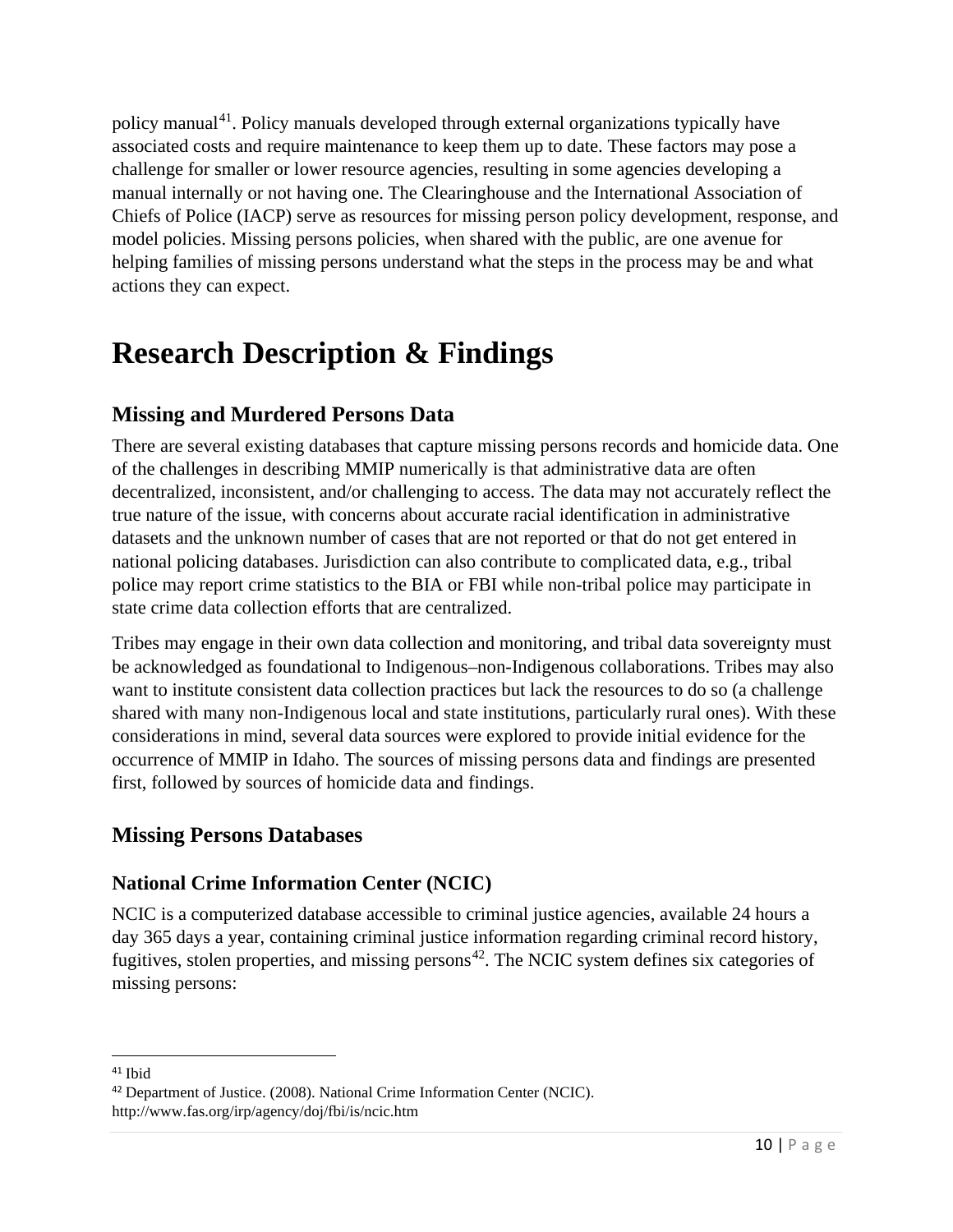policy manual[41]. Policy manuals developed through external organizations typically have associated costs and require maintenance to keep them up to date. These factors may pose a challenge for smaller or lower resource agencies, resulting in some agencies developing a manual internally or not having one. The Clearinghouse and the International Association of Chiefs of Police (IACP) serve as resources for missing person policy development, response, and model policies. Missing persons policies, when shared with the public, are one avenue for helping families of missing persons understand what the steps in the process may be and what actions they can expect.

# Research Description & Findings

## Missing and Murdered Persons Data

There are several existing databases that capture missing persons records and homicide data. One of the challenges in describing MMIP numerically is that administrative data are often decentralized, inconsistent, and/or challenging to access. The data may not accurately reflect the true nature of the issue, with concerns about accurate racial identification in administrative datasets and the unknown number of cases that are not reported or that do not get entered in national policing databases. Jurisdiction can also contribute to complicated data, e.g., tribal police may report crime statistics to the BIA or FBI while non-tribal police may participate in state crime data collection efforts that are centralized.

Tribes may engage in their own data collection and monitoring, and tribal data sovereignty must be acknowledged as foundational to Indigenous–non-Indigenous collaborations. Tribes may also want to institute consistent data collection practices but lack the resources to do so (a challenge shared with many non-Indigenous local and state institutions, particularly rural ones). With these considerations in mind, several data sources were explored to provide initial evidence for the occurrence of MMIP in Idaho. The sources of missing persons data and findings are presented first, followed by sources of homicide data and findings.

## Missing Persons Databases

### National Crime Information Center (NCIC)

NCIC is a computerized database accessible to criminal justice agencies, available 24 hours a day 365 days a year, containing criminal justice information regarding criminal record history, fugitives, stolen properties, and missing persons[42]. The NCIC system defines six categories of missing persons:

---

[41] Ibid

[42] Department of Justice. (2008). National Crime Information Center (NCIC). http://www.fas.org/irp/agency/doj/fbi/is/ncic.htm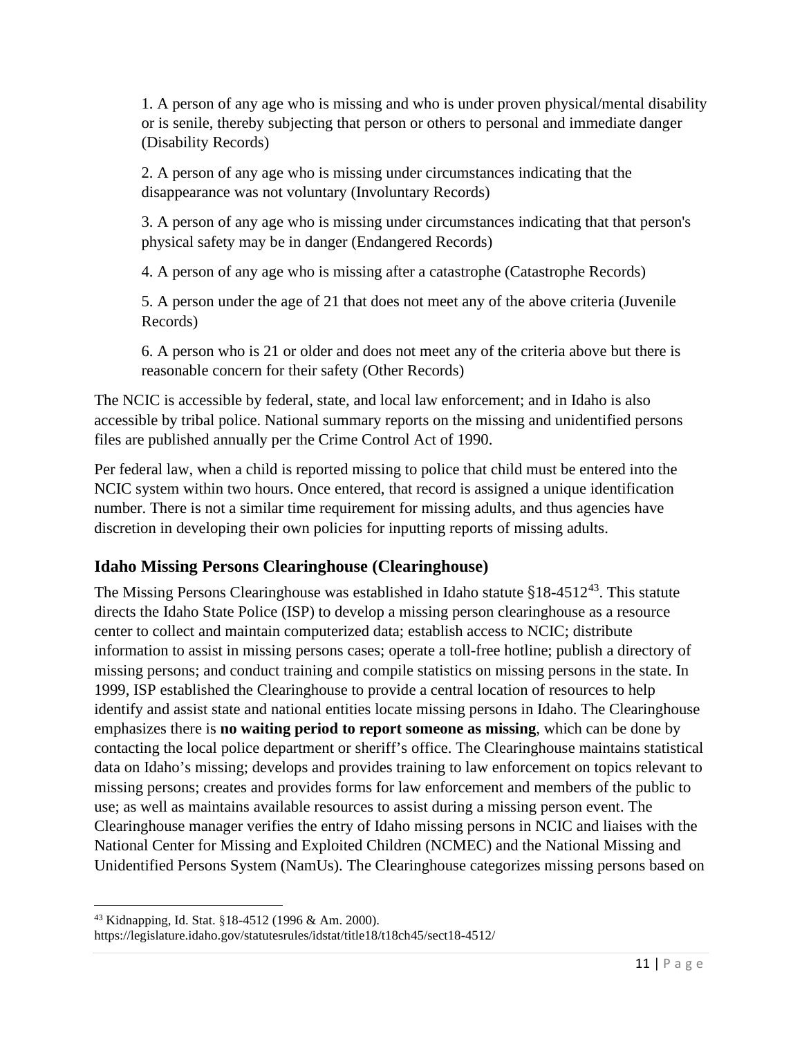1. A person of any age who is missing and who is under proven physical/mental disability or is senile, thereby subjecting that person or others to personal and immediate danger (Disability Records)

2. A person of any age who is missing under circumstances indicating that the disappearance was not voluntary (Involuntary Records)

3. A person of any age who is missing under circumstances indicating that that person's physical safety may be in danger (Endangered Records)

4. A person of any age who is missing after a catastrophe (Catastrophe Records)

5. A person under the age of 21 that does not meet any of the above criteria (Juvenile Records)

6. A person who is 21 or older and does not meet any of the criteria above but there is reasonable concern for their safety (Other Records)

The NCIC is accessible by federal, state, and local law enforcement; and in Idaho is also accessible by tribal police. National summary reports on the missing and unidentified persons files are published annually per the Crime Control Act of 1990.

Per federal law, when a child is reported missing to police that child must be entered into the NCIC system within two hours. Once entered, that record is assigned a unique identification number. There is not a similar time requirement for missing adults, and thus agencies have discretion in developing their own policies for inputting reports of missing adults.

## Idaho Missing Persons Clearinghouse (Clearinghouse)

The Missing Persons Clearinghouse was established in Idaho statute §18-4512[43]. This statute directs the Idaho State Police (ISP) to develop a missing person clearinghouse as a resource center to collect and maintain computerized data; establish access to NCIC; distribute information to assist in missing persons cases; operate a toll-free hotline; publish a directory of missing persons; and conduct training and compile statistics on missing persons in the state. In 1999, ISP established the Clearinghouse to provide a central location of resources to help identify and assist state and national entities locate missing persons in Idaho. The Clearinghouse emphasizes there is **no waiting period to report someone as missing**, which can be done by contacting the local police department or sheriff's office. The Clearinghouse maintains statistical data on Idaho's missing; develops and provides training to law enforcement on topics relevant to missing persons; creates and provides forms for law enforcement and members of the public to use; as well as maintains available resources to assist during a missing person event. The Clearinghouse manager verifies the entry of Idaho missing persons in NCIC and liaises with the National Center for Missing and Exploited Children (NCMEC) and the National Missing and Unidentified Persons System (NamUs). The Clearinghouse categorizes missing persons based on

[43] Kidnapping, Id. Stat. §18-4512 (1996 & Am. 2000). https://legislature.idaho.gov/statutesrules/idstat/title18/t18ch45/sect18-4512/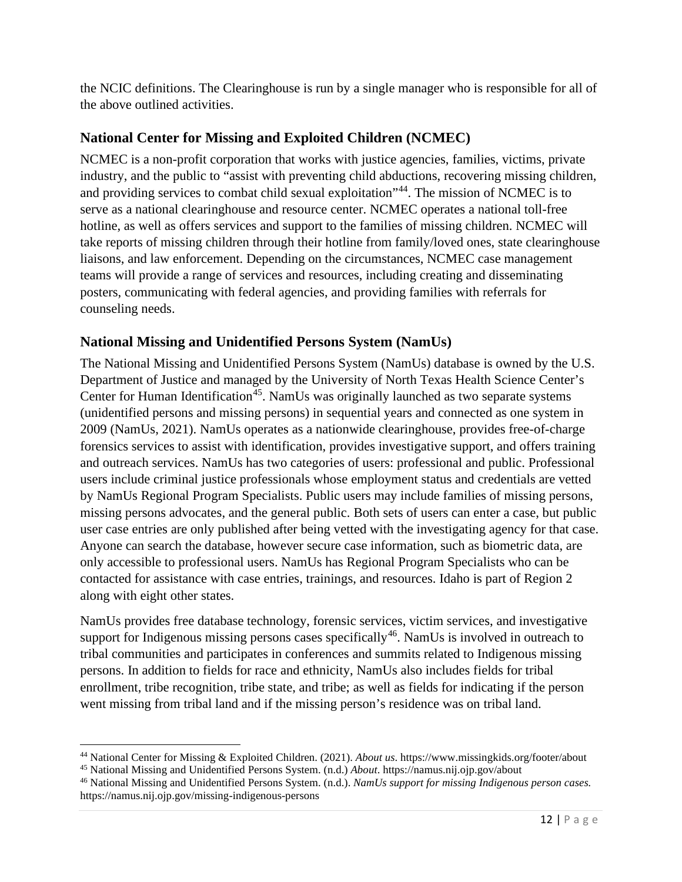the NCIC definitions. The Clearinghouse is run by a single manager who is responsible for all of the above outlined activities.

## National Center for Missing and Exploited Children (NCMEC)

NCMEC is a non-profit corporation that works with justice agencies, families, victims, private industry, and the public to "assist with preventing child abductions, recovering missing children, and providing services to combat child sexual exploitation"[44]. The mission of NCMEC is to serve as a national clearinghouse and resource center. NCMEC operates a national toll-free hotline, as well as offers services and support to the families of missing children. NCMEC will take reports of missing children through their hotline from family/loved ones, state clearinghouse liaisons, and law enforcement. Depending on the circumstances, NCMEC case management teams will provide a range of services and resources, including creating and disseminating posters, communicating with federal agencies, and providing families with referrals for counseling needs.

## National Missing and Unidentified Persons System (NamUs)

The National Missing and Unidentified Persons System (NamUs) database is owned by the U.S. Department of Justice and managed by the University of North Texas Health Science Center's Center for Human Identification[45]. NamUs was originally launched as two separate systems (unidentified persons and missing persons) in sequential years and connected as one system in 2009 (NamUs, 2021). NamUs operates as a nationwide clearinghouse, provides free-of-charge forensics services to assist with identification, provides investigative support, and offers training and outreach services. NamUs has two categories of users: professional and public. Professional users include criminal justice professionals whose employment status and credentials are vetted by NamUs Regional Program Specialists. Public users may include families of missing persons, missing persons advocates, and the general public. Both sets of users can enter a case, but public user case entries are only published after being vetted with the investigating agency for that case. Anyone can search the database, however secure case information, such as biometric data, are only accessible to professional users. NamUs has Regional Program Specialists who can be contacted for assistance with case entries, trainings, and resources. Idaho is part of Region 2 along with eight other states.

NamUs provides free database technology, forensic services, victim services, and investigative support for Indigenous missing persons cases specifically[46]. NamUs is involved in outreach to tribal communities and participates in conferences and summits related to Indigenous missing persons. In addition to fields for race and ethnicity, NamUs also includes fields for tribal enrollment, tribe recognition, tribe state, and tribe; as well as fields for indicating if the person went missing from tribal land and if the missing person's residence was on tribal land.

---

[44] National Center for Missing & Exploited Children. (2021). *About us*. https://www.missingkids.org/footer/about

[45] National Missing and Unidentified Persons System. (n.d.) *About*. https://namus.nij.ojp.gov/about

[46] National Missing and Unidentified Persons System. (n.d.). *NamUs support for missing Indigenous person cases.* https://namus.nij.ojp.gov/missing-indigenous-persons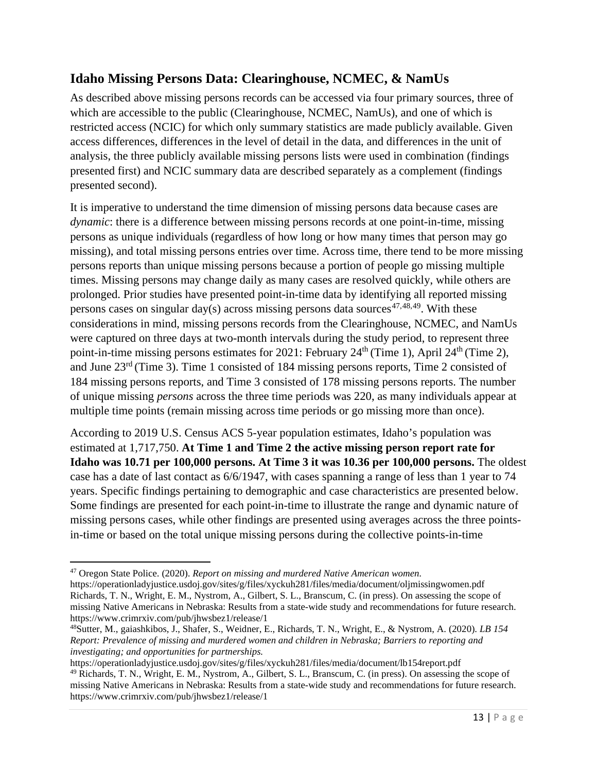## Idaho Missing Persons Data: Clearinghouse, NCMEC, & NamUs

As described above missing persons records can be accessed via four primary sources, three of which are accessible to the public (Clearinghouse, NCMEC, NamUs), and one of which is restricted access (NCIC) for which only summary statistics are made publicly available. Given access differences, differences in the level of detail in the data, and differences in the unit of analysis, the three publicly available missing persons lists were used in combination (findings presented first) and NCIC summary data are described separately as a complement (findings presented second).

It is imperative to understand the time dimension of missing persons data because cases are *dynamic*: there is a difference between missing persons records at one point-in-time, missing persons as unique individuals (regardless of how long or how many times that person may go missing), and total missing persons entries over time. Across time, there tend to be more missing persons reports than unique missing persons because a portion of people go missing multiple times. Missing persons may change daily as many cases are resolved quickly, while others are prolonged. Prior studies have presented point-in-time data by identifying all reported missing persons cases on singular day(s) across missing persons data sources[47,48,49]. With these considerations in mind, missing persons records from the Clearinghouse, NCMEC, and NamUs were captured on three days at two-month intervals during the study period, to represent three point-in-time missing persons estimates for 2021: February 24th (Time 1), April 24th (Time 2), and June 23rd (Time 3). Time 1 consisted of 184 missing persons reports, Time 2 consisted of 184 missing persons reports, and Time 3 consisted of 178 missing persons reports. The number of unique missing *persons* across the three time periods was 220, as many individuals appear at multiple time points (remain missing across time periods or go missing more than once).

According to 2019 U.S. Census ACS 5-year population estimates, Idaho's population was estimated at 1,717,750. **At Time 1 and Time 2 the active missing person report rate for Idaho was 10.71 per 100,000 persons. At Time 3 it was 10.36 per 100,000 persons.** The oldest case has a date of last contact as 6/6/1947, with cases spanning a range of less than 1 year to 74 years. Specific findings pertaining to demographic and case characteristics are presented below. Some findings are presented for each point-in-time to illustrate the range and dynamic nature of missing persons cases, while other findings are presented using averages across the three points-in-time or based on the total unique missing persons during the collective points-in-time

---

[47] Oregon State Police. (2020). *Report on missing and murdered Native American women.* https://operationladyjustice.usdoj.gov/sites/g/files/xyckuh281/files/media/document/oljmissingwomen.pdf
Richards, T. N., Wright, E. M., Nystrom, A., Gilbert, S. L., Branscum, C. (in press). On assessing the scope of missing Native Americans in Nebraska: Results from a state-wide study and recommendations for future research. https://www.crimrxiv.com/pub/jhwsbez1/release/1

[48] Sutter, M., gaiashkibos, J., Shafer, S., Weidner, E., Richards, T. N., Wright, E., & Nystrom, A. (2020). *LB 154 Report: Prevalence of missing and murdered women and children in Nebraska; Barriers to reporting and investigating; and opportunities for partnerships.*
https://operationladyjustice.usdoj.gov/sites/g/files/xyckuh281/files/media/document/lb154report.pdf

[49] Richards, T. N., Wright, E. M., Nystrom, A., Gilbert, S. L., Branscum, C. (in press). On assessing the scope of missing Native Americans in Nebraska: Results from a state-wide study and recommendations for future research. https://www.crimrxiv.com/pub/jhwsbez1/release/1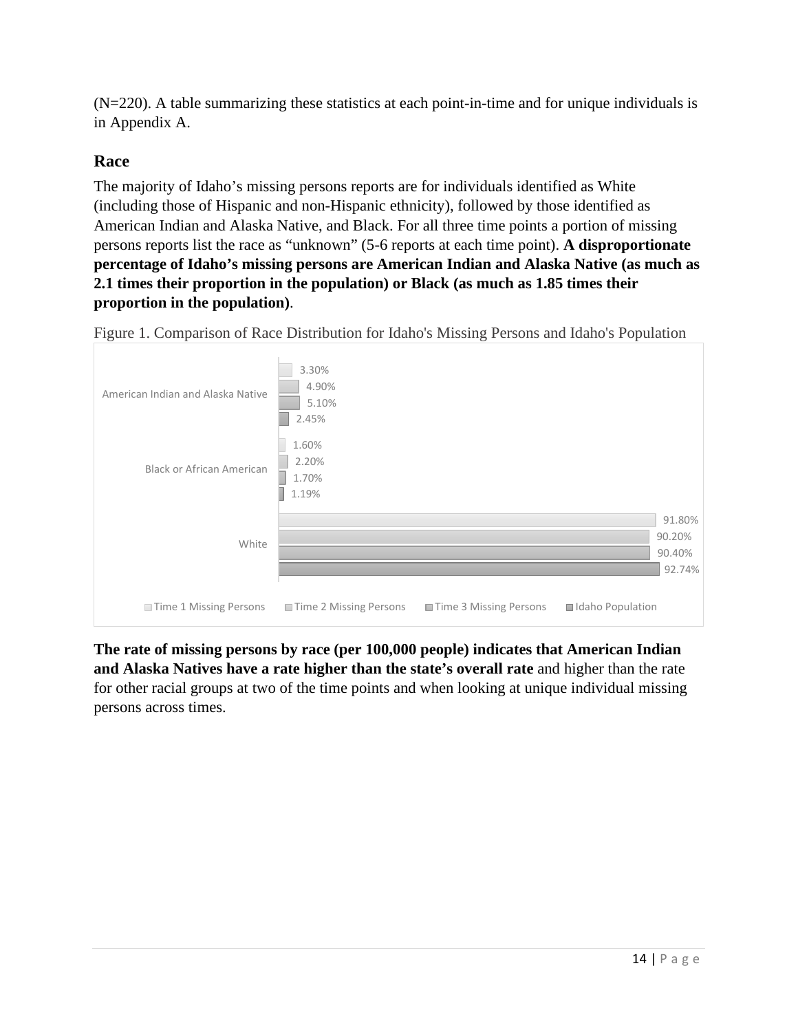(N=220). A table summarizing these statistics at each point-in-time and for unique individuals is in Appendix A.

## Race

The majority of Idaho's missing persons reports are for individuals identified as White (including those of Hispanic and non-Hispanic ethnicity), followed by those identified as American Indian and Alaska Native, and Black. For all three time points a portion of missing persons reports list the race as "unknown" (5-6 reports at each time point). **A disproportionate percentage of Idaho's missing persons are American Indian and Alaska Native (as much as 2.1 times their proportion in the population) or Black (as much as 1.85 times their proportion in the population)**.

Figure 1. Comparison of Race Distribution for Idaho's Missing Persons and Idaho's Population

| | Time 1 Missing Persons | Time 2 Missing Persons | Time 3 Missing Persons | Idaho Population |
|---|---|---|---|---|
| American Indian and Alaska Native | 3.30% | 4.90% | 5.10% | 2.45% |
| Black or African American | 1.60% | 2.20% | 1.70% | 1.19% |
| White | 91.80% | 90.20% | 90.40% | 92.74% |

**The rate of missing persons by race (per 100,000 people) indicates that American Indian and Alaska Natives have a rate higher than the state's overall rate** and higher than the rate for other racial groups at two of the time points and when looking at unique individual missing persons across times.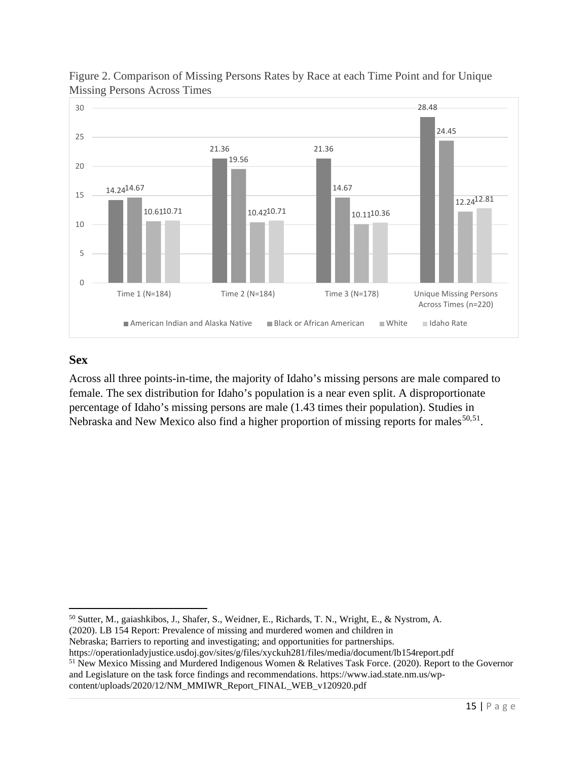Figure 2. Comparison of Missing Persons Rates by Race at each Time Point and for Unique Missing Persons Across Times

| | American Indian and Alaska Native | Black or African American | White | Idaho Rate |
|---|---|---|---|---|
| Time 1 (N=184) | 14.24 | 14.67 | 10.61 | 10.71 |
| Time 2 (N=184) | 21.36 | 19.56 | 10.42 | 10.71 |
| Time 3 (N=178) | 21.36 | 14.67 | 10.11 | 10.36 |
| Unique Missing Persons Across Times (n=220) | 28.48 | 24.45 | 12.24 | 12.81 |

## Sex

Across all three points-in-time, the majority of Idaho's missing persons are male compared to female. The sex distribution for Idaho's population is a near even split. A disproportionate percentage of Idaho's missing persons are male (1.43 times their population). Studies in Nebraska and New Mexico also find a higher proportion of missing reports for males[50,51].

[50] Sutter, M., gaiashkibos, J., Shafer, S., Weidner, E., Richards, T. N., Wright, E., & Nystrom, A. (2020). LB 154 Report: Prevalence of missing and murdered women and children in Nebraska; Barriers to reporting and investigating; and opportunities for partnerships. https://operationladyjustice.usdoj.gov/sites/g/files/xyckuh281/files/media/document/lb154report.pdf

[51] New Mexico Missing and Murdered Indigenous Women & Relatives Task Force. (2020). Report to the Governor and Legislature on the task force findings and recommendations. https://www.iad.state.nm.us/wp-content/uploads/2020/12/NM_MMIWR_Report_FINAL_WEB_v120920.pdf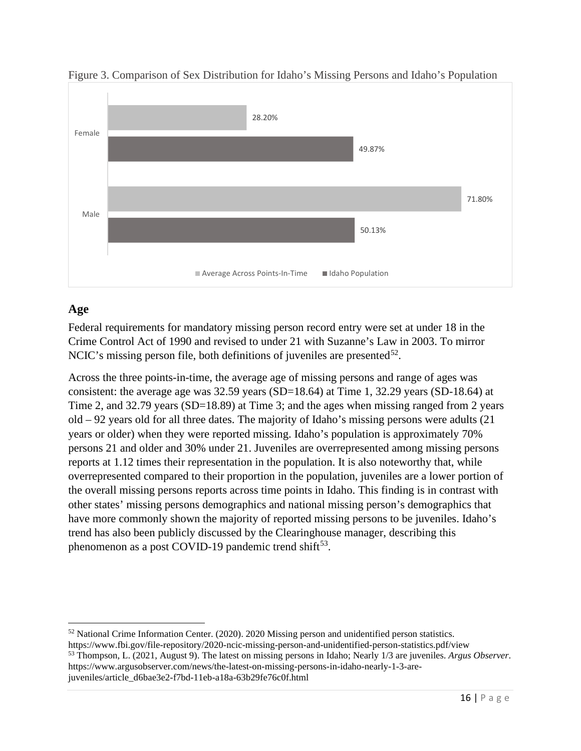Figure 3. Comparison of Sex Distribution for Idaho's Missing Persons and Idaho's Population

| | Average Across Points-In-Time | Idaho Population |
|---|---|---|
| Female | 28.20% | 49.87% |
| Male | 71.80% | 50.13% |

## Age

Federal requirements for mandatory missing person record entry were set at under 18 in the Crime Control Act of 1990 and revised to under 21 with Suzanne's Law in 2003. To mirror NCIC's missing person file, both definitions of juveniles are presented[52].

Across the three points-in-time, the average age of missing persons and range of ages was consistent: the average age was 32.59 years (SD=18.64) at Time 1, 32.29 years (SD-18.64) at Time 2, and 32.79 years (SD=18.89) at Time 3; and the ages when missing ranged from 2 years old – 92 years old for all three dates. The majority of Idaho's missing persons were adults (21 years or older) when they were reported missing. Idaho's population is approximately 70% persons 21 and older and 30% under 21. Juveniles are overrepresented among missing persons reports at 1.12 times their representation in the population. It is also noteworthy that, while overrepresented compared to their proportion in the population, juveniles are a lower portion of the overall missing persons reports across time points in Idaho. This finding is in contrast with other states' missing persons demographics and national missing person's demographics that have more commonly shown the majority of reported missing persons to be juveniles. Idaho's trend has also been publicly discussed by the Clearinghouse manager, describing this phenomenon as a post COVID-19 pandemic trend shift[53].

---

[52] National Crime Information Center. (2020). 2020 Missing person and unidentified person statistics. https://www.fbi.gov/file-repository/2020-ncic-missing-person-and-unidentified-person-statistics.pdf/view

[53] Thompson, L. (2021, August 9). The latest on missing persons in Idaho; Nearly 1/3 are juveniles. *Argus Observer*. https://www.argusobserver.com/news/the-latest-on-missing-persons-in-idaho-nearly-1-3-are-juveniles/article_d6bae3e2-f7bd-11eb-a18a-63b29fe76c0f.html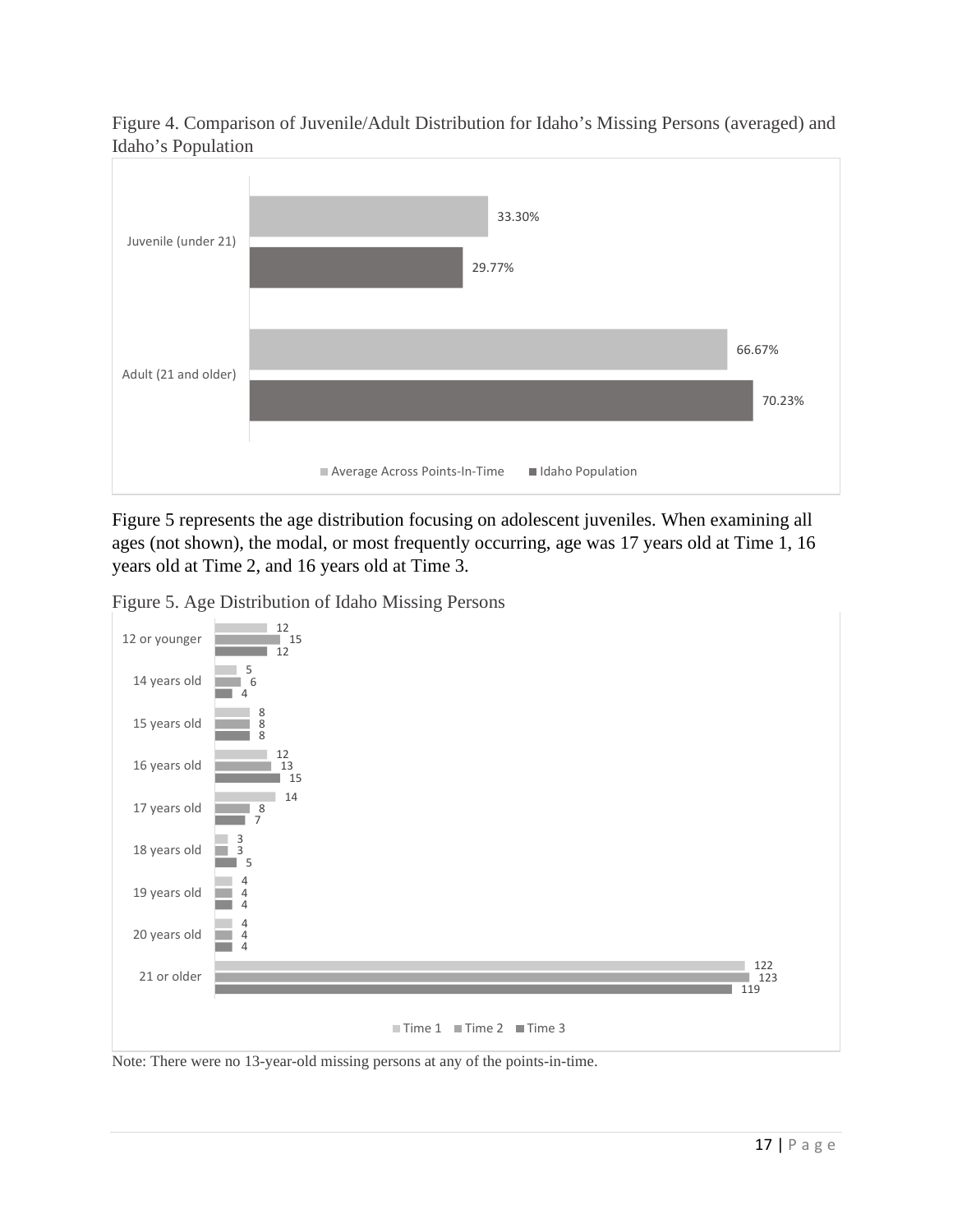Figure 4. Comparison of Juvenile/Adult Distribution for Idaho's Missing Persons (averaged) and Idaho's Population

| | Average Across Points-In-Time | Idaho Population |
|---|---|---|
| Juvenile (under 21) | 33.30% | 29.77% |
| Adult (21 and older) | 66.67% | 70.23% |

Figure 5 represents the age distribution focusing on adolescent juveniles. When examining all ages (not shown), the modal, or most frequently occurring, age was 17 years old at Time 1, 16 years old at Time 2, and 16 years old at Time 3.

Figure 5. Age Distribution of Idaho Missing Persons

| | Time 1 | Time 2 | Time 3 |
|---|---|---|---|
| 12 or younger | 12 | 15 | 12 |
| 14 years old | 5 | 6 | 4 |
| 15 years old | 8 | 8 | 8 |
| 16 years old | 12 | 13 | 15 |
| 17 years old | 14 | 8 | 7 |
| 18 years old | 3 | 3 | 5 |
| 19 years old | 4 | 4 | 4 |
| 20 years old | 4 | 4 | 4 |
| 21 or older | 122 | 123 | 119 |

Note: There were no 13-year-old missing persons at any of the points-in-time.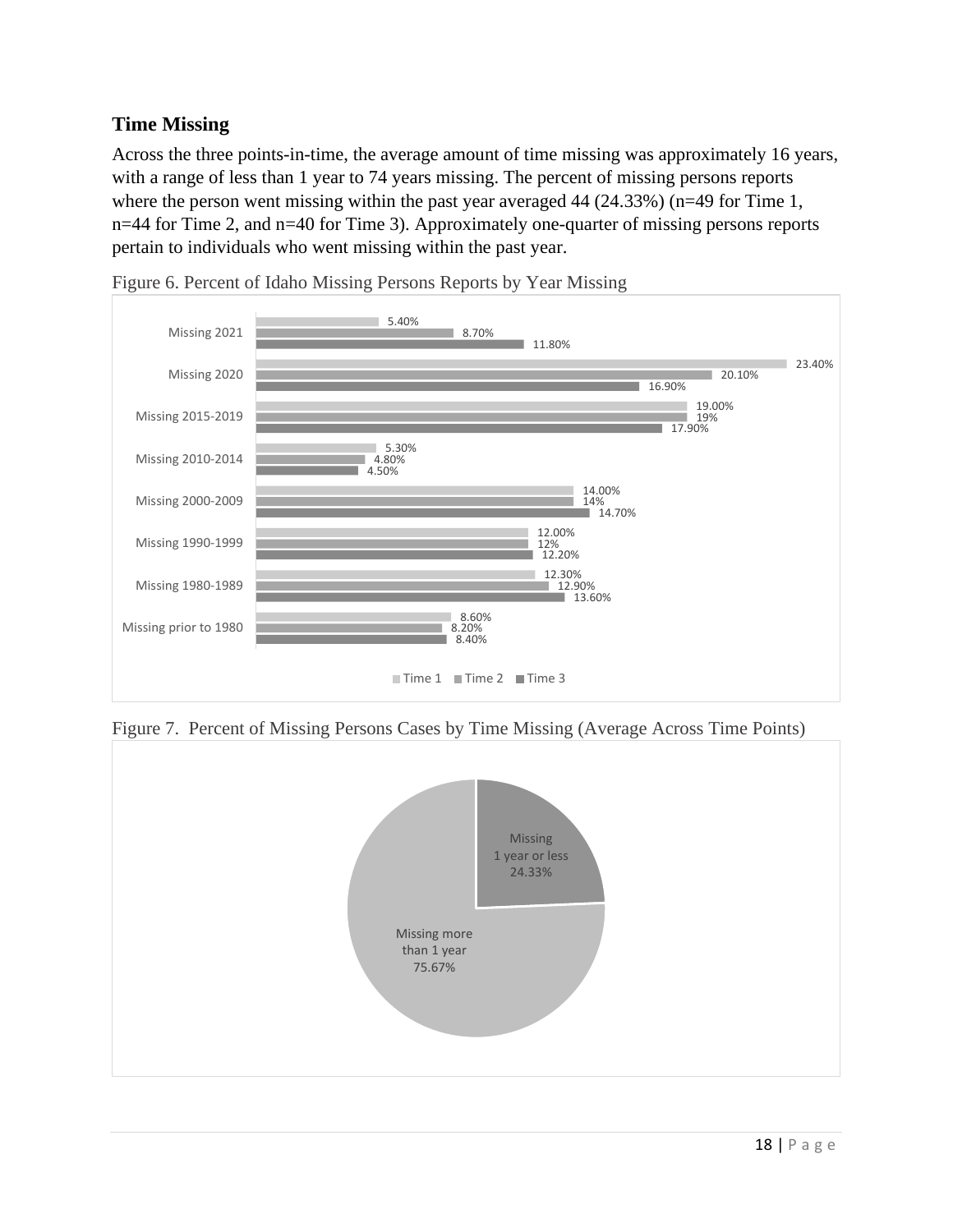## Time Missing

Across the three points-in-time, the average amount of time missing was approximately 16 years, with a range of less than 1 year to 74 years missing. The percent of missing persons reports where the person went missing within the past year averaged 44 (24.33%) (n=49 for Time 1, n=44 for Time 2, and n=40 for Time 3). Approximately one-quarter of missing persons reports pertain to individuals who went missing within the past year.

Figure 6. Percent of Idaho Missing Persons Reports by Year Missing

| | Time 1 | Time 2 | Time 3 |
|---|---|---|---|
| Missing 2021 | 5.40% | 8.70% | 11.80% |
| Missing 2020 | 23.40% | 20.10% | 16.90% |
| Missing 2015-2019 | 19.00% | 19% | 17.90% |
| Missing 2010-2014 | 5.30% | 4.80% | 4.50% |
| Missing 2000-2009 | 14.00% | 14% | 14.70% |
| Missing 1990-1999 | 12.00% | 12% | 12.20% |
| Missing 1980-1989 | 12.30% | 12.90% | 13.60% |
| Missing prior to 1980 | 8.60% | 8.20% | 8.40% |

Figure 7. Percent of Missing Persons Cases by Time Missing (Average Across Time Points)

| Time Missing | Percent |
|---|---|
| Missing 1 year or less | 24.33% |
| Missing more than 1 year | 75.67% |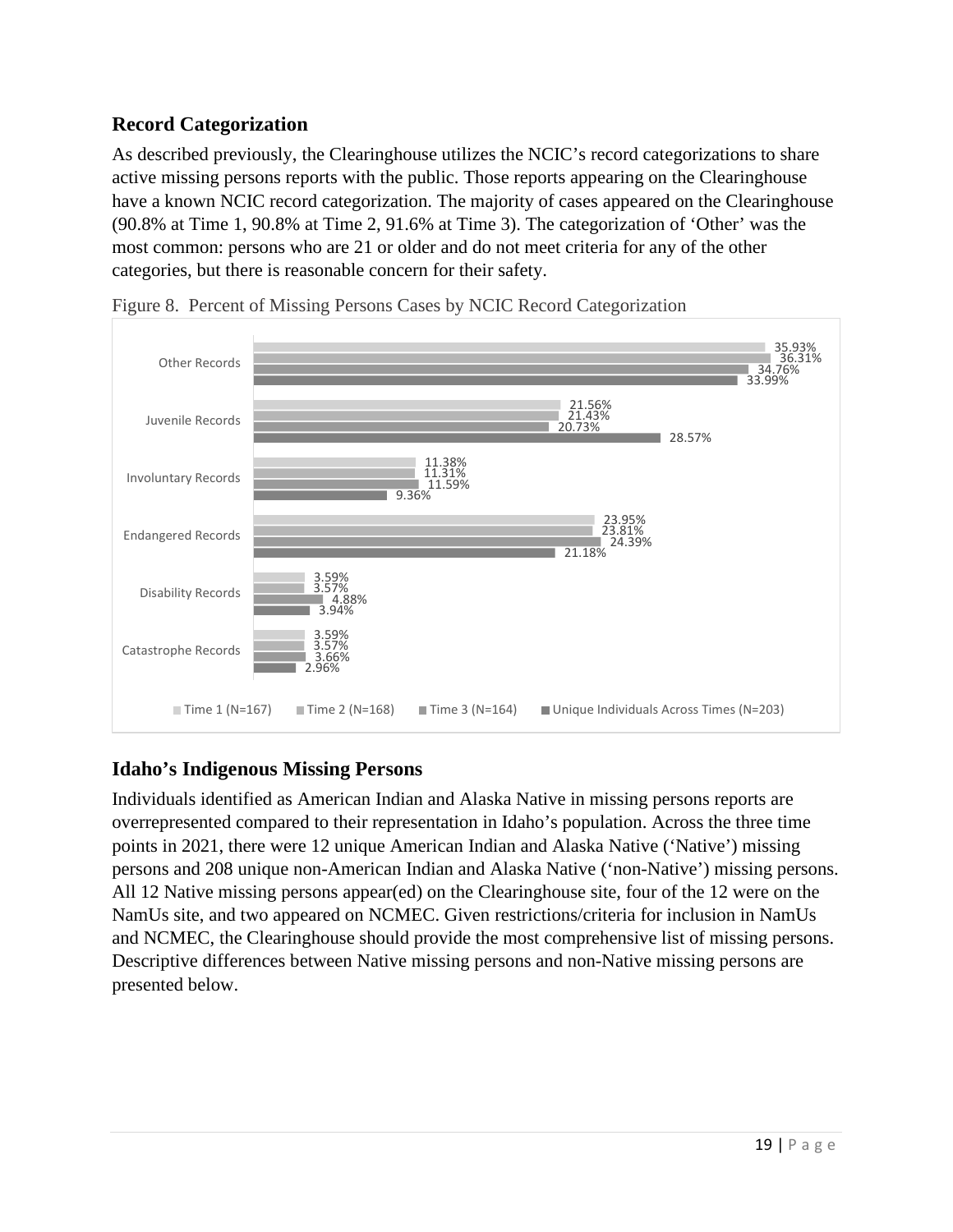## Record Categorization

As described previously, the Clearinghouse utilizes the NCIC's record categorizations to share active missing persons reports with the public. Those reports appearing on the Clearinghouse have a known NCIC record categorization. The majority of cases appeared on the Clearinghouse (90.8% at Time 1, 90.8% at Time 2, 91.6% at Time 3). The categorization of 'Other' was the most common: persons who are 21 or older and do not meet criteria for any of the other categories, but there is reasonable concern for their safety.

Figure 8. Percent of Missing Persons Cases by NCIC Record Categorization

| | Time 1 (N=167) | Time 2 (N=168) | Time 3 (N=164) | Unique Individuals Across Times (N=203) |
|---|---|---|---|---|
| Other Records | 35.93% | 36.31% | 34.76% | 33.99% |
| Juvenile Records | 21.56% | 21.43% | 20.73% | 28.57% |
| Involuntary Records | 11.38% | 11.31% | 11.59% | 9.36% |
| Endangered Records | 23.95% | 23.81% | 24.39% | 21.18% |
| Disability Records | 3.59% | 3.57% | 4.88% | 3.94% |
| Catastrophe Records | 3.59% | 3.57% | 3.66% | 2.96% |

## Idaho's Indigenous Missing Persons

Individuals identified as American Indian and Alaska Native in missing persons reports are overrepresented compared to their representation in Idaho's population. Across the three time points in 2021, there were 12 unique American Indian and Alaska Native ('Native') missing persons and 208 unique non-American Indian and Alaska Native ('non-Native') missing persons. All 12 Native missing persons appear(ed) on the Clearinghouse site, four of the 12 were on the NamUs site, and two appeared on NCMEC. Given restrictions/criteria for inclusion in NamUs and NCMEC, the Clearinghouse should provide the most comprehensive list of missing persons. Descriptive differences between Native missing persons and non-Native missing persons are presented below.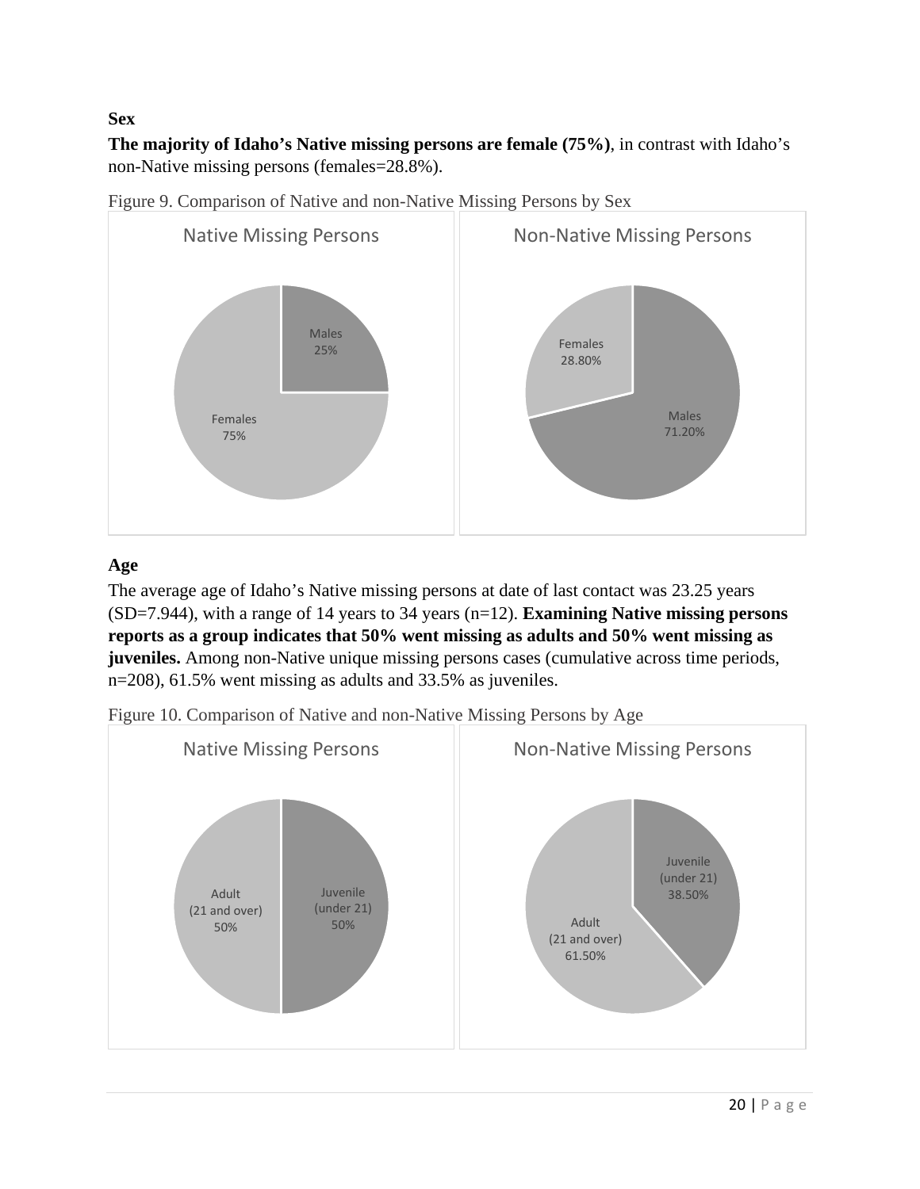**Sex**

**The majority of Idaho's Native missing persons are female (75%)**, in contrast with Idaho's non-Native missing persons (females=28.8%).

Figure 9. Comparison of Native and non-Native Missing Persons by Sex

**Age**

The average age of Idaho's Native missing persons at date of last contact was 23.25 years (SD=7.944), with a range of 14 years to 34 years (n=12). **Examining Native missing persons reports as a group indicates that 50% went missing as adults and 50% went missing as juveniles.** Among non-Native unique missing persons cases (cumulative across time periods, n=208), 61.5% went missing as adults and 33.5% as juveniles.

Figure 10. Comparison of Native and non-Native Missing Persons by Age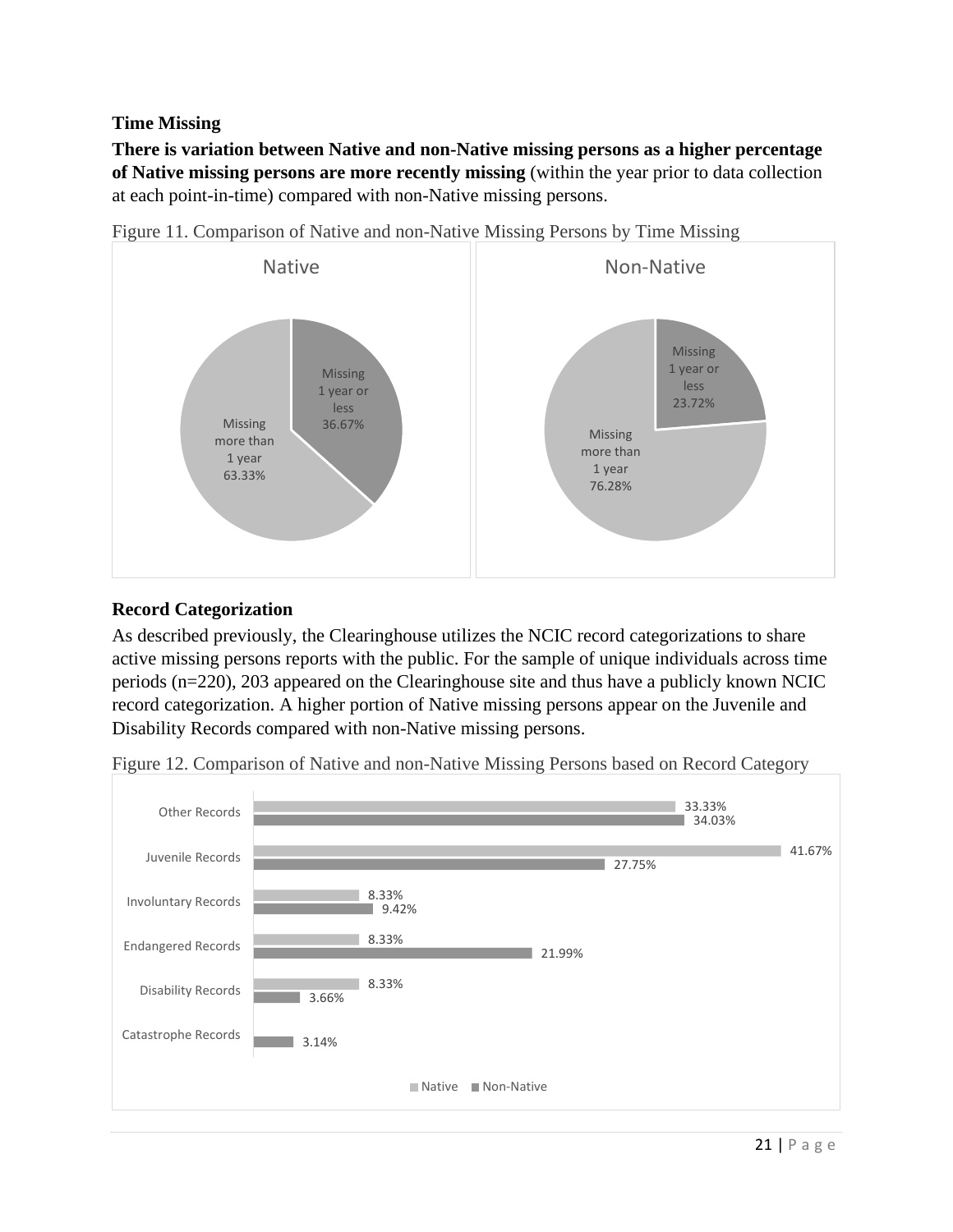### Time Missing

**There is variation between Native and non-Native missing persons as a higher percentage of Native missing persons are more recently missing** (within the year prior to data collection at each point-in-time) compared with non-Native missing persons.

Figure 11. Comparison of Native and non-Native Missing Persons by Time Missing

| | Native | Non-Native |
|---|---|---|
| Missing 1 year or less | 36.67% | 23.72% |
| Missing more than 1 year | 63.33% | 76.28% |

### Record Categorization

As described previously, the Clearinghouse utilizes the NCIC record categorizations to share active missing persons reports with the public. For the sample of unique individuals across time periods (n=220), 203 appeared on the Clearinghouse site and thus have a publicly known NCIC record categorization. A higher portion of Native missing persons appear on the Juvenile and Disability Records compared with non-Native missing persons.

Figure 12. Comparison of Native and non-Native Missing Persons based on Record Category

| Record Category | Native | Non-Native |
|---|---|---|
| Other Records | 33.33% | 34.03% |
| Juvenile Records | 41.67% | 27.75% |
| Involuntary Records | 8.33% | 9.42% |
| Endangered Records | 8.33% | 21.99% |
| Disability Records | 8.33% | 3.66% |
| Catastrophe Records | | 3.14% |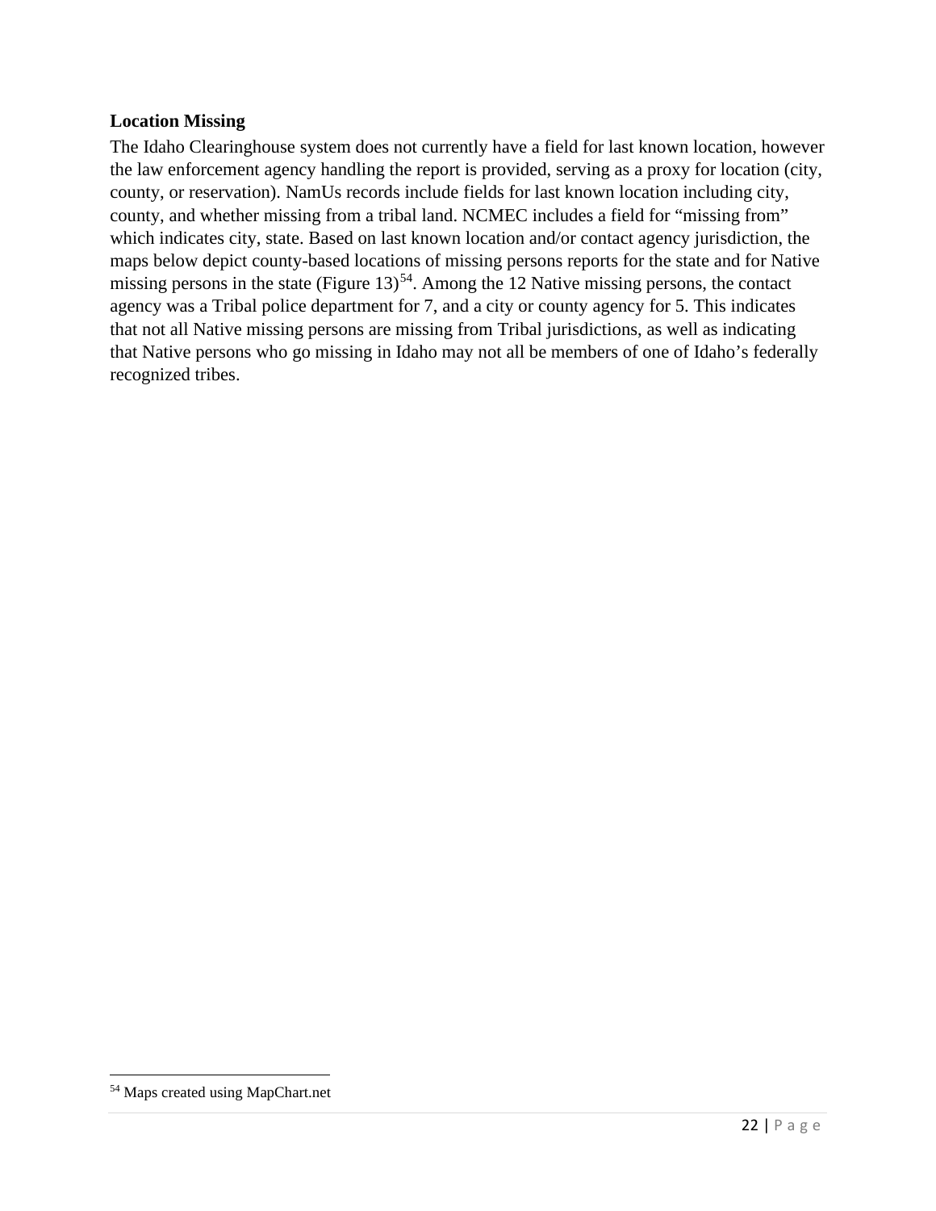**Location Missing**

The Idaho Clearinghouse system does not currently have a field for last known location, however the law enforcement agency handling the report is provided, serving as a proxy for location (city, county, or reservation). NamUs records include fields for last known location including city, county, and whether missing from a tribal land. NCMEC includes a field for "missing from" which indicates city, state. Based on last known location and/or contact agency jurisdiction, the maps below depict county-based locations of missing persons reports for the state and for Native missing persons in the state (Figure 13)[54]. Among the 12 Native missing persons, the contact agency was a Tribal police department for 7, and a city or county agency for 5. This indicates that not all Native missing persons are missing from Tribal jurisdictions, as well as indicating that Native persons who go missing in Idaho may not all be members of one of Idaho's federally recognized tribes.

[54] Maps created using MapChart.net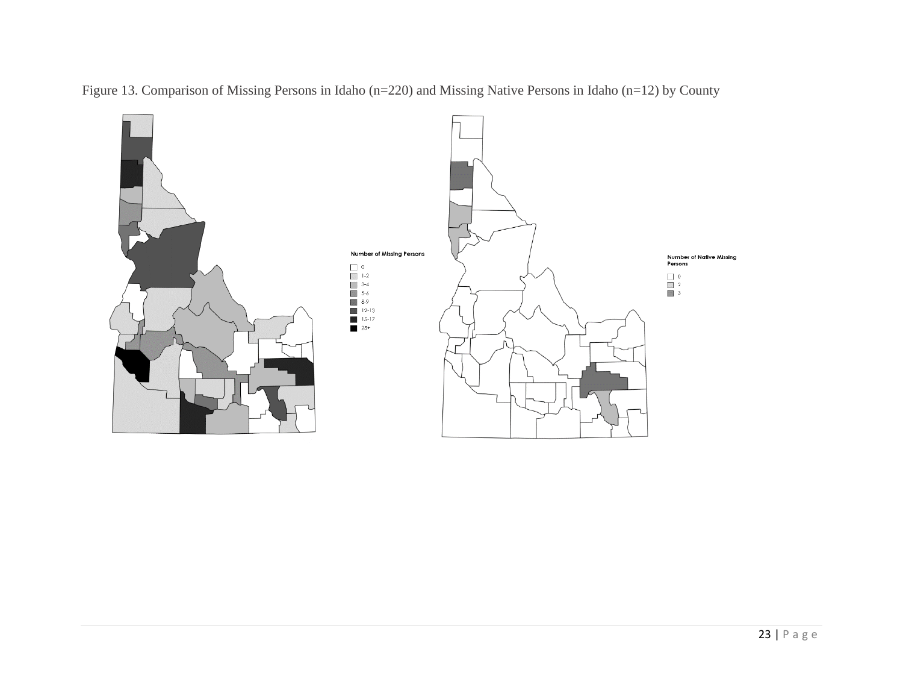Figure 13. Comparison of Missing Persons in Idaho (n=220) and Missing Native Persons in Idaho (n=12) by County

Number of Missing Persons

- 0
- 1–2
- 3–4
- 5–6
- 8–9
- 12–13
- 15–17
- 25+

Number of Native Missing Persons

- 0
- 2
- 3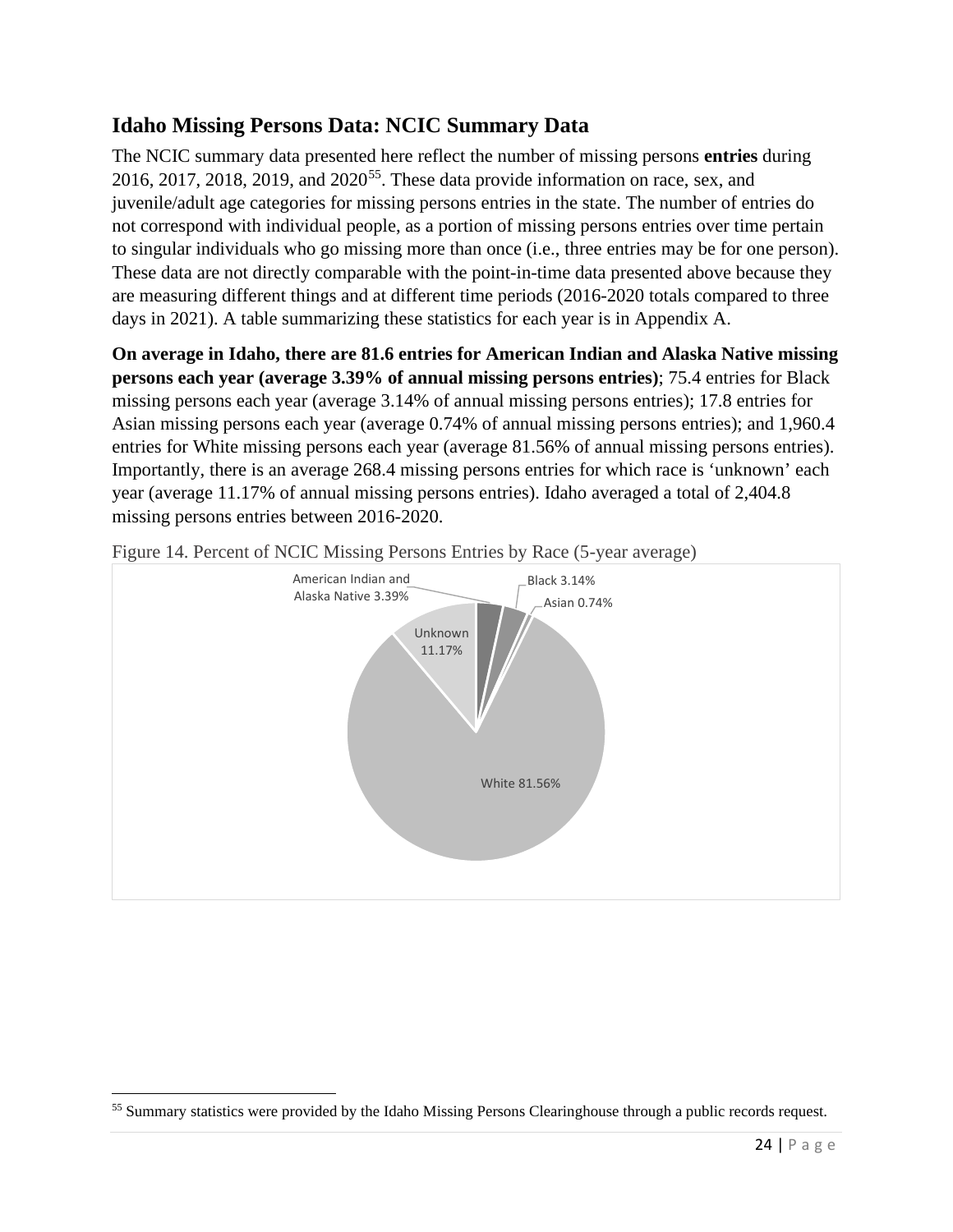## Idaho Missing Persons Data: NCIC Summary Data

The NCIC summary data presented here reflect the number of missing persons **entries** during 2016, 2017, 2018, 2019, and 2020[55]. These data provide information on race, sex, and juvenile/adult age categories for missing persons entries in the state. The number of entries do not correspond with individual people, as a portion of missing persons entries over time pertain to singular individuals who go missing more than once (i.e., three entries may be for one person). These data are not directly comparable with the point-in-time data presented above because they are measuring different things and at different time periods (2016-2020 totals compared to three days in 2021). A table summarizing these statistics for each year is in Appendix A.

**On average in Idaho, there are 81.6 entries for American Indian and Alaska Native missing persons each year (average 3.39% of annual missing persons entries)**; 75.4 entries for Black missing persons each year (average 3.14% of annual missing persons entries); 17.8 entries for Asian missing persons each year (average 0.74% of annual missing persons entries); and 1,960.4 entries for White missing persons each year (average 81.56% of annual missing persons entries). Importantly, there is an average 268.4 missing persons entries for which race is 'unknown' each year (average 11.17% of annual missing persons entries). Idaho averaged a total of 2,404.8 missing persons entries between 2016-2020.

Figure 14. Percent of NCIC Missing Persons Entries by Race (5-year average)

American Indian and Alaska Native 3.39%
Black 3.14%
Asian 0.74%
Unknown 11.17%
White 81.56%

[55] Summary statistics were provided by the Idaho Missing Persons Clearinghouse through a public records request.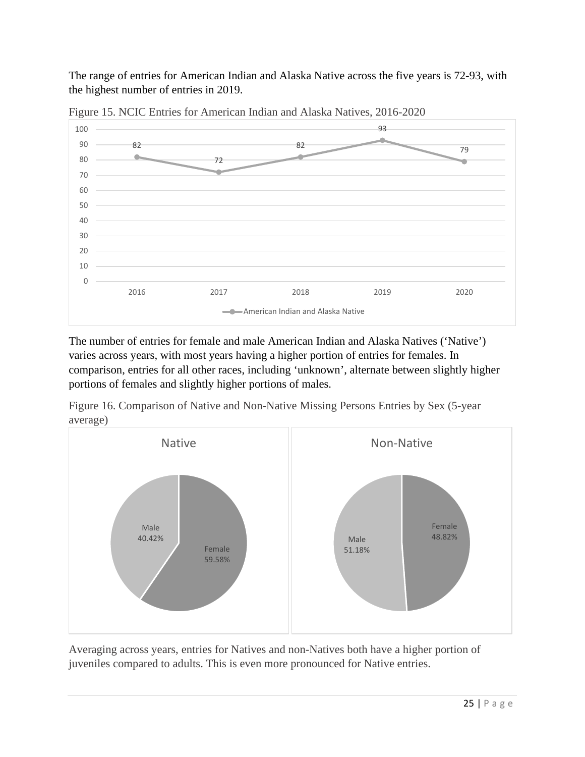The range of entries for American Indian and Alaska Native across the five years is 72-93, with the highest number of entries in 2019.

Figure 15. NCIC Entries for American Indian and Alaska Natives, 2016-2020

The number of entries for female and male American Indian and Alaska Natives (‘Native’) varies across years, with most years having a higher portion of entries for females. In comparison, entries for all other races, including ‘unknown’, alternate between slightly higher portions of females and slightly higher portions of males.

Figure 16. Comparison of Native and Non-Native Missing Persons Entries by Sex (5-year average)

Averaging across years, entries for Natives and non-Natives both have a higher portion of juveniles compared to adults. This is even more pronounced for Native entries.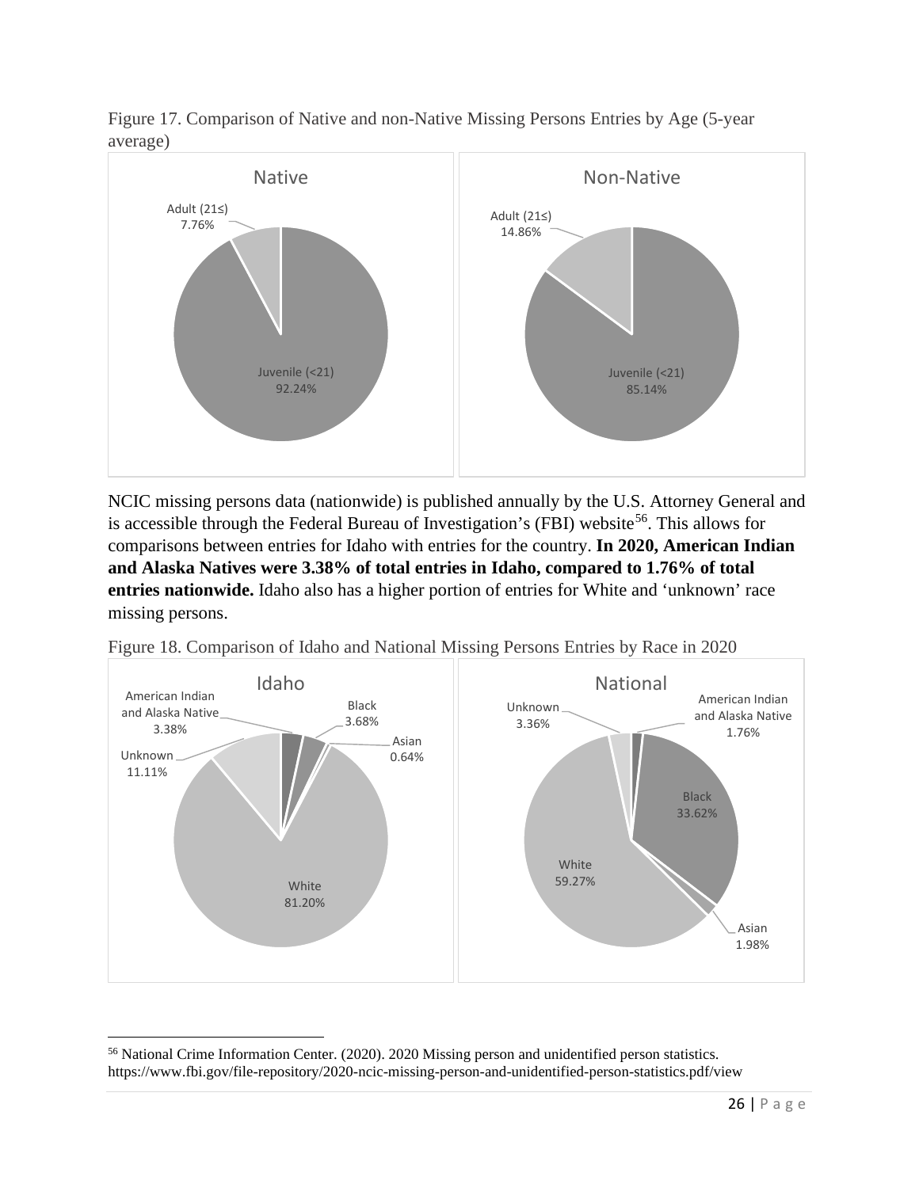Figure 17. Comparison of Native and non-Native Missing Persons Entries by Age (5-year average)

NCIC missing persons data (nationwide) is published annually by the U.S. Attorney General and is accessible through the Federal Bureau of Investigation's (FBI) website[56]. This allows for comparisons between entries for Idaho with entries for the country. **In 2020, American Indian and Alaska Natives were 3.38% of total entries in Idaho, compared to 1.76% of total entries nationwide.** Idaho also has a higher portion of entries for White and 'unknown' race missing persons.

Figure 18. Comparison of Idaho and National Missing Persons Entries by Race in 2020

[56] National Crime Information Center. (2020). 2020 Missing person and unidentified person statistics. https://www.fbi.gov/file-repository/2020-ncic-missing-person-and-unidentified-person-statistics.pdf/view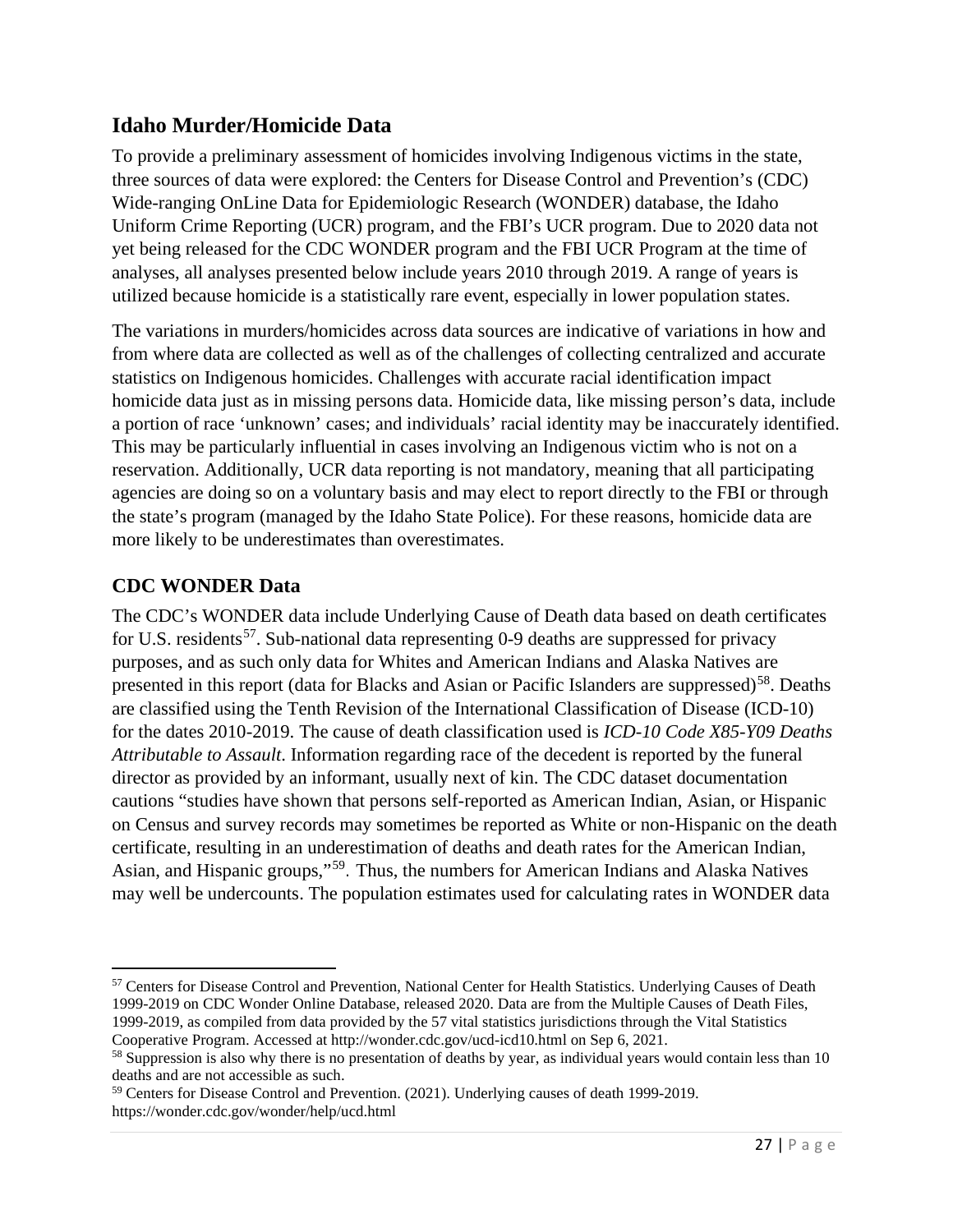## Idaho Murder/Homicide Data

To provide a preliminary assessment of homicides involving Indigenous victims in the state, three sources of data were explored: the Centers for Disease Control and Prevention's (CDC) Wide-ranging OnLine Data for Epidemiologic Research (WONDER) database, the Idaho Uniform Crime Reporting (UCR) program, and the FBI's UCR program. Due to 2020 data not yet being released for the CDC WONDER program and the FBI UCR Program at the time of analyses, all analyses presented below include years 2010 through 2019. A range of years is utilized because homicide is a statistically rare event, especially in lower population states.

The variations in murders/homicides across data sources are indicative of variations in how and from where data are collected as well as of the challenges of collecting centralized and accurate statistics on Indigenous homicides. Challenges with accurate racial identification impact homicide data just as in missing persons data. Homicide data, like missing person's data, include a portion of race 'unknown' cases; and individuals' racial identity may be inaccurately identified. This may be particularly influential in cases involving an Indigenous victim who is not on a reservation. Additionally, UCR data reporting is not mandatory, meaning that all participating agencies are doing so on a voluntary basis and may elect to report directly to the FBI or through the state's program (managed by the Idaho State Police). For these reasons, homicide data are more likely to be underestimates than overestimates.

## CDC WONDER Data

The CDC's WONDER data include Underlying Cause of Death data based on death certificates for U.S. residents[57]. Sub-national data representing 0-9 deaths are suppressed for privacy purposes, and as such only data for Whites and American Indians and Alaska Natives are presented in this report (data for Blacks and Asian or Pacific Islanders are suppressed)[58]. Deaths are classified using the Tenth Revision of the International Classification of Disease (ICD-10) for the dates 2010-2019. The cause of death classification used is *ICD-10 Code X85-Y09 Deaths Attributable to Assault*. Information regarding race of the decedent is reported by the funeral director as provided by an informant, usually next of kin. The CDC dataset documentation cautions "studies have shown that persons self-reported as American Indian, Asian, or Hispanic on Census and survey records may sometimes be reported as White or non-Hispanic on the death certificate, resulting in an underestimation of deaths and death rates for the American Indian, Asian, and Hispanic groups,"[59]. Thus, the numbers for American Indians and Alaska Natives may well be undercounts. The population estimates used for calculating rates in WONDER data

---

[57] Centers for Disease Control and Prevention, National Center for Health Statistics. Underlying Causes of Death 1999-2019 on CDC Wonder Online Database, released 2020. Data are from the Multiple Causes of Death Files, 1999-2019, as compiled from data provided by the 57 vital statistics jurisdictions through the Vital Statistics Cooperative Program. Accessed at http://wonder.cdc.gov/ucd-icd10.html on Sep 6, 2021.

[58] Suppression is also why there is no presentation of deaths by year, as individual years would contain less than 10 deaths and are not accessible as such.

[59] Centers for Disease Control and Prevention. (2021). Underlying causes of death 1999-2019. https://wonder.cdc.gov/wonder/help/ucd.html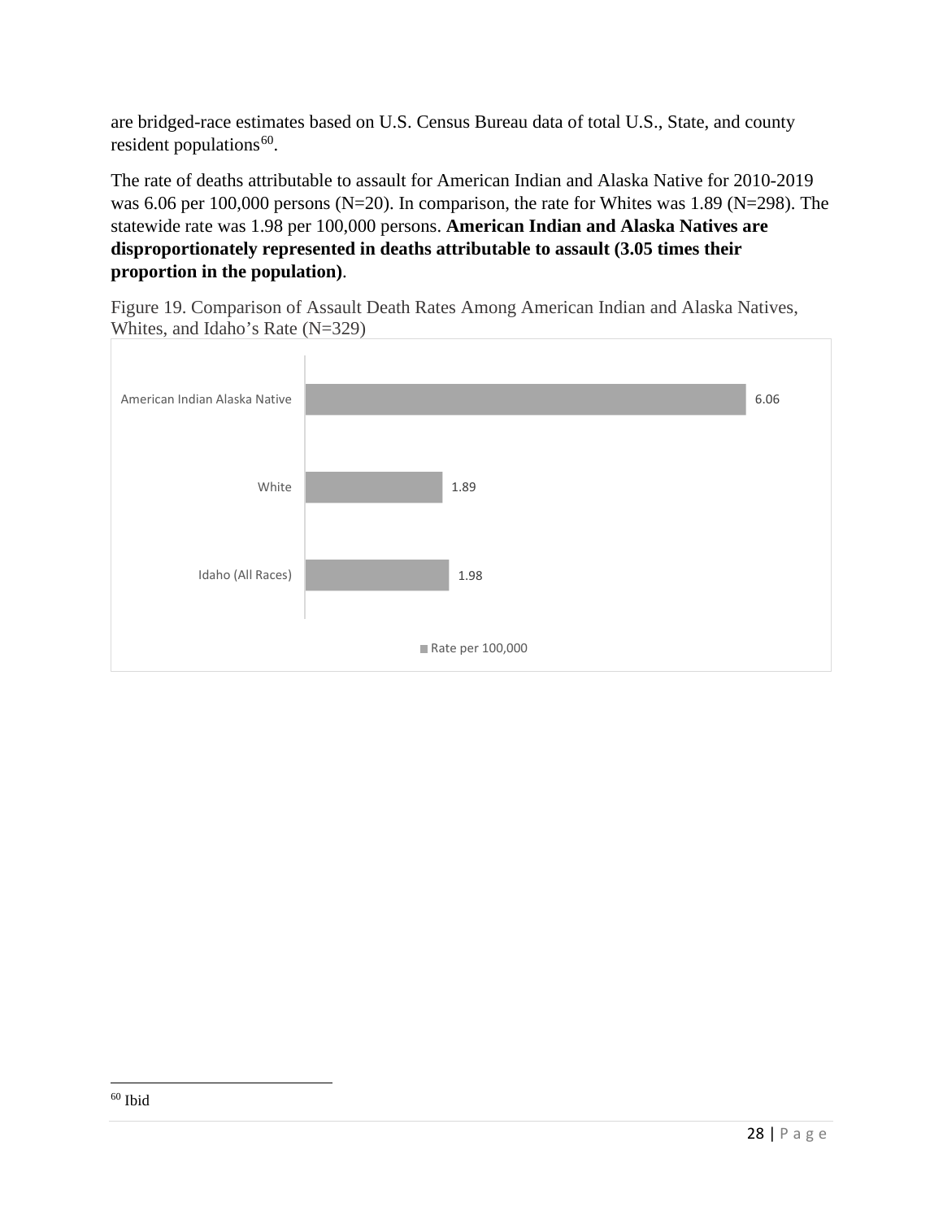are bridged-race estimates based on U.S. Census Bureau data of total U.S., State, and county resident populations[60].

The rate of deaths attributable to assault for American Indian and Alaska Native for 2010-2019 was 6.06 per 100,000 persons (N=20). In comparison, the rate for Whites was 1.89 (N=298). The statewide rate was 1.98 per 100,000 persons. **American Indian and Alaska Natives are disproportionately represented in deaths attributable to assault (3.05 times their proportion in the population)**.

Figure 19. Comparison of Assault Death Rates Among American Indian and Alaska Natives, Whites, and Idaho's Rate (N=329)

| | Rate per 100,000 |
|---|---|
| American Indian Alaska Native | 6.06 |
| White | 1.89 |
| Idaho (All Races) | 1.98 |

[60] Ibid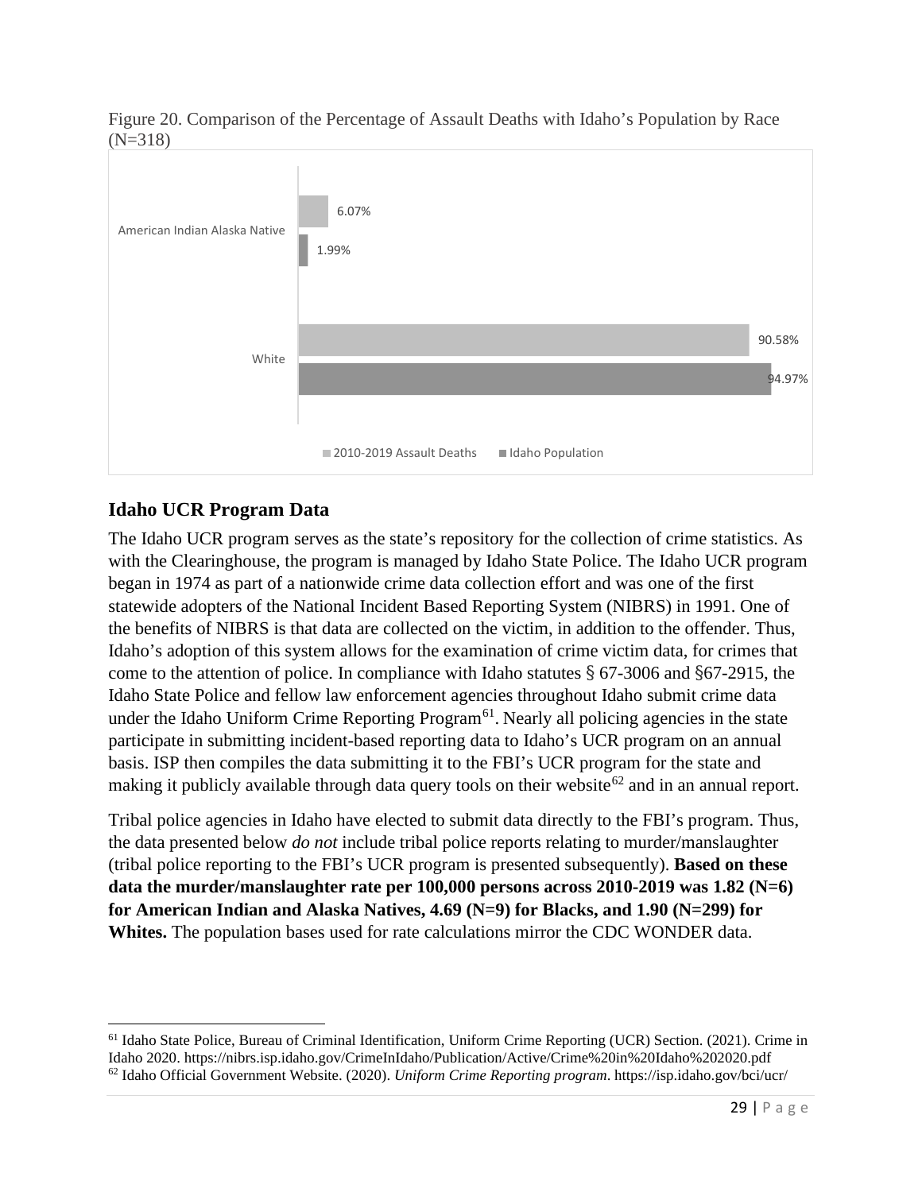Figure 20. Comparison of the Percentage of Assault Deaths with Idaho's Population by Race (N=318)

| | 2010-2019 Assault Deaths | Idaho Population |
|---|---|---|
| American Indian Alaska Native | 6.07% | 1.99% |
| White | 90.58% | 94.97% |

## Idaho UCR Program Data

The Idaho UCR program serves as the state's repository for the collection of crime statistics. As with the Clearinghouse, the program is managed by Idaho State Police. The Idaho UCR program began in 1974 as part of a nationwide crime data collection effort and was one of the first statewide adopters of the National Incident Based Reporting System (NIBRS) in 1991. One of the benefits of NIBRS is that data are collected on the victim, in addition to the offender. Thus, Idaho's adoption of this system allows for the examination of crime victim data, for crimes that come to the attention of police. In compliance with Idaho statutes § 67-3006 and §67-2915, the Idaho State Police and fellow law enforcement agencies throughout Idaho submit crime data under the Idaho Uniform Crime Reporting Program[61]. Nearly all policing agencies in the state participate in submitting incident-based reporting data to Idaho's UCR program on an annual basis. ISP then compiles the data submitting it to the FBI's UCR program for the state and making it publicly available through data query tools on their website[62] and in an annual report.

Tribal police agencies in Idaho have elected to submit data directly to the FBI's program. Thus, the data presented below *do not* include tribal police reports relating to murder/manslaughter (tribal police reporting to the FBI's UCR program is presented subsequently). **Based on these data the murder/manslaughter rate per 100,000 persons across 2010-2019 was 1.82 (N=6) for American Indian and Alaska Natives, 4.69 (N=9) for Blacks, and 1.90 (N=299) for Whites.** The population bases used for rate calculations mirror the CDC WONDER data.

[61] Idaho State Police, Bureau of Criminal Identification, Uniform Crime Reporting (UCR) Section. (2021). Crime in Idaho 2020. https://nibrs.isp.idaho.gov/CrimeInIdaho/Publication/Active/Crime%20in%20Idaho%202020.pdf

[62] Idaho Official Government Website. (2020). *Uniform Crime Reporting program*. https://isp.idaho.gov/bci/ucr/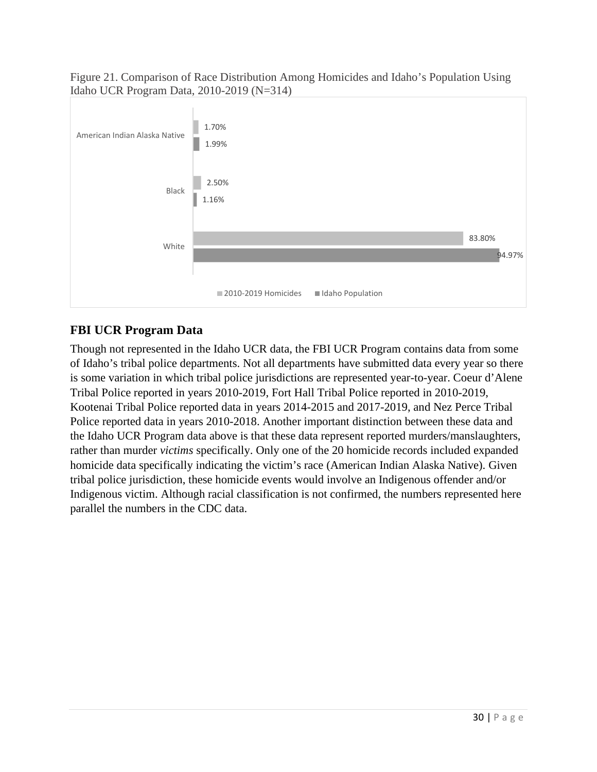Figure 21. Comparison of Race Distribution Among Homicides and Idaho's Population Using Idaho UCR Program Data, 2010-2019 (N=314)

| | 2010-2019 Homicides | Idaho Population |
|---|---|---|
| American Indian Alaska Native | 1.70% | 1.99% |
| Black | 2.50% | 1.16% |
| White | 83.80% | 94.97% |

## FBI UCR Program Data

Though not represented in the Idaho UCR data, the FBI UCR Program contains data from some of Idaho's tribal police departments. Not all departments have submitted data every year so there is some variation in which tribal police jurisdictions are represented year-to-year. Coeur d'Alene Tribal Police reported in years 2010-2019, Fort Hall Tribal Police reported in 2010-2019, Kootenai Tribal Police reported data in years 2014-2015 and 2017-2019, and Nez Perce Tribal Police reported data in years 2010-2018. Another important distinction between these data and the Idaho UCR Program data above is that these data represent reported murders/manslaughters, rather than murder *victims* specifically. Only one of the 20 homicide records included expanded homicide data specifically indicating the victim's race (American Indian Alaska Native). Given tribal police jurisdiction, these homicide events would involve an Indigenous offender and/or Indigenous victim. Although racial classification is not confirmed, the numbers represented here parallel the numbers in the CDC data.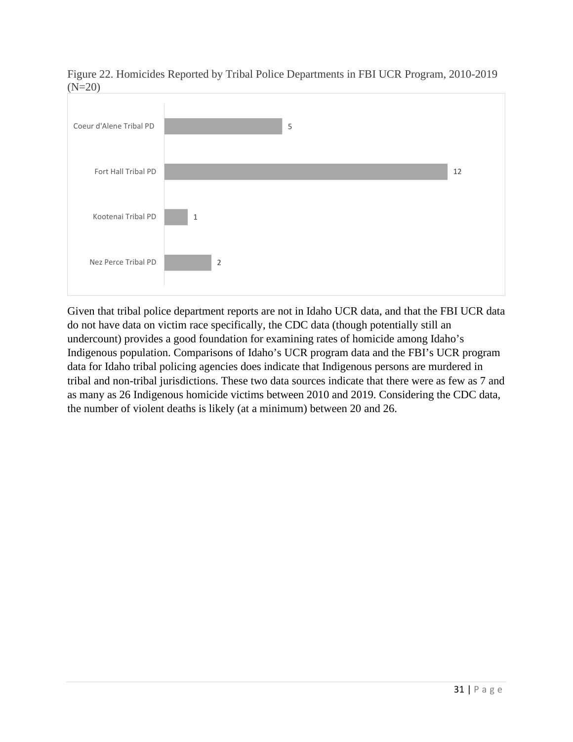Figure 22. Homicides Reported by Tribal Police Departments in FBI UCR Program, 2010-2019 (N=20)

| Agency | Homicides |
|---|---|
| Coeur d'Alene Tribal PD | 5 |
| Fort Hall Tribal PD | 12 |
| Kootenai Tribal PD | 1 |
| Nez Perce Tribal PD | 2 |

Given that tribal police department reports are not in Idaho UCR data, and that the FBI UCR data do not have data on victim race specifically, the CDC data (though potentially still an undercount) provides a good foundation for examining rates of homicide among Idaho's Indigenous population. Comparisons of Idaho's UCR program data and the FBI's UCR program data for Idaho tribal policing agencies does indicate that Indigenous persons are murdered in tribal and non-tribal jurisdictions. These two data sources indicate that there were as few as 7 and as many as 26 Indigenous homicide victims between 2010 and 2019. Considering the CDC data, the number of violent deaths is likely (at a minimum) between 20 and 26.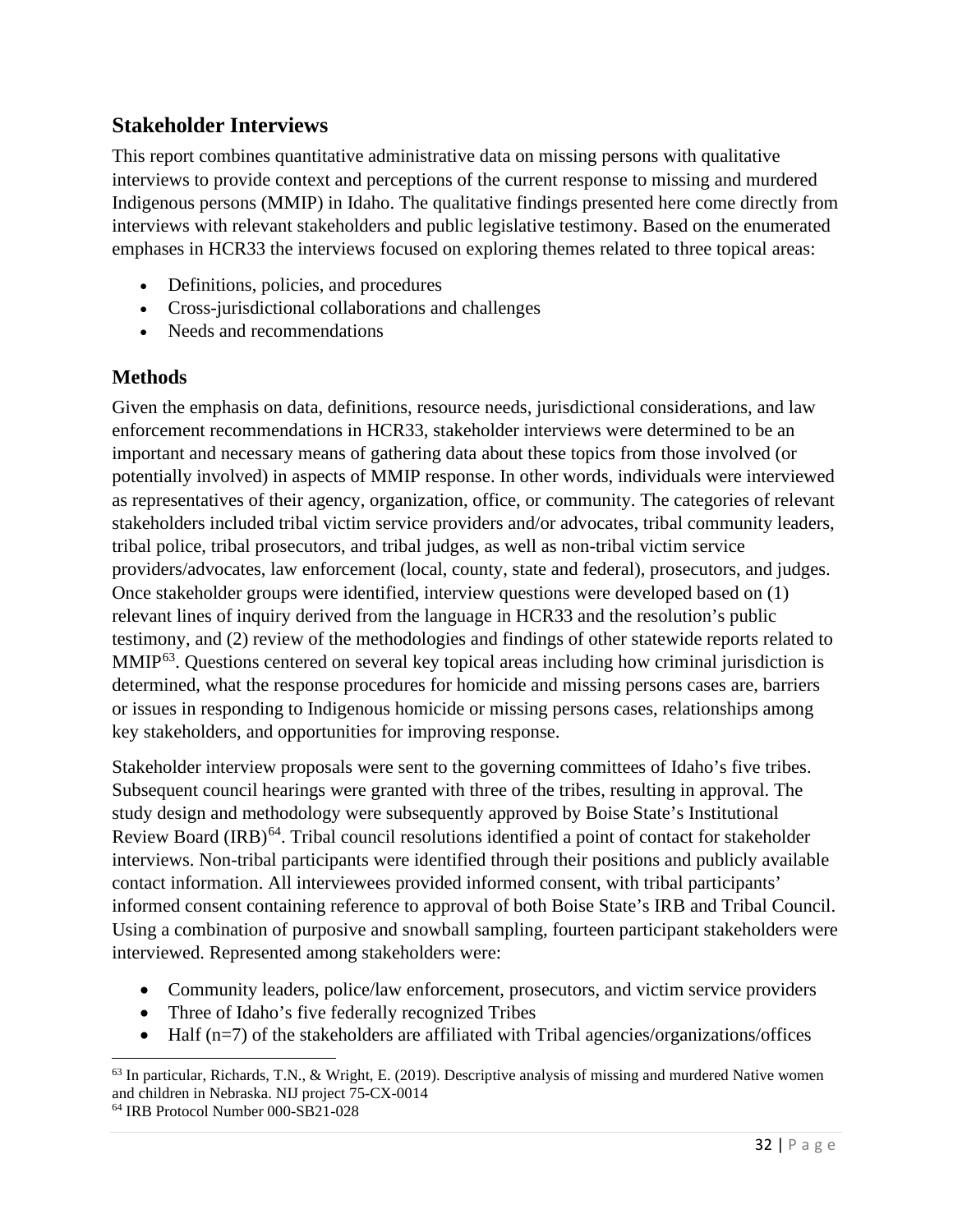## Stakeholder Interviews

This report combines quantitative administrative data on missing persons with qualitative interviews to provide context and perceptions of the current response to missing and murdered Indigenous persons (MMIP) in Idaho. The qualitative findings presented here come directly from interviews with relevant stakeholders and public legislative testimony. Based on the enumerated emphases in HCR33 the interviews focused on exploring themes related to three topical areas:

- Definitions, policies, and procedures
- Cross-jurisdictional collaborations and challenges
- Needs and recommendations

### Methods

Given the emphasis on data, definitions, resource needs, jurisdictional considerations, and law enforcement recommendations in HCR33, stakeholder interviews were determined to be an important and necessary means of gathering data about these topics from those involved (or potentially involved) in aspects of MMIP response. In other words, individuals were interviewed as representatives of their agency, organization, office, or community. The categories of relevant stakeholders included tribal victim service providers and/or advocates, tribal community leaders, tribal police, tribal prosecutors, and tribal judges, as well as non-tribal victim service providers/advocates, law enforcement (local, county, state and federal), prosecutors, and judges. Once stakeholder groups were identified, interview questions were developed based on (1) relevant lines of inquiry derived from the language in HCR33 and the resolution's public testimony, and (2) review of the methodologies and findings of other statewide reports related to MMIP[63]. Questions centered on several key topical areas including how criminal jurisdiction is determined, what the response procedures for homicide and missing persons cases are, barriers or issues in responding to Indigenous homicide or missing persons cases, relationships among key stakeholders, and opportunities for improving response.

Stakeholder interview proposals were sent to the governing committees of Idaho's five tribes. Subsequent council hearings were granted with three of the tribes, resulting in approval. The study design and methodology were subsequently approved by Boise State's Institutional Review Board (IRB)[64]. Tribal council resolutions identified a point of contact for stakeholder interviews. Non-tribal participants were identified through their positions and publicly available contact information. All interviewees provided informed consent, with tribal participants' informed consent containing reference to approval of both Boise State's IRB and Tribal Council. Using a combination of purposive and snowball sampling, fourteen participant stakeholders were interviewed. Represented among stakeholders were:

- Community leaders, police/law enforcement, prosecutors, and victim service providers
- Three of Idaho's five federally recognized Tribes
- Half (n=7) of the stakeholders are affiliated with Tribal agencies/organizations/offices

[63] In particular, Richards, T.N., & Wright, E. (2019). Descriptive analysis of missing and murdered Native women and children in Nebraska. NIJ project 75-CX-0014

[64] IRB Protocol Number 000-SB21-028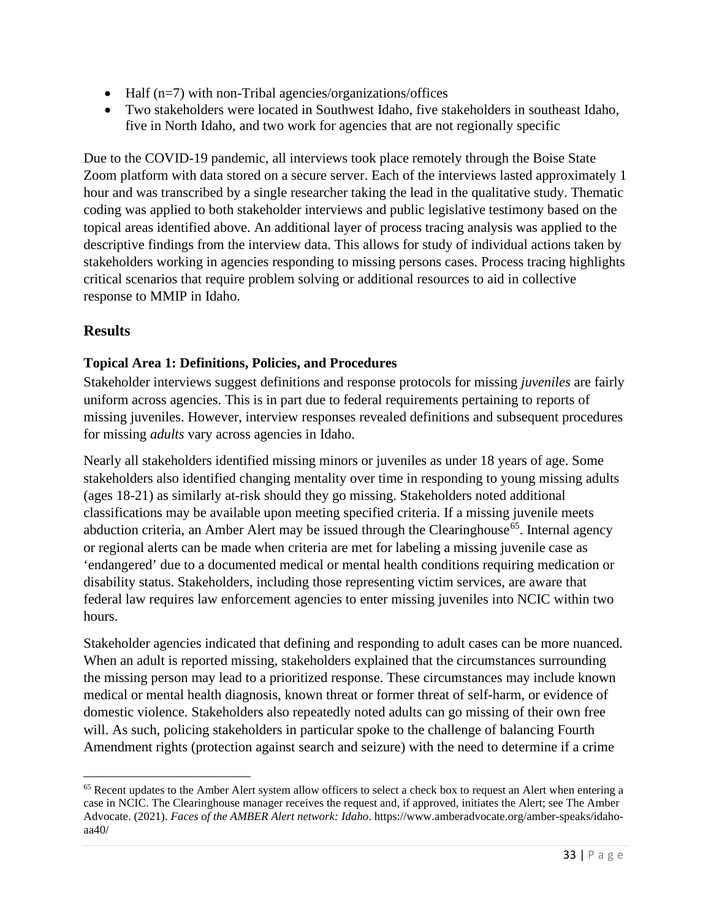- Half (n=7) with non-Tribal agencies/organizations/offices
- Two stakeholders were located in Southwest Idaho, five stakeholders in southeast Idaho, five in North Idaho, and two work for agencies that are not regionally specific

Due to the COVID-19 pandemic, all interviews took place remotely through the Boise State Zoom platform with data stored on a secure server. Each of the interviews lasted approximately 1 hour and was transcribed by a single researcher taking the lead in the qualitative study. Thematic coding was applied to both stakeholder interviews and public legislative testimony based on the topical areas identified above. An additional layer of process tracing analysis was applied to the descriptive findings from the interview data. This allows for study of individual actions taken by stakeholders working in agencies responding to missing persons cases. Process tracing highlights critical scenarios that require problem solving or additional resources to aid in collective response to MMIP in Idaho.

## Results

### Topical Area 1: Definitions, Policies, and Procedures

Stakeholder interviews suggest definitions and response protocols for missing *juveniles* are fairly uniform across agencies. This is in part due to federal requirements pertaining to reports of missing juveniles. However, interview responses revealed definitions and subsequent procedures for missing *adults* vary across agencies in Idaho.

Nearly all stakeholders identified missing minors or juveniles as under 18 years of age. Some stakeholders also identified changing mentality over time in responding to young missing adults (ages 18-21) as similarly at-risk should they go missing. Stakeholders noted additional classifications may be available upon meeting specified criteria. If a missing juvenile meets abduction criteria, an Amber Alert may be issued through the Clearinghouse[65]. Internal agency or regional alerts can be made when criteria are met for labeling a missing juvenile case as 'endangered' due to a documented medical or mental health conditions requiring medication or disability status. Stakeholders, including those representing victim services, are aware that federal law requires law enforcement agencies to enter missing juveniles into NCIC within two hours.

Stakeholder agencies indicated that defining and responding to adult cases can be more nuanced. When an adult is reported missing, stakeholders explained that the circumstances surrounding the missing person may lead to a prioritized response. These circumstances may include known medical or mental health diagnosis, known threat or former threat of self-harm, or evidence of domestic violence. Stakeholders also repeatedly noted adults can go missing of their own free will. As such, policing stakeholders in particular spoke to the challenge of balancing Fourth Amendment rights (protection against search and seizure) with the need to determine if a crime

[65] Recent updates to the Amber Alert system allow officers to select a check box to request an Alert when entering a case in NCIC. The Clearinghouse manager receives the request and, if approved, initiates the Alert; see The Amber Advocate. (2021). *Faces of the AMBER Alert network: Idaho*. https://www.amberadvocate.org/amber-speaks/idaho-aa40/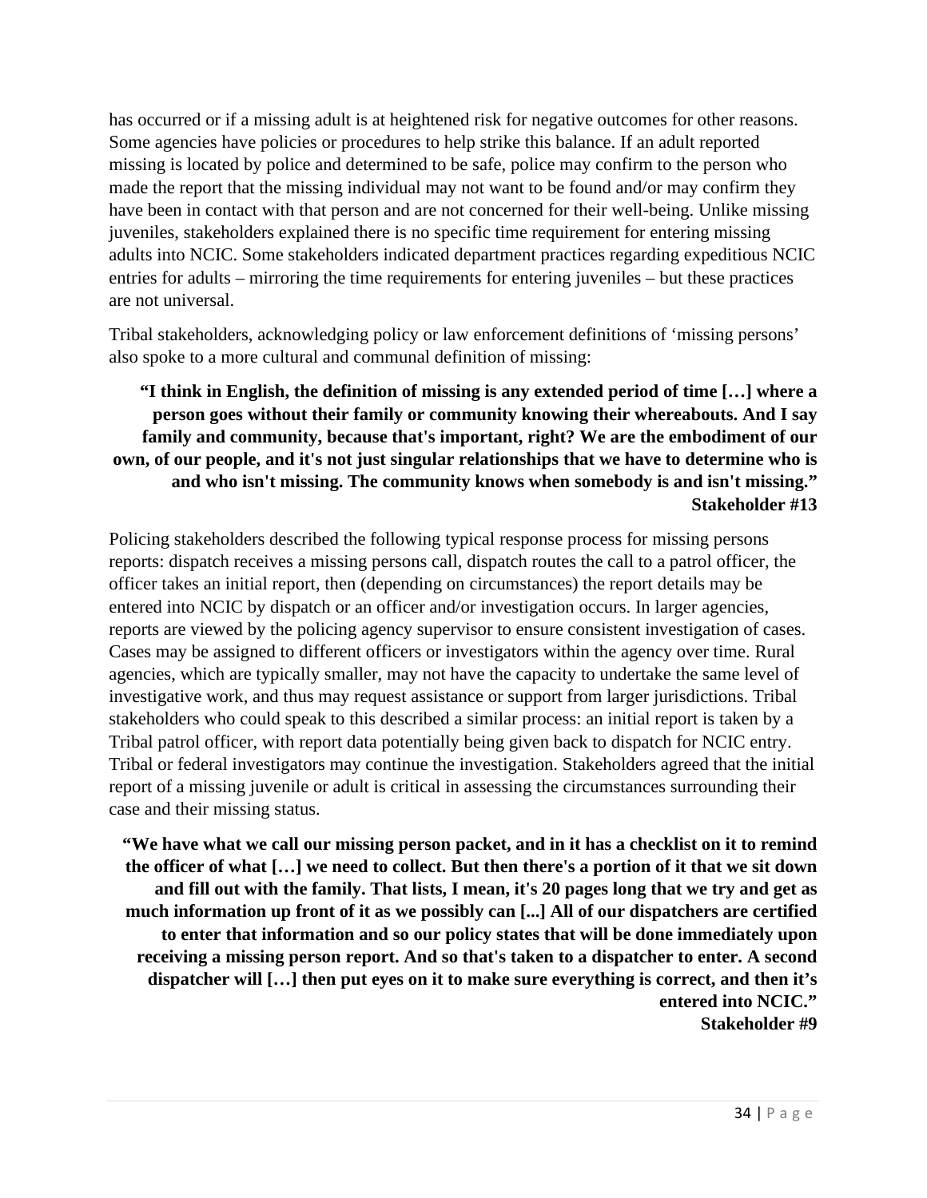has occurred or if a missing adult is at heightened risk for negative outcomes for other reasons. Some agencies have policies or procedures to help strike this balance. If an adult reported missing is located by police and determined to be safe, police may confirm to the person who made the report that the missing individual may not want to be found and/or may confirm they have been in contact with that person and are not concerned for their well-being. Unlike missing juveniles, stakeholders explained there is no specific time requirement for entering missing adults into NCIC. Some stakeholders indicated department practices regarding expeditious NCIC entries for adults – mirroring the time requirements for entering juveniles – but these practices are not universal.

Tribal stakeholders, acknowledging policy or law enforcement definitions of 'missing persons' also spoke to a more cultural and communal definition of missing:

> **"I think in English, the definition of missing is any extended period of time […] where a person goes without their family or community knowing their whereabouts. And I say family and community, because that's important, right? We are the embodiment of our own, of our people, and it's not just singular relationships that we have to determine who is and who isn't missing. The community knows when somebody is and isn't missing."**
> **Stakeholder #13**

Policing stakeholders described the following typical response process for missing persons reports: dispatch receives a missing persons call, dispatch routes the call to a patrol officer, the officer takes an initial report, then (depending on circumstances) the report details may be entered into NCIC by dispatch or an officer and/or investigation occurs. In larger agencies, reports are viewed by the policing agency supervisor to ensure consistent investigation of cases. Cases may be assigned to different officers or investigators within the agency over time. Rural agencies, which are typically smaller, may not have the capacity to undertake the same level of investigative work, and thus may request assistance or support from larger jurisdictions. Tribal stakeholders who could speak to this described a similar process: an initial report is taken by a Tribal patrol officer, with report data potentially being given back to dispatch for NCIC entry. Tribal or federal investigators may continue the investigation. Stakeholders agreed that the initial report of a missing juvenile or adult is critical in assessing the circumstances surrounding their case and their missing status.

> **"We have what we call our missing person packet, and in it has a checklist on it to remind the officer of what […] we need to collect. But then there's a portion of it that we sit down and fill out with the family. That lists, I mean, it's 20 pages long that we try and get as much information up front of it as we possibly can [...] All of our dispatchers are certified to enter that information and so our policy states that will be done immediately upon receiving a missing person report. And so that's taken to a dispatcher to enter. A second dispatcher will […] then put eyes on it to make sure everything is correct, and then it's entered into NCIC."**
> **Stakeholder #9**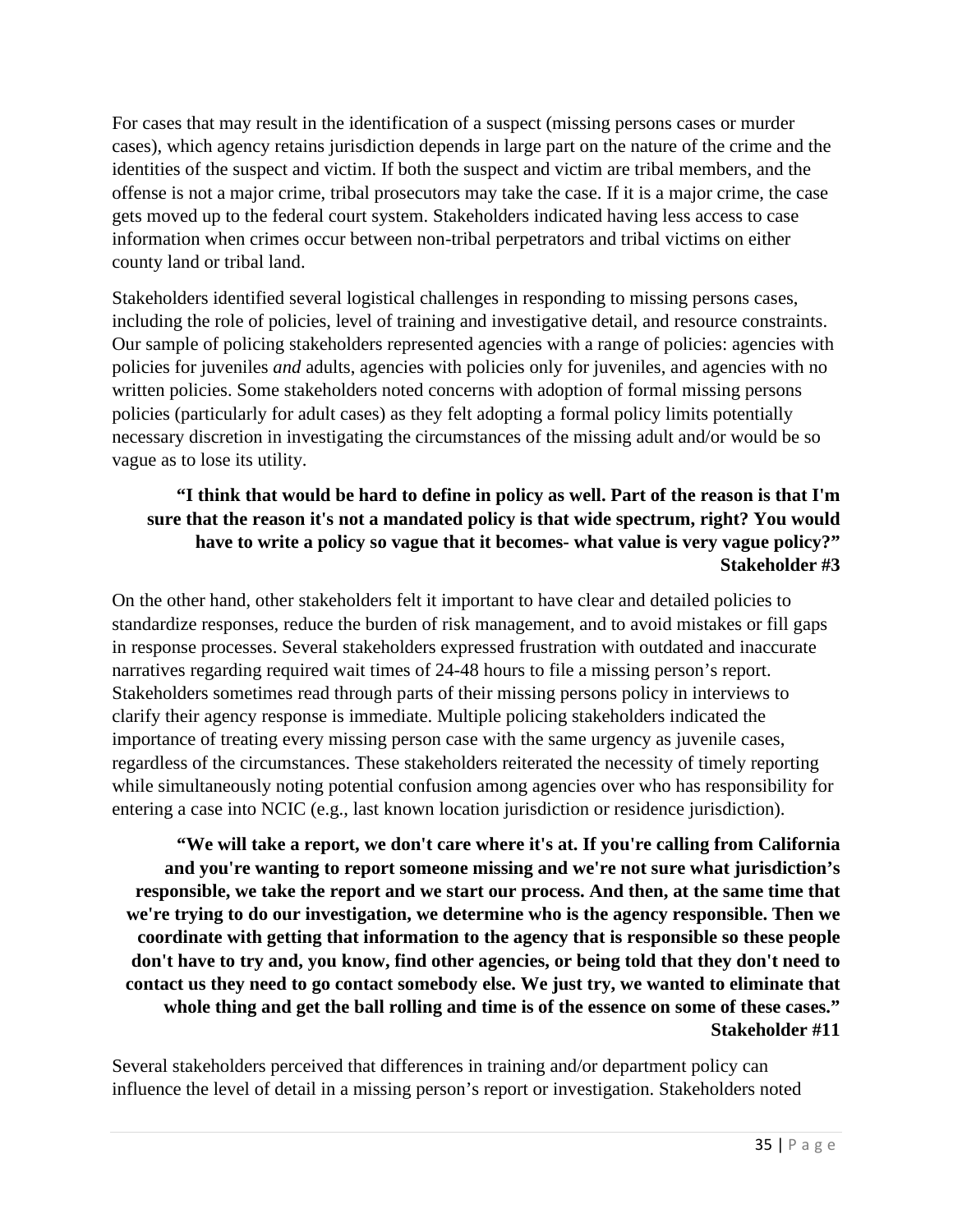For cases that may result in the identification of a suspect (missing persons cases or murder cases), which agency retains jurisdiction depends in large part on the nature of the crime and the identities of the suspect and victim. If both the suspect and victim are tribal members, and the offense is not a major crime, tribal prosecutors may take the case. If it is a major crime, the case gets moved up to the federal court system. Stakeholders indicated having less access to case information when crimes occur between non-tribal perpetrators and tribal victims on either county land or tribal land.

Stakeholders identified several logistical challenges in responding to missing persons cases, including the role of policies, level of training and investigative detail, and resource constraints. Our sample of policing stakeholders represented agencies with a range of policies: agencies with policies for juveniles *and* adults, agencies with policies only for juveniles, and agencies with no written policies. Some stakeholders noted concerns with adoption of formal missing persons policies (particularly for adult cases) as they felt adopting a formal policy limits potentially necessary discretion in investigating the circumstances of the missing adult and/or would be so vague as to lose its utility.

> **"I think that would be hard to define in policy as well. Part of the reason is that I'm sure that the reason it's not a mandated policy is that wide spectrum, right? You would have to write a policy so vague that it becomes- what value is very vague policy?" Stakeholder #3**

On the other hand, other stakeholders felt it important to have clear and detailed policies to standardize responses, reduce the burden of risk management, and to avoid mistakes or fill gaps in response processes. Several stakeholders expressed frustration with outdated and inaccurate narratives regarding required wait times of 24-48 hours to file a missing person's report. Stakeholders sometimes read through parts of their missing persons policy in interviews to clarify their agency response is immediate. Multiple policing stakeholders indicated the importance of treating every missing person case with the same urgency as juvenile cases, regardless of the circumstances. These stakeholders reiterated the necessity of timely reporting while simultaneously noting potential confusion among agencies over who has responsibility for entering a case into NCIC (e.g., last known location jurisdiction or residence jurisdiction).

> **"We will take a report, we don't care where it's at. If you're calling from California and you're wanting to report someone missing and we're not sure what jurisdiction's responsible, we take the report and we start our process. And then, at the same time that we're trying to do our investigation, we determine who is the agency responsible. Then we coordinate with getting that information to the agency that is responsible so these people don't have to try and, you know, find other agencies, or being told that they don't need to contact us they need to go contact somebody else. We just try, we wanted to eliminate that whole thing and get the ball rolling and time is of the essence on some of these cases." Stakeholder #11**

Several stakeholders perceived that differences in training and/or department policy can influence the level of detail in a missing person's report or investigation. Stakeholders noted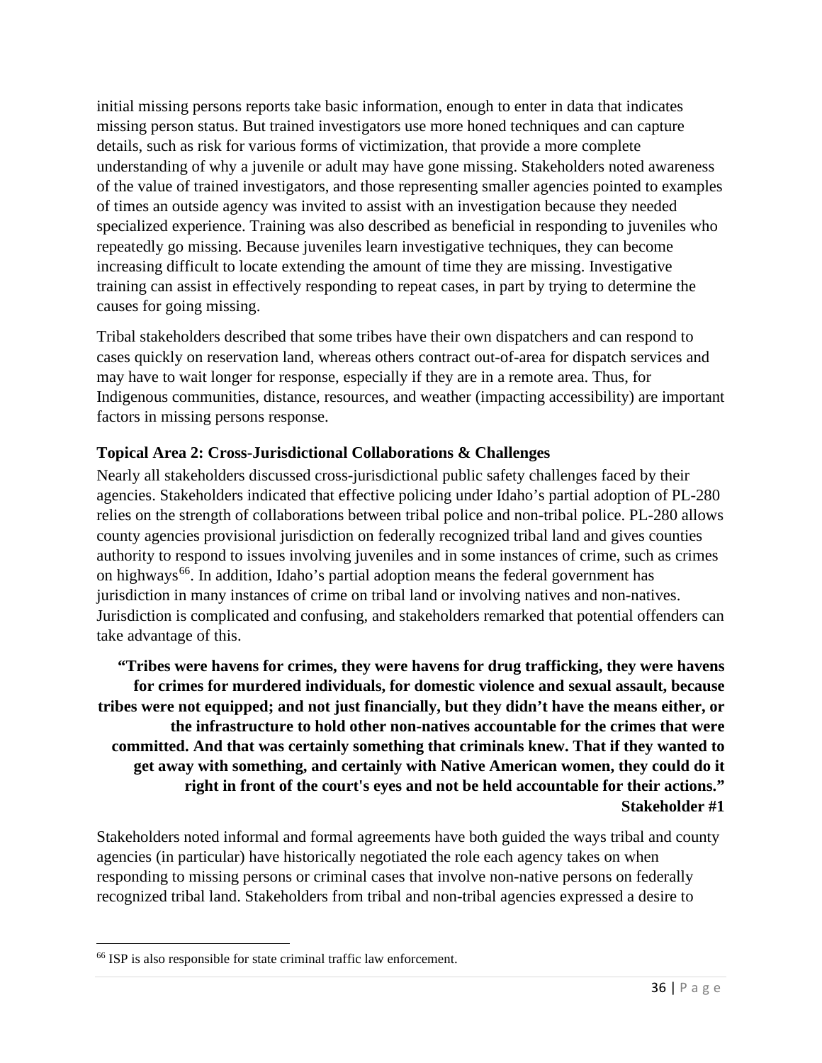initial missing persons reports take basic information, enough to enter in data that indicates missing person status. But trained investigators use more honed techniques and can capture details, such as risk for various forms of victimization, that provide a more complete understanding of why a juvenile or adult may have gone missing. Stakeholders noted awareness of the value of trained investigators, and those representing smaller agencies pointed to examples of times an outside agency was invited to assist with an investigation because they needed specialized experience. Training was also described as beneficial in responding to juveniles who repeatedly go missing. Because juveniles learn investigative techniques, they can become increasing difficult to locate extending the amount of time they are missing. Investigative training can assist in effectively responding to repeat cases, in part by trying to determine the causes for going missing.

Tribal stakeholders described that some tribes have their own dispatchers and can respond to cases quickly on reservation land, whereas others contract out-of-area for dispatch services and may have to wait longer for response, especially if they are in a remote area. Thus, for Indigenous communities, distance, resources, and weather (impacting accessibility) are important factors in missing persons response.

**Topical Area 2: Cross-Jurisdictional Collaborations & Challenges**

Nearly all stakeholders discussed cross-jurisdictional public safety challenges faced by their agencies. Stakeholders indicated that effective policing under Idaho's partial adoption of PL-280 relies on the strength of collaborations between tribal police and non-tribal police. PL-280 allows county agencies provisional jurisdiction on federally recognized tribal land and gives counties authority to respond to issues involving juveniles and in some instances of crime, such as crimes on highways[66]. In addition, Idaho's partial adoption means the federal government has jurisdiction in many instances of crime on tribal land or involving natives and non-natives. Jurisdiction is complicated and confusing, and stakeholders remarked that potential offenders can take advantage of this.

> **"Tribes were havens for crimes, they were havens for drug trafficking, they were havens for crimes for murdered individuals, for domestic violence and sexual assault, because tribes were not equipped; and not just financially, but they didn't have the means either, or the infrastructure to hold other non-natives accountable for the crimes that were committed. And that was certainly something that criminals knew. That if they wanted to get away with something, and certainly with Native American women, they could do it right in front of the court's eyes and not be held accountable for their actions."**
> **Stakeholder #1**

Stakeholders noted informal and formal agreements have both guided the ways tribal and county agencies (in particular) have historically negotiated the role each agency takes on when responding to missing persons or criminal cases that involve non-native persons on federally recognized tribal land. Stakeholders from tribal and non-tribal agencies expressed a desire to

---

[66] ISP is also responsible for state criminal traffic law enforcement.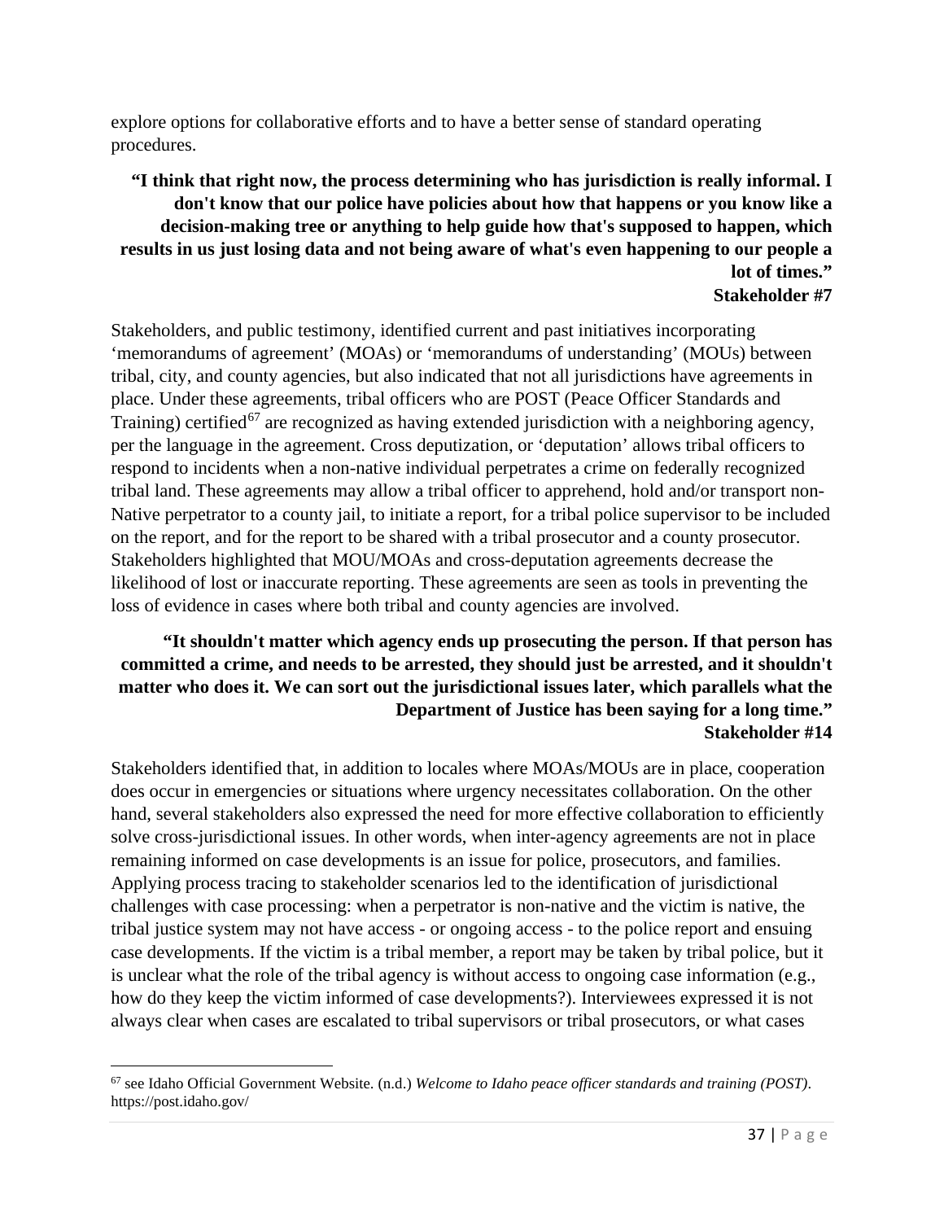explore options for collaborative efforts and to have a better sense of standard operating procedures.

> **"I think that right now, the process determining who has jurisdiction is really informal. I don't know that our police have policies about how that happens or you know like a decision-making tree or anything to help guide how that's supposed to happen, which results in us just losing data and not being aware of what's even happening to our people a lot of times."**
> **Stakeholder #7**

Stakeholders, and public testimony, identified current and past initiatives incorporating 'memorandums of agreement' (MOAs) or 'memorandums of understanding' (MOUs) between tribal, city, and county agencies, but also indicated that not all jurisdictions have agreements in place. Under these agreements, tribal officers who are POST (Peace Officer Standards and Training) certified[67] are recognized as having extended jurisdiction with a neighboring agency, per the language in the agreement. Cross deputization, or 'deputation' allows tribal officers to respond to incidents when a non-native individual perpetrates a crime on federally recognized tribal land. These agreements may allow a tribal officer to apprehend, hold and/or transport non-Native perpetrator to a county jail, to initiate a report, for a tribal police supervisor to be included on the report, and for the report to be shared with a tribal prosecutor and a county prosecutor. Stakeholders highlighted that MOU/MOAs and cross-deputation agreements decrease the likelihood of lost or inaccurate reporting. These agreements are seen as tools in preventing the loss of evidence in cases where both tribal and county agencies are involved.

> **"It shouldn't matter which agency ends up prosecuting the person. If that person has committed a crime, and needs to be arrested, they should just be arrested, and it shouldn't matter who does it. We can sort out the jurisdictional issues later, which parallels what the Department of Justice has been saying for a long time."**
> **Stakeholder #14**

Stakeholders identified that, in addition to locales where MOAs/MOUs are in place, cooperation does occur in emergencies or situations where urgency necessitates collaboration. On the other hand, several stakeholders also expressed the need for more effective collaboration to efficiently solve cross-jurisdictional issues. In other words, when inter-agency agreements are not in place remaining informed on case developments is an issue for police, prosecutors, and families. Applying process tracing to stakeholder scenarios led to the identification of jurisdictional challenges with case processing: when a perpetrator is non-native and the victim is native, the tribal justice system may not have access - or ongoing access - to the police report and ensuing case developments. If the victim is a tribal member, a report may be taken by tribal police, but it is unclear what the role of the tribal agency is without access to ongoing case information (e.g., how do they keep the victim informed of case developments?). Interviewees expressed it is not always clear when cases are escalated to tribal supervisors or tribal prosecutors, or what cases

---

[67] see Idaho Official Government Website. (n.d.) *Welcome to Idaho peace officer standards and training (POST)*. https://post.idaho.gov/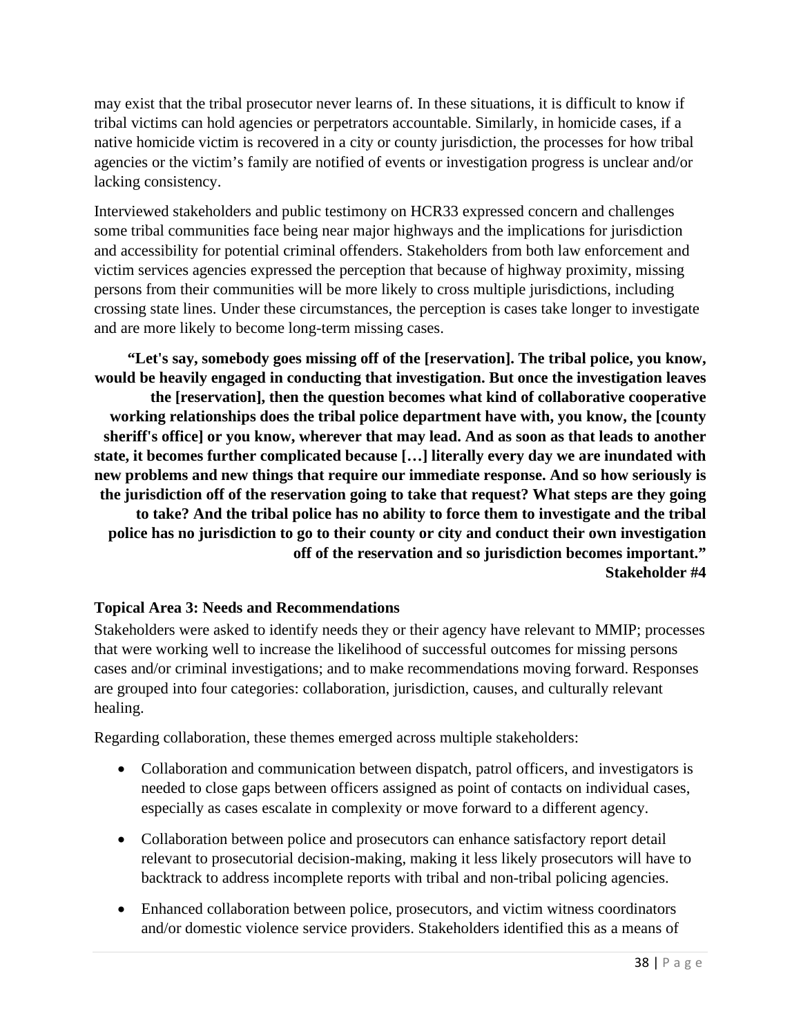may exist that the tribal prosecutor never learns of. In these situations, it is difficult to know if tribal victims can hold agencies or perpetrators accountable. Similarly, in homicide cases, if a native homicide victim is recovered in a city or county jurisdiction, the processes for how tribal agencies or the victim's family are notified of events or investigation progress is unclear and/or lacking consistency.

Interviewed stakeholders and public testimony on HCR33 expressed concern and challenges some tribal communities face being near major highways and the implications for jurisdiction and accessibility for potential criminal offenders. Stakeholders from both law enforcement and victim services agencies expressed the perception that because of highway proximity, missing persons from their communities will be more likely to cross multiple jurisdictions, including crossing state lines. Under these circumstances, the perception is cases take longer to investigate and are more likely to become long-term missing cases.

> **"Let's say, somebody goes missing off of the [reservation]. The tribal police, you know, would be heavily engaged in conducting that investigation. But once the investigation leaves the [reservation], then the question becomes what kind of collaborative cooperative working relationships does the tribal police department have with, you know, the [county sheriff's office] or you know, wherever that may lead. And as soon as that leads to another state, it becomes further complicated because […] literally every day we are inundated with new problems and new things that require our immediate response. And so how seriously is the jurisdiction off of the reservation going to take that request? What steps are they going to take? And the tribal police has no ability to force them to investigate and the tribal police has no jurisdiction to go to their county or city and conduct their own investigation off of the reservation and so jurisdiction becomes important."**
>
> **Stakeholder #4**

### Topical Area 3: Needs and Recommendations

Stakeholders were asked to identify needs they or their agency have relevant to MMIP; processes that were working well to increase the likelihood of successful outcomes for missing persons cases and/or criminal investigations; and to make recommendations moving forward. Responses are grouped into four categories: collaboration, jurisdiction, causes, and culturally relevant healing.

Regarding collaboration, these themes emerged across multiple stakeholders:

- Collaboration and communication between dispatch, patrol officers, and investigators is needed to close gaps between officers assigned as point of contacts on individual cases, especially as cases escalate in complexity or move forward to a different agency.
- Collaboration between police and prosecutors can enhance satisfactory report detail relevant to prosecutorial decision-making, making it less likely prosecutors will have to backtrack to address incomplete reports with tribal and non-tribal policing agencies.
- Enhanced collaboration between police, prosecutors, and victim witness coordinators and/or domestic violence service providers. Stakeholders identified this as a means of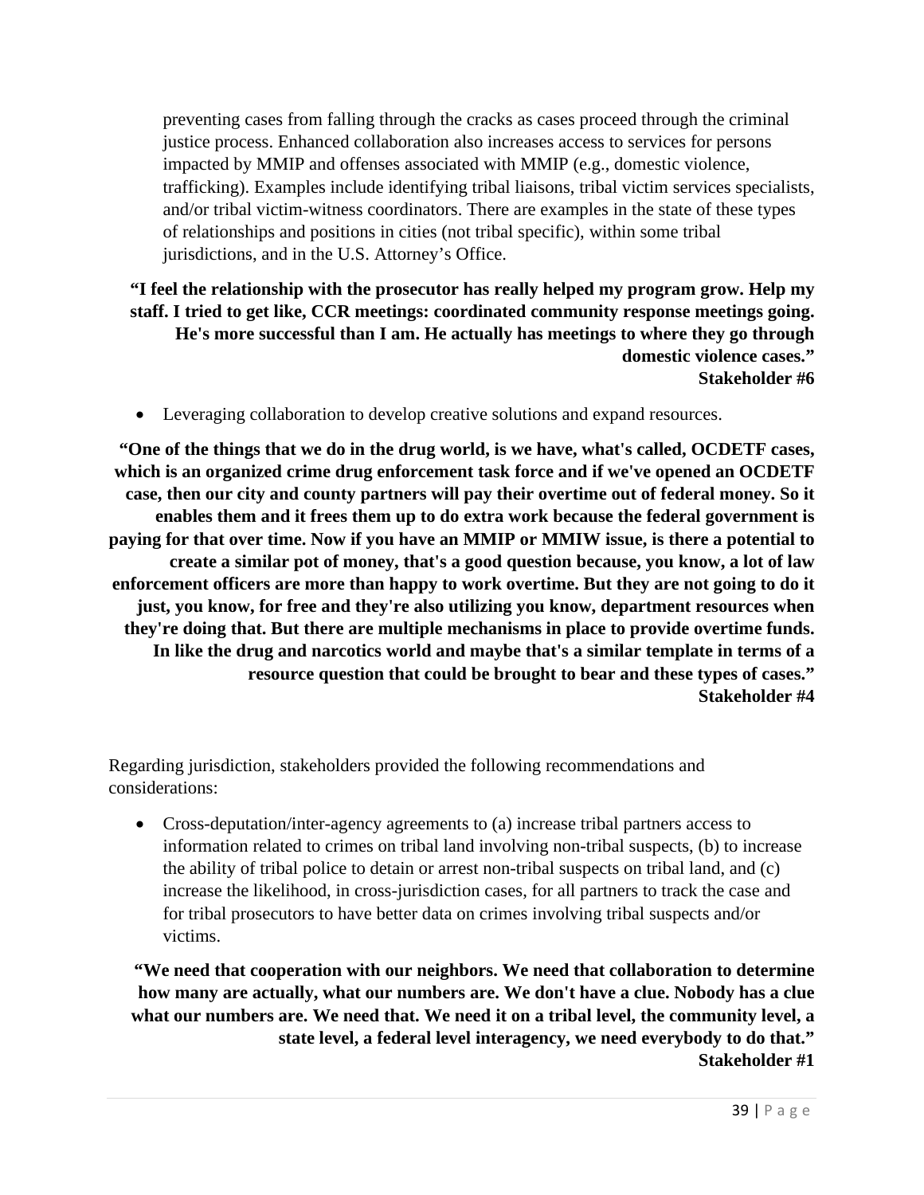preventing cases from falling through the cracks as cases proceed through the criminal justice process. Enhanced collaboration also increases access to services for persons impacted by MMIP and offenses associated with MMIP (e.g., domestic violence, trafficking). Examples include identifying tribal liaisons, tribal victim services specialists, and/or tribal victim-witness coordinators. There are examples in the state of these types of relationships and positions in cities (not tribal specific), within some tribal jurisdictions, and in the U.S. Attorney's Office.

**"I feel the relationship with the prosecutor has really helped my program grow. Help my staff. I tried to get like, CCR meetings: coordinated community response meetings going. He's more successful than I am. He actually has meetings to where they go through domestic violence cases."**
**Stakeholder #6**

- Leveraging collaboration to develop creative solutions and expand resources.

**"One of the things that we do in the drug world, is we have, what's called, OCDETF cases, which is an organized crime drug enforcement task force and if we've opened an OCDETF case, then our city and county partners will pay their overtime out of federal money. So it enables them and it frees them up to do extra work because the federal government is paying for that over time. Now if you have an MMIP or MMIW issue, is there a potential to create a similar pot of money, that's a good question because, you know, a lot of law enforcement officers are more than happy to work overtime. But they are not going to do it just, you know, for free and they're also utilizing you know, department resources when they're doing that. But there are multiple mechanisms in place to provide overtime funds. In like the drug and narcotics world and maybe that's a similar template in terms of a resource question that could be brought to bear and these types of cases."**
**Stakeholder #4**

Regarding jurisdiction, stakeholders provided the following recommendations and considerations:

- Cross-deputation/inter-agency agreements to (a) increase tribal partners access to information related to crimes on tribal land involving non-tribal suspects, (b) to increase the ability of tribal police to detain or arrest non-tribal suspects on tribal land, and (c) increase the likelihood, in cross-jurisdiction cases, for all partners to track the case and for tribal prosecutors to have better data on crimes involving tribal suspects and/or victims.

**"We need that cooperation with our neighbors. We need that collaboration to determine how many are actually, what our numbers are. We don't have a clue. Nobody has a clue what our numbers are. We need that. We need it on a tribal level, the community level, a state level, a federal level interagency, we need everybody to do that."**
**Stakeholder #1**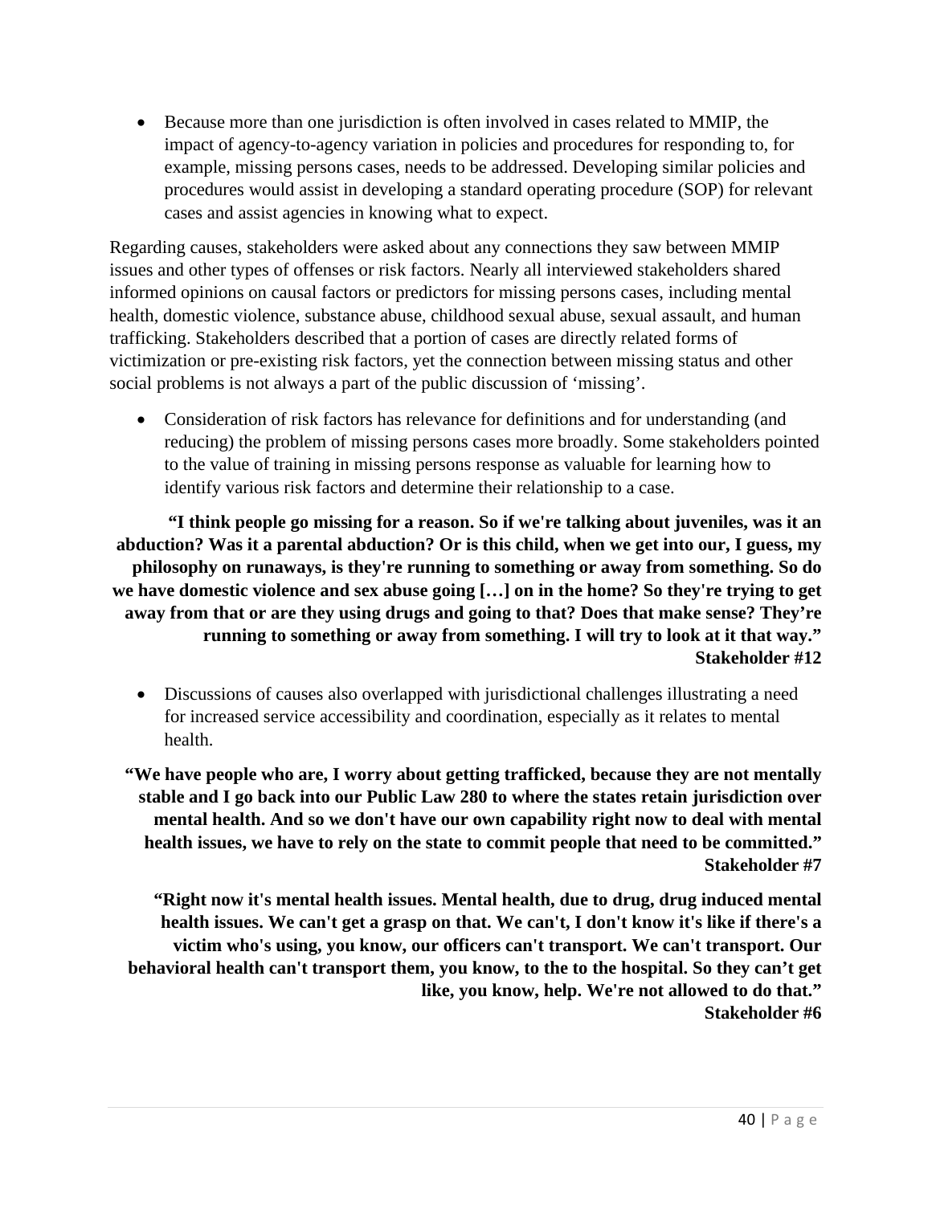- Because more than one jurisdiction is often involved in cases related to MMIP, the impact of agency-to-agency variation in policies and procedures for responding to, for example, missing persons cases, needs to be addressed. Developing similar policies and procedures would assist in developing a standard operating procedure (SOP) for relevant cases and assist agencies in knowing what to expect.

Regarding causes, stakeholders were asked about any connections they saw between MMIP issues and other types of offenses or risk factors. Nearly all interviewed stakeholders shared informed opinions on causal factors or predictors for missing persons cases, including mental health, domestic violence, substance abuse, childhood sexual abuse, sexual assault, and human trafficking. Stakeholders described that a portion of cases are directly related forms of victimization or pre-existing risk factors, yet the connection between missing status and other social problems is not always a part of the public discussion of 'missing'.

- Consideration of risk factors has relevance for definitions and for understanding (and reducing) the problem of missing persons cases more broadly. Some stakeholders pointed to the value of training in missing persons response as valuable for learning how to identify various risk factors and determine their relationship to a case.

**"I think people go missing for a reason. So if we're talking about juveniles, was it an abduction? Was it a parental abduction? Or is this child, when we get into our, I guess, my philosophy on runaways, is they're running to something or away from something. So do we have domestic violence and sex abuse going […] on in the home? So they're trying to get away from that or are they using drugs and going to that? Does that make sense? They're running to something or away from something. I will try to look at it that way."**
**Stakeholder #12**

- Discussions of causes also overlapped with jurisdictional challenges illustrating a need for increased service accessibility and coordination, especially as it relates to mental health.

**"We have people who are, I worry about getting trafficked, because they are not mentally stable and I go back into our Public Law 280 to where the states retain jurisdiction over mental health. And so we don't have our own capability right now to deal with mental health issues, we have to rely on the state to commit people that need to be committed."**
**Stakeholder #7**

**"Right now it's mental health issues. Mental health, due to drug, drug induced mental health issues. We can't get a grasp on that. We can't, I don't know it's like if there's a victim who's using, you know, our officers can't transport. We can't transport. Our behavioral health can't transport them, you know, to the to the hospital. So they can't get like, you know, help. We're not allowed to do that."**
**Stakeholder #6**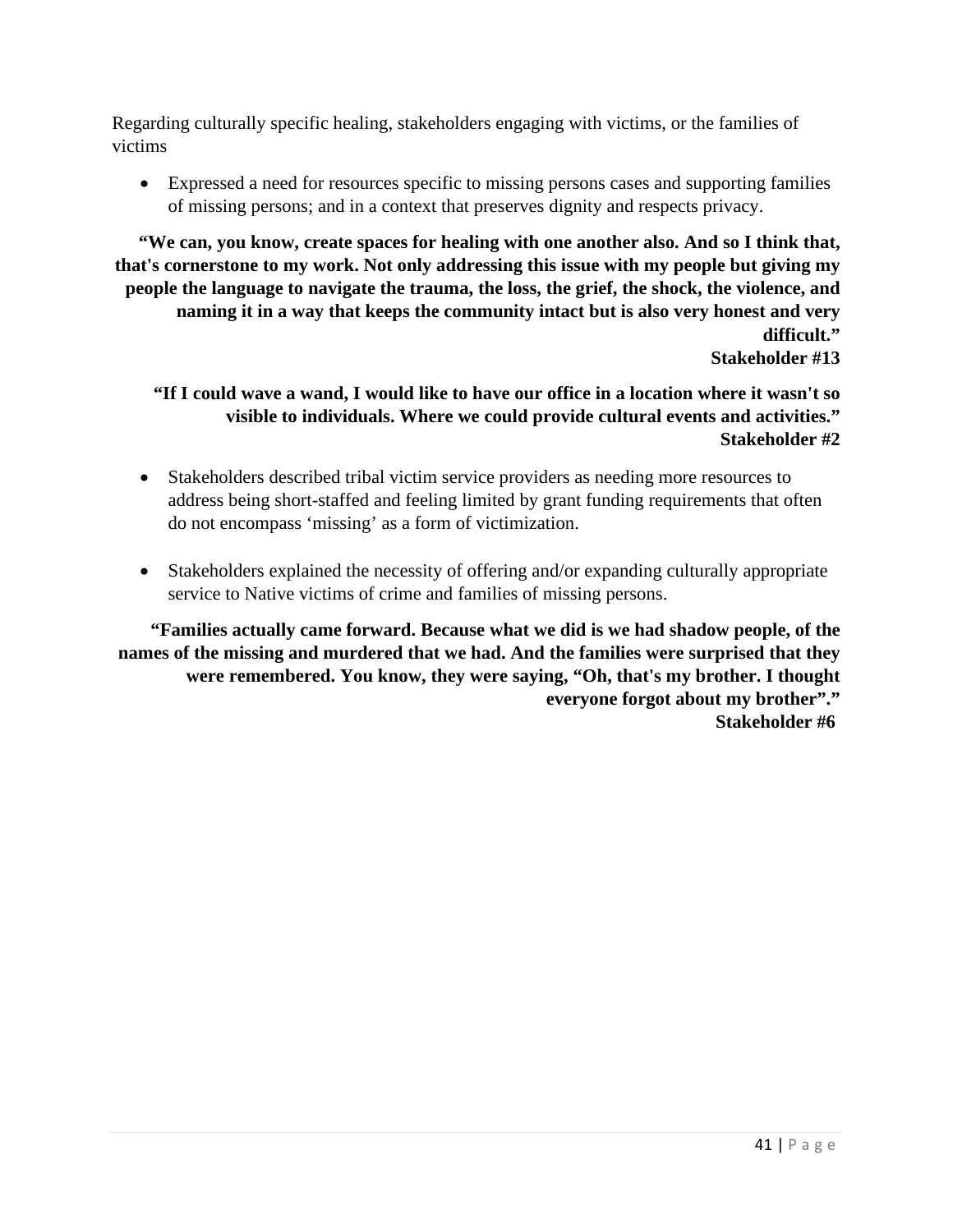Regarding culturally specific healing, stakeholders engaging with victims, or the families of victims

- Expressed a need for resources specific to missing persons cases and supporting families of missing persons; and in a context that preserves dignity and respects privacy.

**"We can, you know, create spaces for healing with one another also. And so I think that, that's cornerstone to my work. Not only addressing this issue with my people but giving my people the language to navigate the trauma, the loss, the grief, the shock, the violence, and naming it in a way that keeps the community intact but is also very honest and very difficult."**
**Stakeholder #13**

**"If I could wave a wand, I would like to have our office in a location where it wasn't so visible to individuals. Where we could provide cultural events and activities."**
**Stakeholder #2**

- Stakeholders described tribal victim service providers as needing more resources to address being short-staffed and feeling limited by grant funding requirements that often do not encompass 'missing' as a form of victimization.

- Stakeholders explained the necessity of offering and/or expanding culturally appropriate service to Native victims of crime and families of missing persons.

**"Families actually came forward. Because what we did is we had shadow people, of the names of the missing and murdered that we had. And the families were surprised that they were remembered. You know, they were saying, "Oh, that's my brother. I thought everyone forgot about my brother"."**
**Stakeholder #6**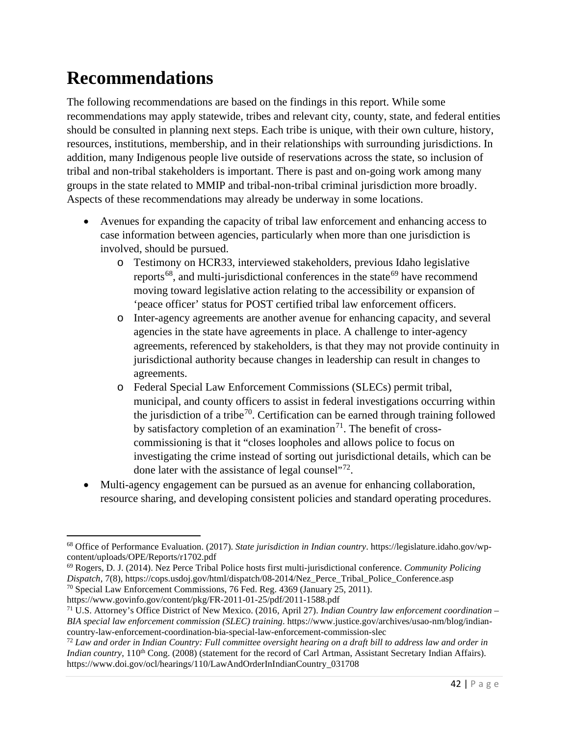# Recommendations

The following recommendations are based on the findings in this report. While some recommendations may apply statewide, tribes and relevant city, county, state, and federal entities should be consulted in planning next steps. Each tribe is unique, with their own culture, history, resources, institutions, membership, and in their relationships with surrounding jurisdictions. In addition, many Indigenous people live outside of reservations across the state, so inclusion of tribal and non-tribal stakeholders is important. There is past and on-going work among many groups in the state related to MMIP and tribal-non-tribal criminal jurisdiction more broadly. Aspects of these recommendations may already be underway in some locations.

- Avenues for expanding the capacity of tribal law enforcement and enhancing access to case information between agencies, particularly when more than one jurisdiction is involved, should be pursued.
    - Testimony on HCR33, interviewed stakeholders, previous Idaho legislative reports[68], and multi-jurisdictional conferences in the state[69] have recommend moving toward legislative action relating to the accessibility or expansion of 'peace officer' status for POST certified tribal law enforcement officers.
    - Inter-agency agreements are another avenue for enhancing capacity, and several agencies in the state have agreements in place. A challenge to inter-agency agreements, referenced by stakeholders, is that they may not provide continuity in jurisdictional authority because changes in leadership can result in changes to agreements.
    - Federal Special Law Enforcement Commissions (SLECs) permit tribal, municipal, and county officers to assist in federal investigations occurring within the jurisdiction of a tribe[70]. Certification can be earned through training followed by satisfactory completion of an examination[71]. The benefit of cross-commissioning is that it "closes loopholes and allows police to focus on investigating the crime instead of sorting out jurisdictional details, which can be done later with the assistance of legal counsel"[72].
- Multi-agency engagement can be pursued as an avenue for enhancing collaboration, resource sharing, and developing consistent policies and standard operating procedures.

---

[68] Office of Performance Evaluation. (2017). *State jurisdiction in Indian country*. https://legislature.idaho.gov/wp-content/uploads/OPE/Reports/r1702.pdf

[69] Rogers, D. J. (2014). Nez Perce Tribal Police hosts first multi-jurisdictional conference. *Community Policing Dispatch*, 7(8), https://cops.usdoj.gov/html/dispatch/08-2014/Nez_Perce_Tribal_Police_Conference.asp

[70] Special Law Enforcement Commissions, 76 Fed. Reg. 4369 (January 25, 2011). https://www.govinfo.gov/content/pkg/FR-2011-01-25/pdf/2011-1588.pdf

[71] U.S. Attorney's Office District of New Mexico. (2016, April 27). *Indian Country law enforcement coordination – BIA special law enforcement commission (SLEC) training*. https://www.justice.gov/archives/usao-nm/blog/indian-country-law-enforcement-coordination-bia-special-law-enforcement-commission-slec

[72] *Law and order in Indian Country: Full committee oversight hearing on a draft bill to address law and order in Indian country*, 110th Cong. (2008) (statement for the record of Carl Artman, Assistant Secretary Indian Affairs). https://www.doi.gov/ocl/hearings/110/LawAndOrderInIndianCountry_031708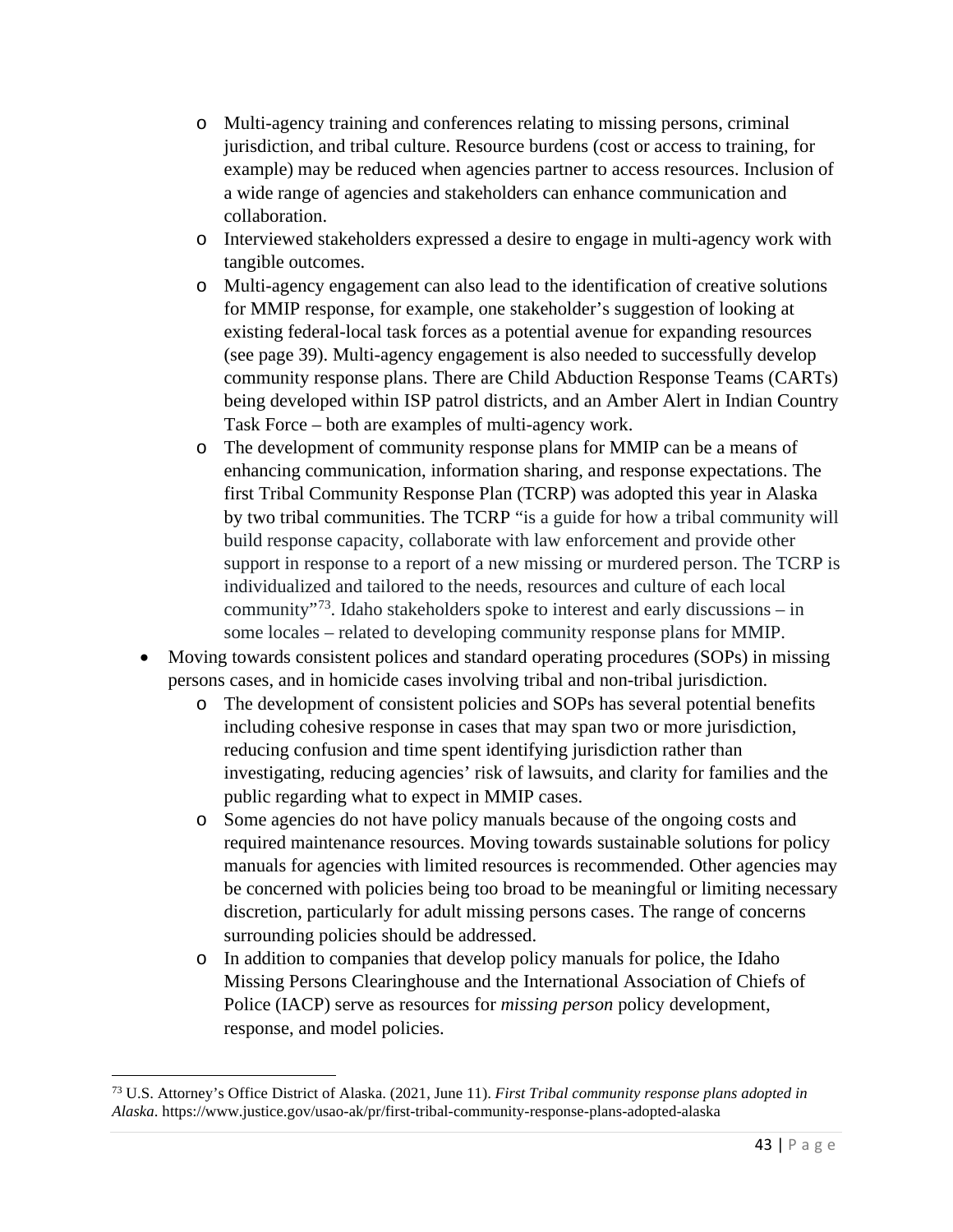- Multi-agency training and conferences relating to missing persons, criminal jurisdiction, and tribal culture. Resource burdens (cost or access to training, for example) may be reduced when agencies partner to access resources. Inclusion of a wide range of agencies and stakeholders can enhance communication and collaboration.
- Interviewed stakeholders expressed a desire to engage in multi-agency work with tangible outcomes.
- Multi-agency engagement can also lead to the identification of creative solutions for MMIP response, for example, one stakeholder's suggestion of looking at existing federal-local task forces as a potential avenue for expanding resources (see page 39). Multi-agency engagement is also needed to successfully develop community response plans. There are Child Abduction Response Teams (CARTs) being developed within ISP patrol districts, and an Amber Alert in Indian Country Task Force – both are examples of multi-agency work.
- The development of community response plans for MMIP can be a means of enhancing communication, information sharing, and response expectations. The first Tribal Community Response Plan (TCRP) was adopted this year in Alaska by two tribal communities. The TCRP "is a guide for how a tribal community will build response capacity, collaborate with law enforcement and provide other support in response to a report of a new missing or murdered person. The TCRP is individualized and tailored to the needs, resources and culture of each local community"[73]. Idaho stakeholders spoke to interest and early discussions – in some locales – related to developing community response plans for MMIP.

- Moving towards consistent polices and standard operating procedures (SOPs) in missing persons cases, and in homicide cases involving tribal and non-tribal jurisdiction.
  - The development of consistent policies and SOPs has several potential benefits including cohesive response in cases that may span two or more jurisdiction, reducing confusion and time spent identifying jurisdiction rather than investigating, reducing agencies' risk of lawsuits, and clarity for families and the public regarding what to expect in MMIP cases.
  - Some agencies do not have policy manuals because of the ongoing costs and required maintenance resources. Moving towards sustainable solutions for policy manuals for agencies with limited resources is recommended. Other agencies may be concerned with policies being too broad to be meaningful or limiting necessary discretion, particularly for adult missing persons cases. The range of concerns surrounding policies should be addressed.
  - In addition to companies that develop policy manuals for police, the Idaho Missing Persons Clearinghouse and the International Association of Chiefs of Police (IACP) serve as resources for *missing person* policy development, response, and model policies.

[73] U.S. Attorney's Office District of Alaska. (2021, June 11). *First Tribal community response plans adopted in Alaska*. https://www.justice.gov/usao-ak/pr/first-tribal-community-response-plans-adopted-alaska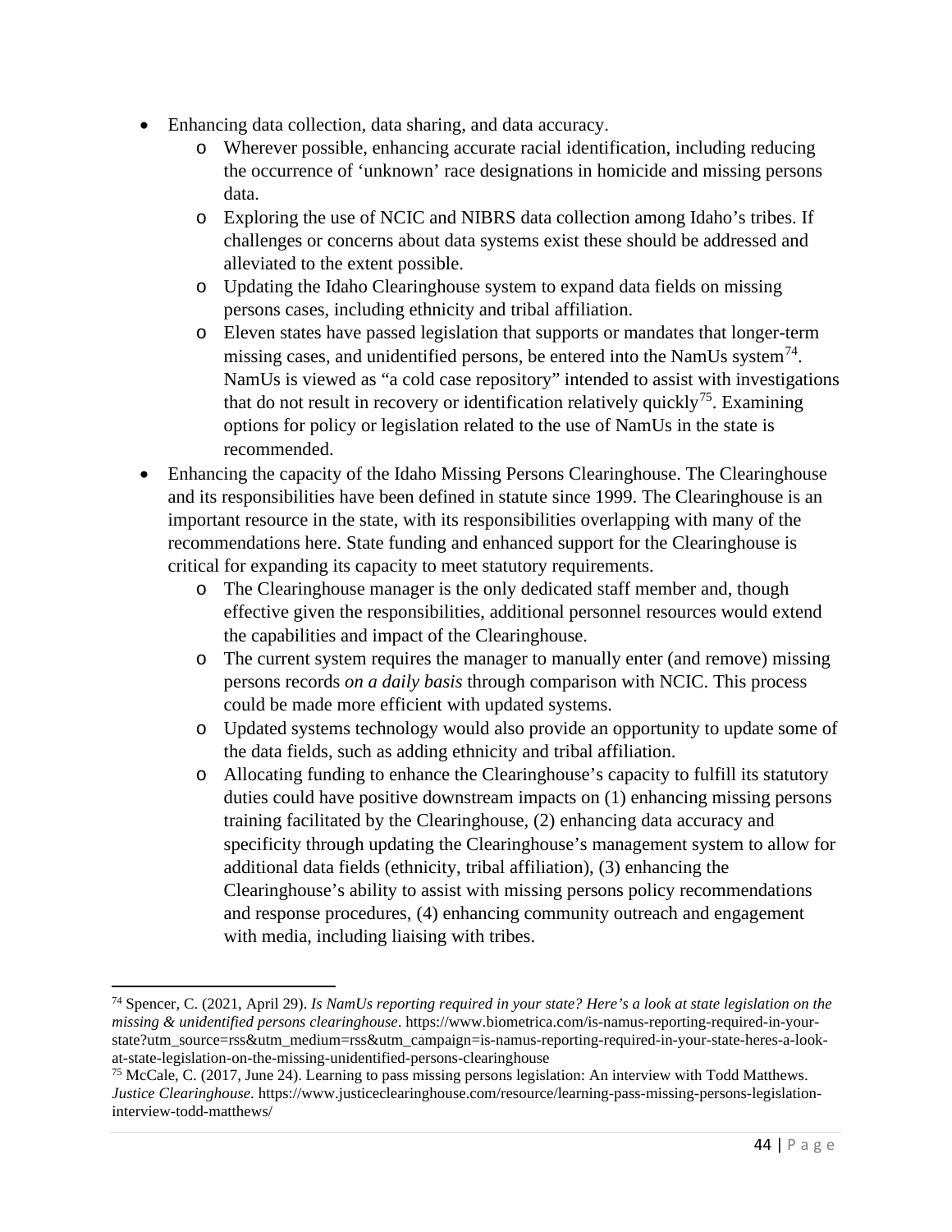- Enhancing data collection, data sharing, and data accuracy.
  - Wherever possible, enhancing accurate racial identification, including reducing the occurrence of 'unknown' race designations in homicide and missing persons data.
  - Exploring the use of NCIC and NIBRS data collection among Idaho's tribes. If challenges or concerns about data systems exist these should be addressed and alleviated to the extent possible.
  - Updating the Idaho Clearinghouse system to expand data fields on missing persons cases, including ethnicity and tribal affiliation.
  - Eleven states have passed legislation that supports or mandates that longer-term missing cases, and unidentified persons, be entered into the NamUs system[74]. NamUs is viewed as "a cold case repository" intended to assist with investigations that do not result in recovery or identification relatively quickly[75]. Examining options for policy or legislation related to the use of NamUs in the state is recommended.
- Enhancing the capacity of the Idaho Missing Persons Clearinghouse. The Clearinghouse and its responsibilities have been defined in statute since 1999. The Clearinghouse is an important resource in the state, with its responsibilities overlapping with many of the recommendations here. State funding and enhanced support for the Clearinghouse is critical for expanding its capacity to meet statutory requirements.
  - The Clearinghouse manager is the only dedicated staff member and, though effective given the responsibilities, additional personnel resources would extend the capabilities and impact of the Clearinghouse.
  - The current system requires the manager to manually enter (and remove) missing persons records *on a daily basis* through comparison with NCIC. This process could be made more efficient with updated systems.
  - Updated systems technology would also provide an opportunity to update some of the data fields, such as adding ethnicity and tribal affiliation.
  - Allocating funding to enhance the Clearinghouse's capacity to fulfill its statutory duties could have positive downstream impacts on (1) enhancing missing persons training facilitated by the Clearinghouse, (2) enhancing data accuracy and specificity through updating the Clearinghouse's management system to allow for additional data fields (ethnicity, tribal affiliation), (3) enhancing the Clearinghouse's ability to assist with missing persons policy recommendations and response procedures, (4) enhancing community outreach and engagement with media, including liaising with tribes.

---

[74] Spencer, C. (2021, April 29). *Is NamUs reporting required in your state? Here's a look at state legislation on the missing & unidentified persons clearinghouse*. https://www.biometrica.com/is-namus-reporting-required-in-your-state?utm_source=rss&utm_medium=rss&utm_campaign=is-namus-reporting-required-in-your-state-heres-a-look-at-state-legislation-on-the-missing-unidentified-persons-clearinghouse

[75] McCale, C. (2017, June 24). Learning to pass missing persons legislation: An interview with Todd Matthews. *Justice Clearinghouse*. https://www.justiceclearinghouse.com/resource/learning-pass-missing-persons-legislation-interview-todd-matthews/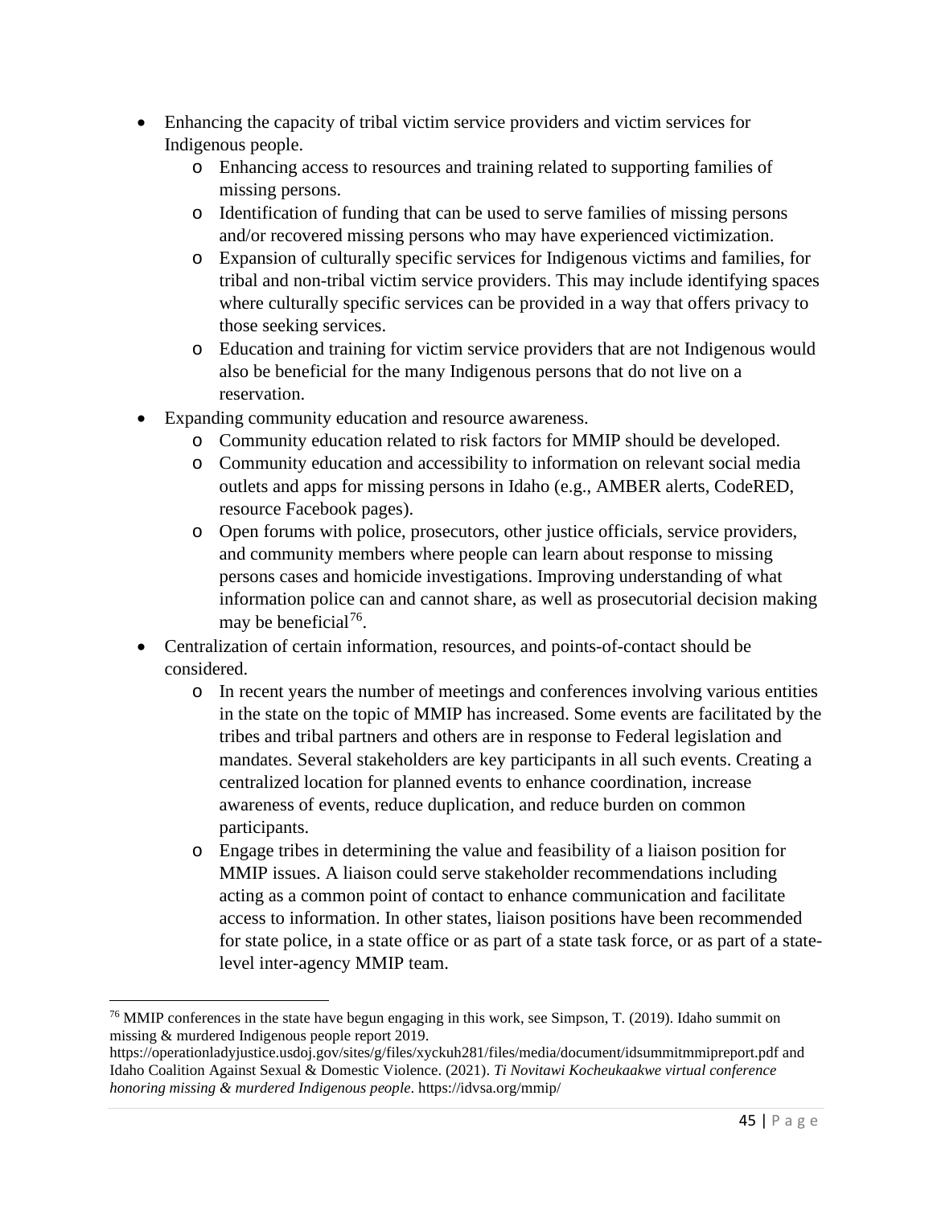- Enhancing the capacity of tribal victim service providers and victim services for Indigenous people.
  - Enhancing access to resources and training related to supporting families of missing persons.
  - Identification of funding that can be used to serve families of missing persons and/or recovered missing persons who may have experienced victimization.
  - Expansion of culturally specific services for Indigenous victims and families, for tribal and non-tribal victim service providers. This may include identifying spaces where culturally specific services can be provided in a way that offers privacy to those seeking services.
  - Education and training for victim service providers that are not Indigenous would also be beneficial for the many Indigenous persons that do not live on a reservation.
- Expanding community education and resource awareness.
  - Community education related to risk factors for MMIP should be developed.
  - Community education and accessibility to information on relevant social media outlets and apps for missing persons in Idaho (e.g., AMBER alerts, CodeRED, resource Facebook pages).
  - Open forums with police, prosecutors, other justice officials, service providers, and community members where people can learn about response to missing persons cases and homicide investigations. Improving understanding of what information police can and cannot share, as well as prosecutorial decision making may be beneficial[76].
- Centralization of certain information, resources, and points-of-contact should be considered.
  - In recent years the number of meetings and conferences involving various entities in the state on the topic of MMIP has increased. Some events are facilitated by the tribes and tribal partners and others are in response to Federal legislation and mandates. Several stakeholders are key participants in all such events. Creating a centralized location for planned events to enhance coordination, increase awareness of events, reduce duplication, and reduce burden on common participants.
  - Engage tribes in determining the value and feasibility of a liaison position for MMIP issues. A liaison could serve stakeholder recommendations including acting as a common point of contact to enhance communication and facilitate access to information. In other states, liaison positions have been recommended for state police, in a state office or as part of a state task force, or as part of a state-level inter-agency MMIP team.

---

[76] MMIP conferences in the state have begun engaging in this work, see Simpson, T. (2019). Idaho summit on missing & murdered Indigenous people report 2019. https://operationladyjustice.usdoj.gov/sites/g/files/xyckuh281/files/media/document/idsummitmmipreport.pdf and Idaho Coalition Against Sexual & Domestic Violence. (2021). *Ti Novitawi Kocheukaakwe virtual conference honoring missing & murdered Indigenous people*. https://idvsa.org/mmip/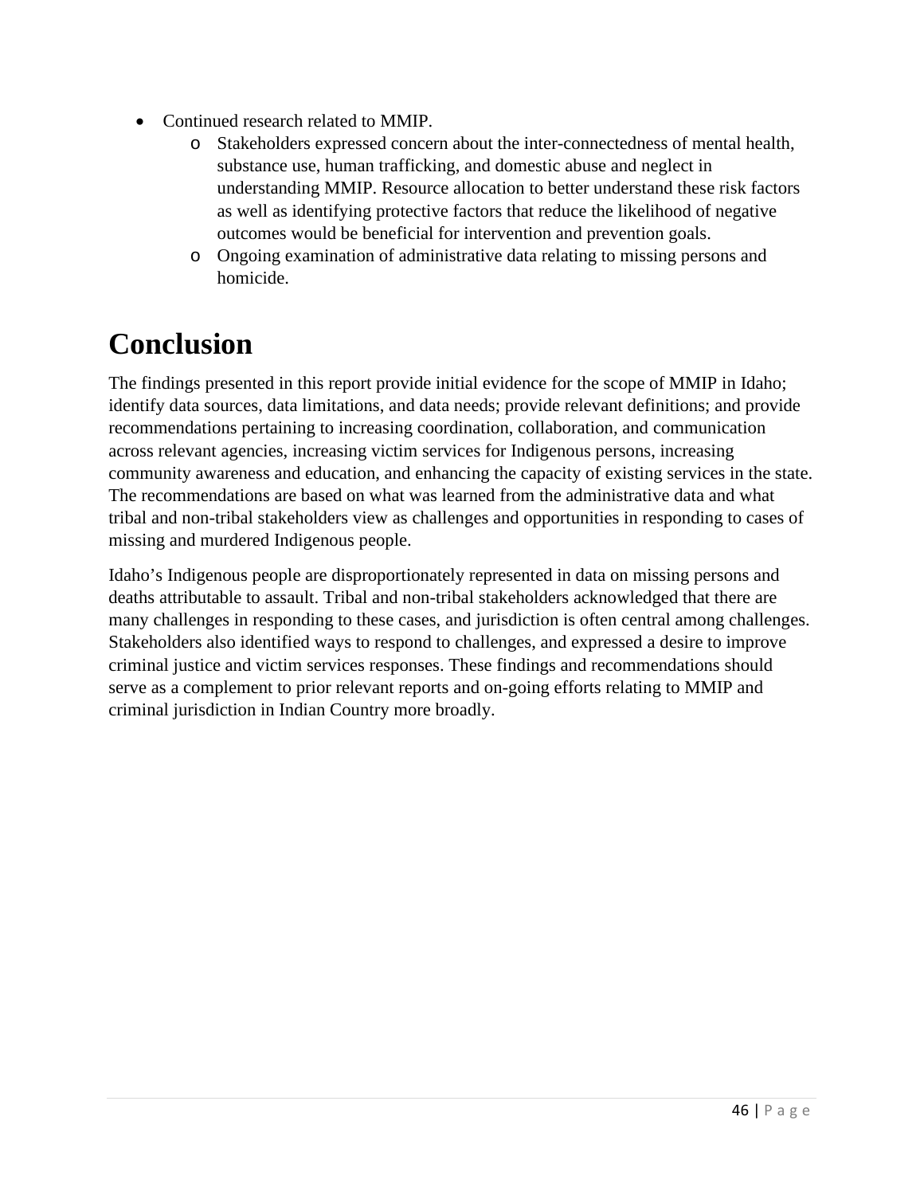- Continued research related to MMIP.
    - Stakeholders expressed concern about the inter-connectedness of mental health, substance use, human trafficking, and domestic abuse and neglect in understanding MMIP. Resource allocation to better understand these risk factors as well as identifying protective factors that reduce the likelihood of negative outcomes would be beneficial for intervention and prevention goals.
    - Ongoing examination of administrative data relating to missing persons and homicide.

# Conclusion

The findings presented in this report provide initial evidence for the scope of MMIP in Idaho; identify data sources, data limitations, and data needs; provide relevant definitions; and provide recommendations pertaining to increasing coordination, collaboration, and communication across relevant agencies, increasing victim services for Indigenous persons, increasing community awareness and education, and enhancing the capacity of existing services in the state. The recommendations are based on what was learned from the administrative data and what tribal and non-tribal stakeholders view as challenges and opportunities in responding to cases of missing and murdered Indigenous people.

Idaho's Indigenous people are disproportionately represented in data on missing persons and deaths attributable to assault. Tribal and non-tribal stakeholders acknowledged that there are many challenges in responding to these cases, and jurisdiction is often central among challenges. Stakeholders also identified ways to respond to challenges, and expressed a desire to improve criminal justice and victim services responses. These findings and recommendations should serve as a complement to prior relevant reports and on-going efforts relating to MMIP and criminal jurisdiction in Indian Country more broadly.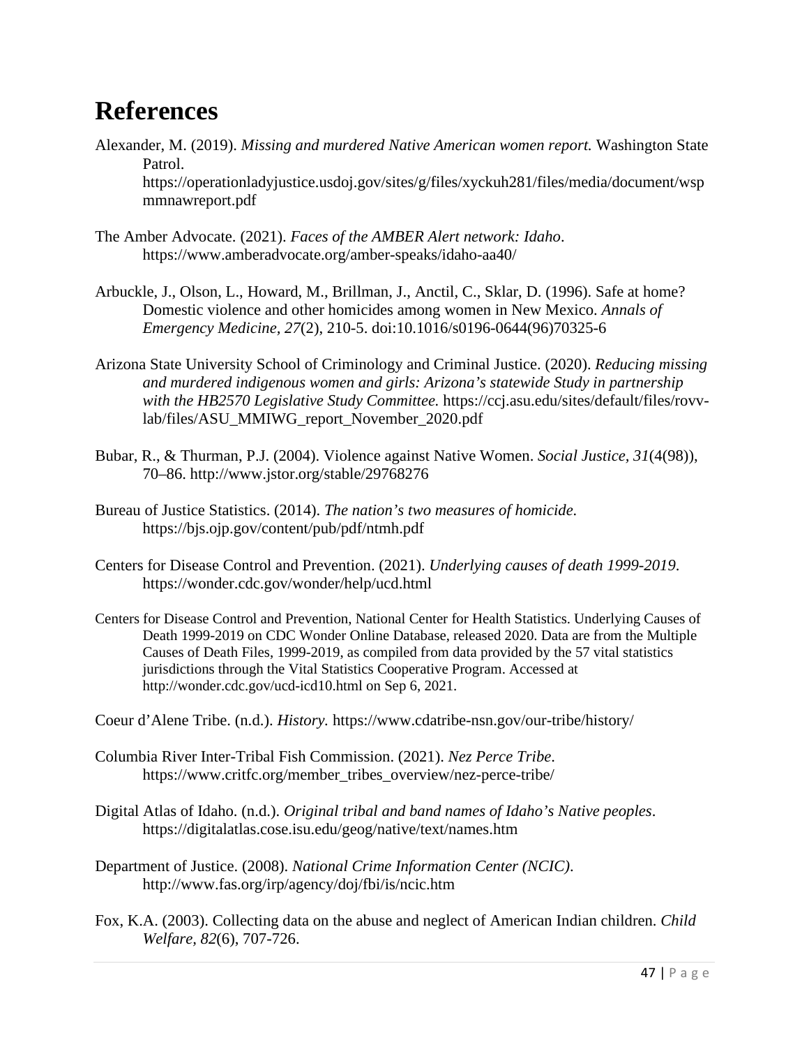# References

Alexander, M. (2019). *Missing and murdered Native American women report.* Washington State Patrol. https://operationladyjustice.usdoj.gov/sites/g/files/xyckuh281/files/media/document/wspmmnawreport.pdf

The Amber Advocate. (2021). *Faces of the AMBER Alert network: Idaho*. https://www.amberadvocate.org/amber-speaks/idaho-aa40/

Arbuckle, J., Olson, L., Howard, M., Brillman, J., Anctil, C., Sklar, D. (1996). Safe at home? Domestic violence and other homicides among women in New Mexico. *Annals of Emergency Medicine, 27*(2), 210-5. doi:10.1016/s0196-0644(96)70325-6

Arizona State University School of Criminology and Criminal Justice. (2020). *Reducing missing and murdered indigenous women and girls: Arizona's statewide Study in partnership with the HB2570 Legislative Study Committee.* https://ccj.asu.edu/sites/default/files/rovv-lab/files/ASU_MMIWG_report_November_2020.pdf

Bubar, R., & Thurman, P.J. (2004). Violence against Native Women. *Social Justice, 31*(4(98)), 70–86. http://www.jstor.org/stable/29768276

Bureau of Justice Statistics. (2014). *The nation's two measures of homicide*. https://bjs.ojp.gov/content/pub/pdf/ntmh.pdf

Centers for Disease Control and Prevention. (2021). *Underlying causes of death 1999-2019*. https://wonder.cdc.gov/wonder/help/ucd.html

Centers for Disease Control and Prevention, National Center for Health Statistics. Underlying Causes of Death 1999-2019 on CDC Wonder Online Database, released 2020. Data are from the Multiple Causes of Death Files, 1999-2019, as compiled from data provided by the 57 vital statistics jurisdictions through the Vital Statistics Cooperative Program. Accessed at http://wonder.cdc.gov/ucd-icd10.html on Sep 6, 2021.

Coeur d'Alene Tribe. (n.d.). *History.* https://www.cdatribe-nsn.gov/our-tribe/history/

Columbia River Inter-Tribal Fish Commission. (2021). *Nez Perce Tribe*. https://www.critfc.org/member_tribes_overview/nez-perce-tribe/

Digital Atlas of Idaho. (n.d.). *Original tribal and band names of Idaho's Native peoples*. https://digitalatlas.cose.isu.edu/geog/native/text/names.htm

Department of Justice. (2008). *National Crime Information Center (NCIC)*. http://www.fas.org/irp/agency/doj/fbi/is/ncic.htm

Fox, K.A. (2003). Collecting data on the abuse and neglect of American Indian children. *Child Welfare, 82*(6), 707-726.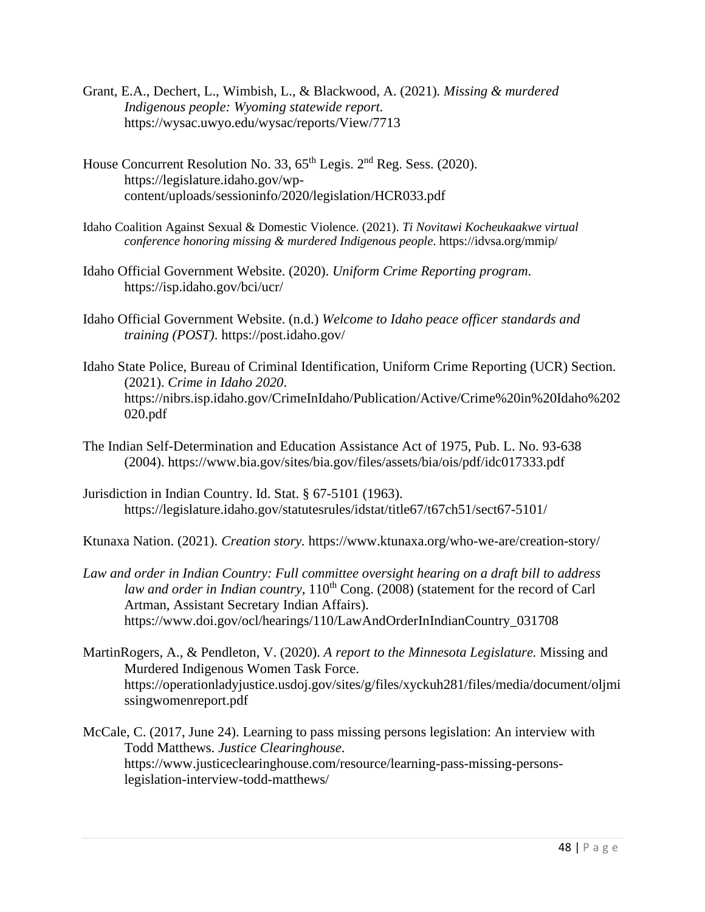Grant, E.A., Dechert, L., Wimbish, L., & Blackwood, A. (2021). *Missing & murdered Indigenous people: Wyoming statewide report.* https://wysac.uwyo.edu/wysac/reports/View/7713

House Concurrent Resolution No. 33, 65th Legis. 2nd Reg. Sess. (2020). https://legislature.idaho.gov/wp-content/uploads/sessioninfo/2020/legislation/HCR033.pdf

Idaho Coalition Against Sexual & Domestic Violence. (2021). *Ti Novitawi Kocheukaakwe virtual conference honoring missing & murdered Indigenous people*. https://idvsa.org/mmip/

Idaho Official Government Website. (2020). *Uniform Crime Reporting program*. https://isp.idaho.gov/bci/ucr/

Idaho Official Government Website. (n.d.) *Welcome to Idaho peace officer standards and training (POST)*. https://post.idaho.gov/

Idaho State Police, Bureau of Criminal Identification, Uniform Crime Reporting (UCR) Section. (2021). *Crime in Idaho 2020*. https://nibrs.isp.idaho.gov/CrimeInIdaho/Publication/Active/Crime%20in%20Idaho%202020.pdf

The Indian Self-Determination and Education Assistance Act of 1975, Pub. L. No. 93-638 (2004). https://www.bia.gov/sites/bia.gov/files/assets/bia/ois/pdf/idc017333.pdf

Jurisdiction in Indian Country. Id. Stat. § 67-5101 (1963). https://legislature.idaho.gov/statutesrules/idstat/title67/t67ch51/sect67-5101/

Ktunaxa Nation. (2021). *Creation story.* https://www.ktunaxa.org/who-we-are/creation-story/

*Law and order in Indian Country: Full committee oversight hearing on a draft bill to address law and order in Indian country*, 110th Cong. (2008) (statement for the record of Carl Artman, Assistant Secretary Indian Affairs). https://www.doi.gov/ocl/hearings/110/LawAndOrderInIndianCountry_031708

MartinRogers, A., & Pendleton, V. (2020). *A report to the Minnesota Legislature.* Missing and Murdered Indigenous Women Task Force. https://operationladyjustice.usdoj.gov/sites/g/files/xyckuh281/files/media/document/oljmissingwomenreport.pdf

McCale, C. (2017, June 24). Learning to pass missing persons legislation: An interview with Todd Matthews. *Justice Clearinghouse*. https://www.justiceclearinghouse.com/resource/learning-pass-missing-persons-legislation-interview-todd-matthews/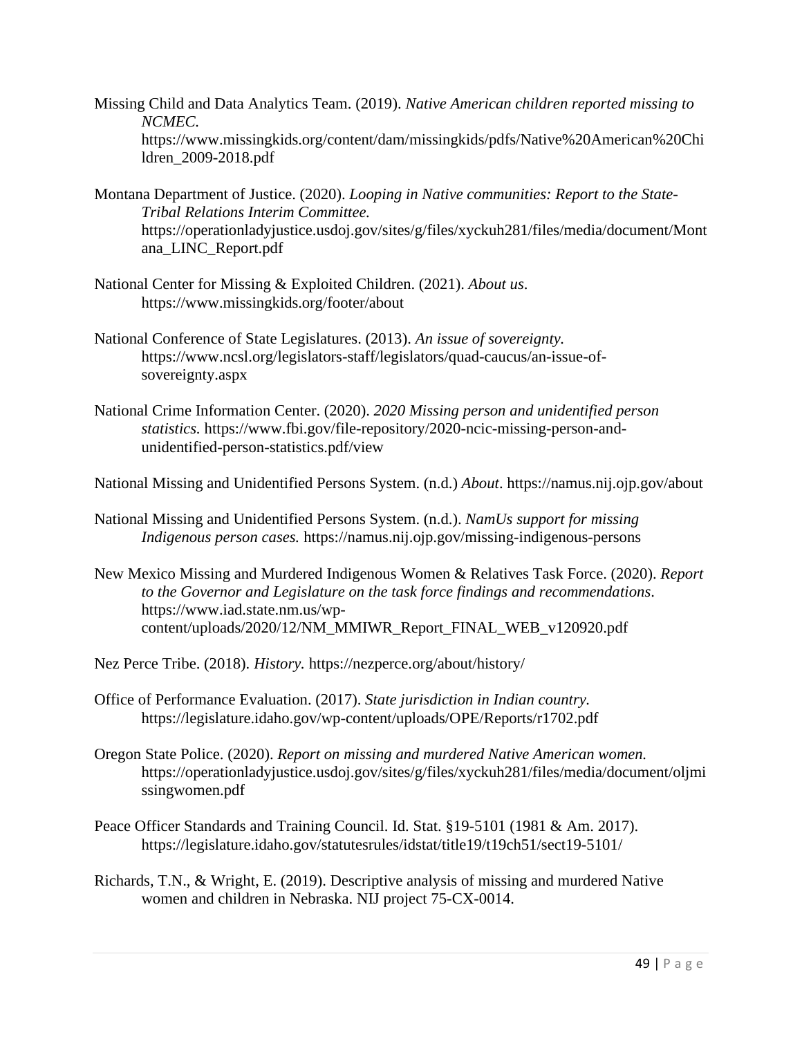Missing Child and Data Analytics Team. (2019). *Native American children reported missing to NCMEC.* https://www.missingkids.org/content/dam/missingkids/pdfs/Native%20American%20Children_2009-2018.pdf

Montana Department of Justice. (2020). *Looping in Native communities: Report to the State-Tribal Relations Interim Committee.* https://operationladyjustice.usdoj.gov/sites/g/files/xyckuh281/files/media/document/Montana_LINC_Report.pdf

National Center for Missing & Exploited Children. (2021). *About us*. https://www.missingkids.org/footer/about

National Conference of State Legislatures. (2013). *An issue of sovereignty.* https://www.ncsl.org/legislators-staff/legislators/quad-caucus/an-issue-of-sovereignty.aspx

National Crime Information Center. (2020). *2020 Missing person and unidentified person statistics.* https://www.fbi.gov/file-repository/2020-ncic-missing-person-and-unidentified-person-statistics.pdf/view

National Missing and Unidentified Persons System. (n.d.) *About*. https://namus.nij.ojp.gov/about

National Missing and Unidentified Persons System. (n.d.). *NamUs support for missing Indigenous person cases.* https://namus.nij.ojp.gov/missing-indigenous-persons

New Mexico Missing and Murdered Indigenous Women & Relatives Task Force. (2020). *Report to the Governor and Legislature on the task force findings and recommendations.* https://www.iad.state.nm.us/wp-content/uploads/2020/12/NM_MMIWR_Report_FINAL_WEB_v120920.pdf

Nez Perce Tribe. (2018). *History.* https://nezperce.org/about/history/

Office of Performance Evaluation. (2017). *State jurisdiction in Indian country.* https://legislature.idaho.gov/wp-content/uploads/OPE/Reports/r1702.pdf

Oregon State Police. (2020). *Report on missing and murdered Native American women.* https://operationladyjustice.usdoj.gov/sites/g/files/xyckuh281/files/media/document/oljmissingwomen.pdf

Peace Officer Standards and Training Council. Id. Stat. §19-5101 (1981 & Am. 2017). https://legislature.idaho.gov/statutesrules/idstat/title19/t19ch51/sect19-5101/

Richards, T.N., & Wright, E. (2019). Descriptive analysis of missing and murdered Native women and children in Nebraska. NIJ project 75-CX-0014.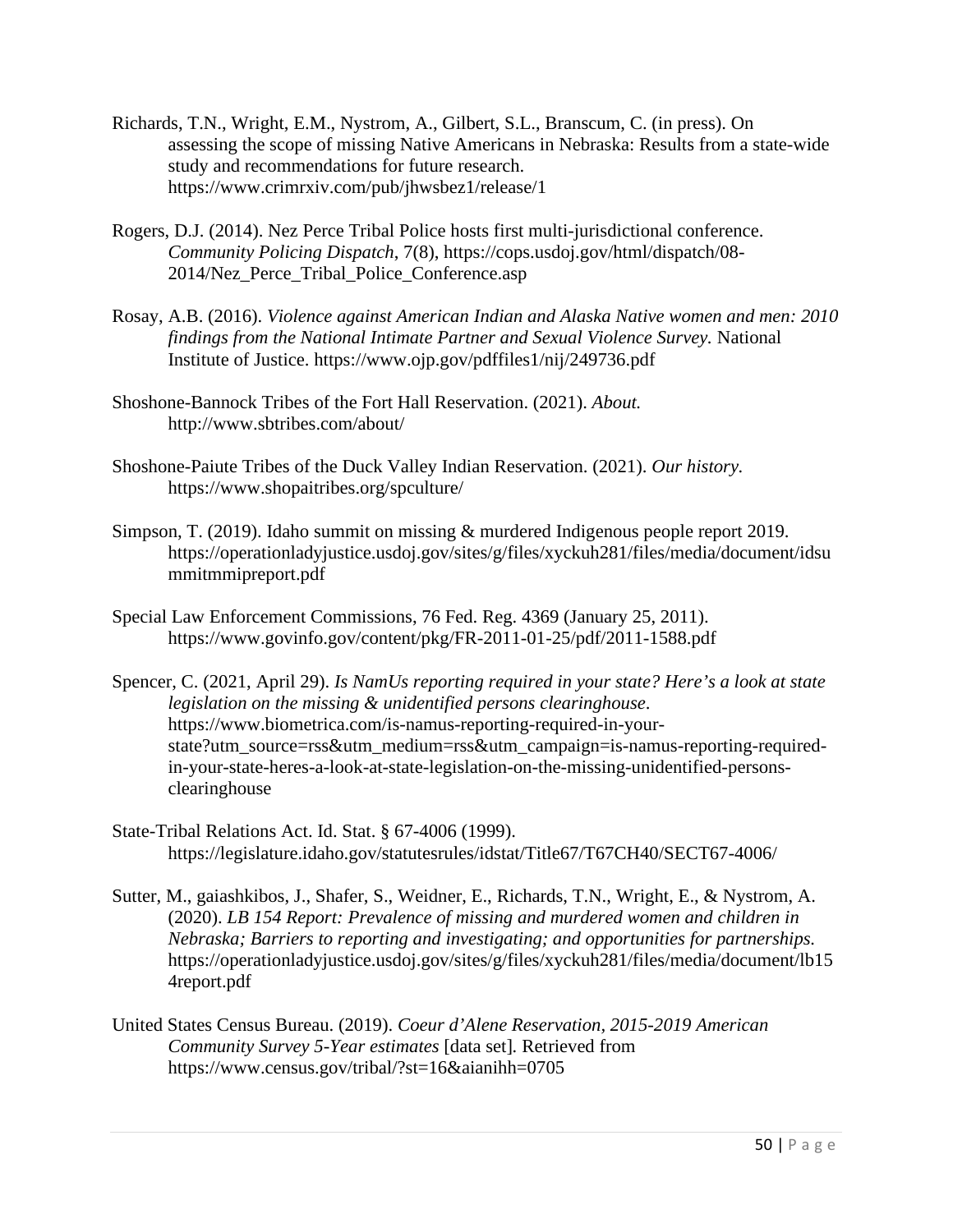Richards, T.N., Wright, E.M., Nystrom, A., Gilbert, S.L., Branscum, C. (in press). On assessing the scope of missing Native Americans in Nebraska: Results from a state-wide study and recommendations for future research. https://www.crimrxiv.com/pub/jhwsbez1/release/1

Rogers, D.J. (2014). Nez Perce Tribal Police hosts first multi-jurisdictional conference. *Community Policing Dispatch*, 7(8), https://cops.usdoj.gov/html/dispatch/08-2014/Nez_Perce_Tribal_Police_Conference.asp

Rosay, A.B. (2016). *Violence against American Indian and Alaska Native women and men: 2010 findings from the National Intimate Partner and Sexual Violence Survey.* National Institute of Justice. https://www.ojp.gov/pdffiles1/nij/249736.pdf

Shoshone-Bannock Tribes of the Fort Hall Reservation. (2021). *About.* http://www.sbtribes.com/about/

Shoshone-Paiute Tribes of the Duck Valley Indian Reservation. (2021). *Our history.* https://www.shopaitribes.org/spculture/

Simpson, T. (2019). Idaho summit on missing & murdered Indigenous people report 2019. https://operationladyjustice.usdoj.gov/sites/g/files/xyckuh281/files/media/document/idsummitmmipreport.pdf

Special Law Enforcement Commissions, 76 Fed. Reg. 4369 (January 25, 2011). https://www.govinfo.gov/content/pkg/FR-2011-01-25/pdf/2011-1588.pdf

Spencer, C. (2021, April 29). *Is NamUs reporting required in your state? Here's a look at state legislation on the missing & unidentified persons clearinghouse*. https://www.biometrica.com/is-namus-reporting-required-in-your-state?utm_source=rss&utm_medium=rss&utm_campaign=is-namus-reporting-required-in-your-state-heres-a-look-at-state-legislation-on-the-missing-unidentified-persons-clearinghouse

State-Tribal Relations Act. Id. Stat. § 67-4006 (1999). https://legislature.idaho.gov/statutesrules/idstat/Title67/T67CH40/SECT67-4006/

Sutter, M., gaiashkibos, J., Shafer, S., Weidner, E., Richards, T.N., Wright, E., & Nystrom, A. (2020). *LB 154 Report: Prevalence of missing and murdered women and children in Nebraska; Barriers to reporting and investigating; and opportunities for partnerships.* https://operationladyjustice.usdoj.gov/sites/g/files/xyckuh281/files/media/document/lb154report.pdf

United States Census Bureau. (2019). *Coeur d'Alene Reservation, 2015-2019 American Community Survey 5-Year estimates* [data set]. Retrieved from https://www.census.gov/tribal/?st=16&aianihh=0705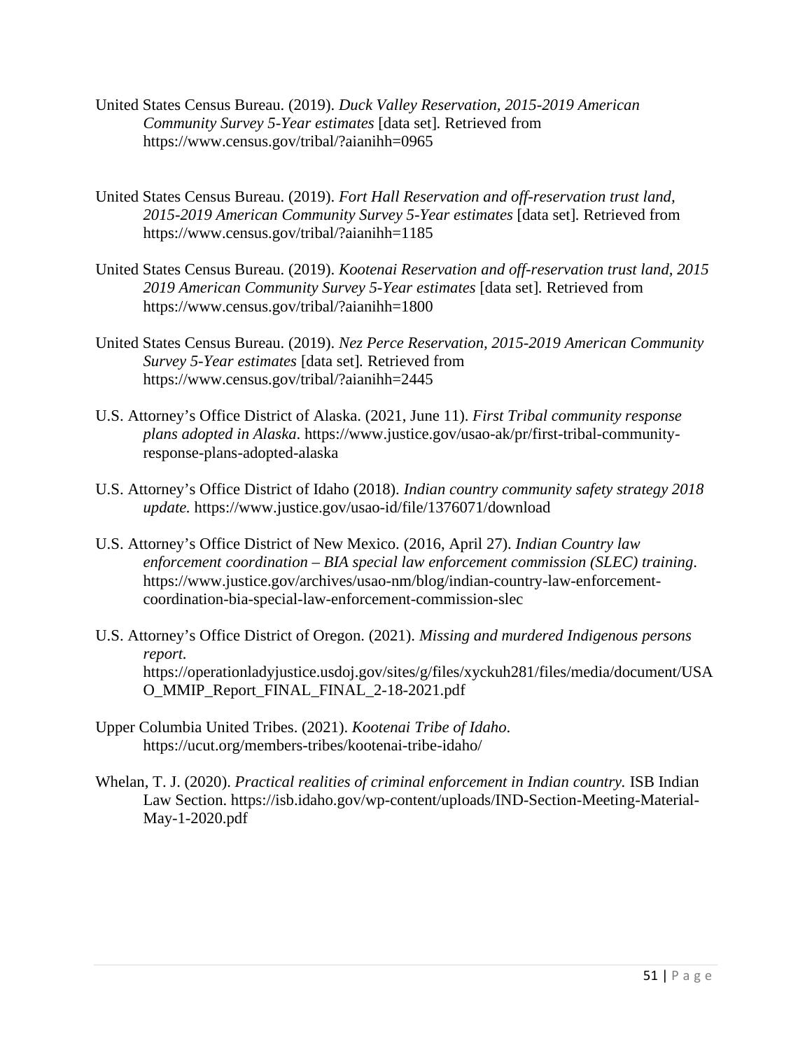United States Census Bureau. (2019). *Duck Valley Reservation, 2015-2019 American Community Survey 5-Year estimates* [data set]. Retrieved from https://www.census.gov/tribal/?aianihh=0965

United States Census Bureau. (2019). *Fort Hall Reservation and off-reservation trust land, 2015-2019 American Community Survey 5-Year estimates* [data set]. Retrieved from https://www.census.gov/tribal/?aianihh=1185

United States Census Bureau. (2019). *Kootenai Reservation and off-reservation trust land, 2015 2019 American Community Survey 5-Year estimates* [data set]. Retrieved from https://www.census.gov/tribal/?aianihh=1800

United States Census Bureau. (2019). *Nez Perce Reservation, 2015-2019 American Community Survey 5-Year estimates* [data set]. Retrieved from https://www.census.gov/tribal/?aianihh=2445

U.S. Attorney's Office District of Alaska. (2021, June 11). *First Tribal community response plans adopted in Alaska*. https://www.justice.gov/usao-ak/pr/first-tribal-community-response-plans-adopted-alaska

U.S. Attorney's Office District of Idaho (2018). *Indian country community safety strategy 2018 update.* https://www.justice.gov/usao-id/file/1376071/download

U.S. Attorney's Office District of New Mexico. (2016, April 27). *Indian Country law enforcement coordination – BIA special law enforcement commission (SLEC) training*. https://www.justice.gov/archives/usao-nm/blog/indian-country-law-enforcement-coordination-bia-special-law-enforcement-commission-slec

U.S. Attorney's Office District of Oregon. (2021). *Missing and murdered Indigenous persons report.* https://operationladyjustice.usdoj.gov/sites/g/files/xyckuh281/files/media/document/USAO_MMIP_Report_FINAL_FINAL_2-18-2021.pdf

Upper Columbia United Tribes. (2021). *Kootenai Tribe of Idaho*. https://ucut.org/members-tribes/kootenai-tribe-idaho/

Whelan, T. J. (2020). *Practical realities of criminal enforcement in Indian country.* ISB Indian Law Section. https://isb.idaho.gov/wp-content/uploads/IND-Section-Meeting-Material-May-1-2020.pdf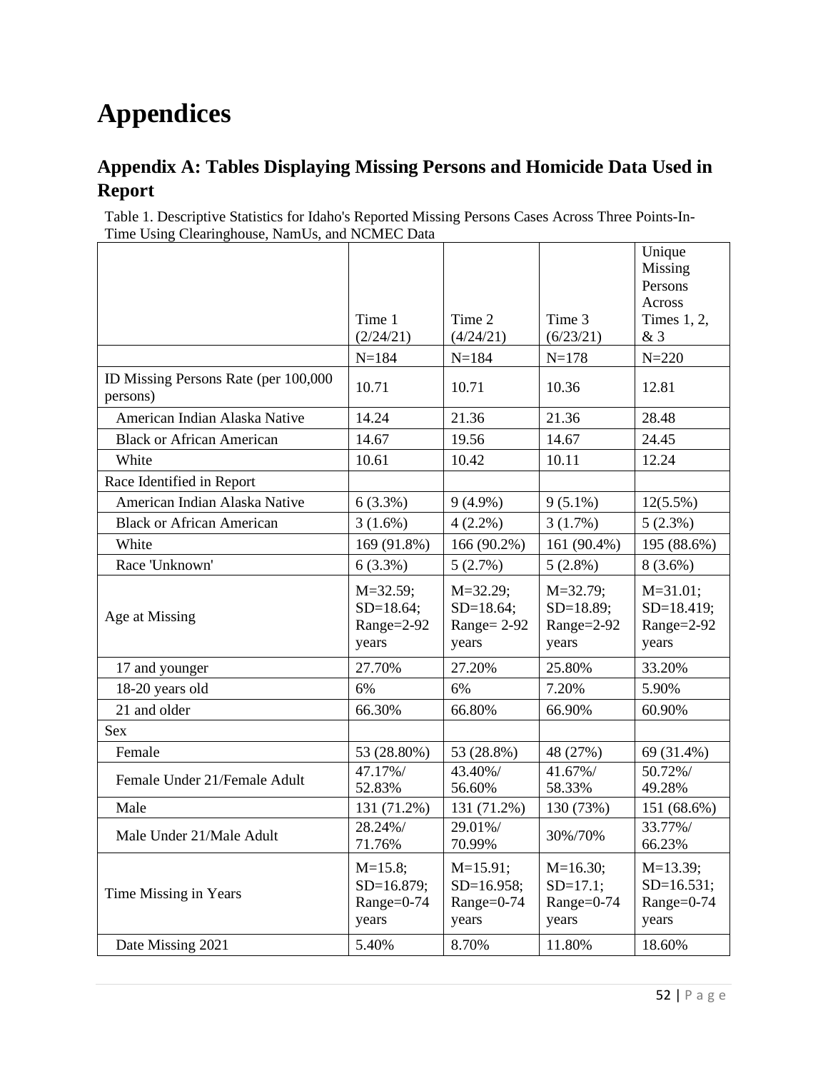# Appendices

## Appendix A: Tables Displaying Missing Persons and Homicide Data Used in Report

Table 1. Descriptive Statistics for Idaho's Reported Missing Persons Cases Across Three Points-In-Time Using Clearinghouse, NamUs, and NCMEC Data

| | Time 1 (2/24/21) | Time 2 (4/24/21) | Time 3 (6/23/21) | Unique Missing Persons Across Times 1, 2, & 3 |
|---|---|---|---|---|
| | N=184 | N=184 | N=178 | N=220 |
| ID Missing Persons Rate (per 100,000 persons) | 10.71 | 10.71 | 10.36 | 12.81 |
| American Indian Alaska Native | 14.24 | 21.36 | 21.36 | 28.48 |
| Black or African American | 14.67 | 19.56 | 14.67 | 24.45 |
| White | 10.61 | 10.42 | 10.11 | 12.24 |
| Race Identified in Report | | | | |
| American Indian Alaska Native | 6 (3.3%) | 9 (4.9%) | 9 (5.1%) | 12(5.5%) |
| Black or African American | 3 (1.6%) | 4 (2.2%) | 3 (1.7%) | 5 (2.3%) |
| White | 169 (91.8%) | 166 (90.2%) | 161 (90.4%) | 195 (88.6%) |
| Race 'Unknown' | 6 (3.3%) | 5 (2.7%) | 5 (2.8%) | 8 (3.6%) |
| Age at Missing | M=32.59; SD=18.64; Range=2-92 years | M=32.29; SD=18.64; Range= 2-92 years | M=32.79; SD=18.89; Range=2-92 years | M=31.01; SD=18.419; Range=2-92 years |
| 17 and younger | 27.70% | 27.20% | 25.80% | 33.20% |
| 18-20 years old | 6% | 6% | 7.20% | 5.90% |
| 21 and older | 66.30% | 66.80% | 66.90% | 60.90% |
| Sex | | | | |
| Female | 53 (28.80%) | 53 (28.8%) | 48 (27%) | 69 (31.4%) |
| Female Under 21/Female Adult | 47.17%/ 52.83% | 43.40%/ 56.60% | 41.67%/ 58.33% | 50.72%/ 49.28% |
| Male | 131 (71.2%) | 131 (71.2%) | 130 (73%) | 151 (68.6%) |
| Male Under 21/Male Adult | 28.24%/ 71.76% | 29.01%/ 70.99% | 30%/70% | 33.77%/ 66.23% |
| Time Missing in Years | M=15.8; SD=16.879; Range=0-74 years | M=15.91; SD=16.958; Range=0-74 years | M=16.30; SD=17.1; Range=0-74 years | M=13.39; SD=16.531; Range=0-74 years |
| Date Missing 2021 | 5.40% | 8.70% | 11.80% | 18.60% |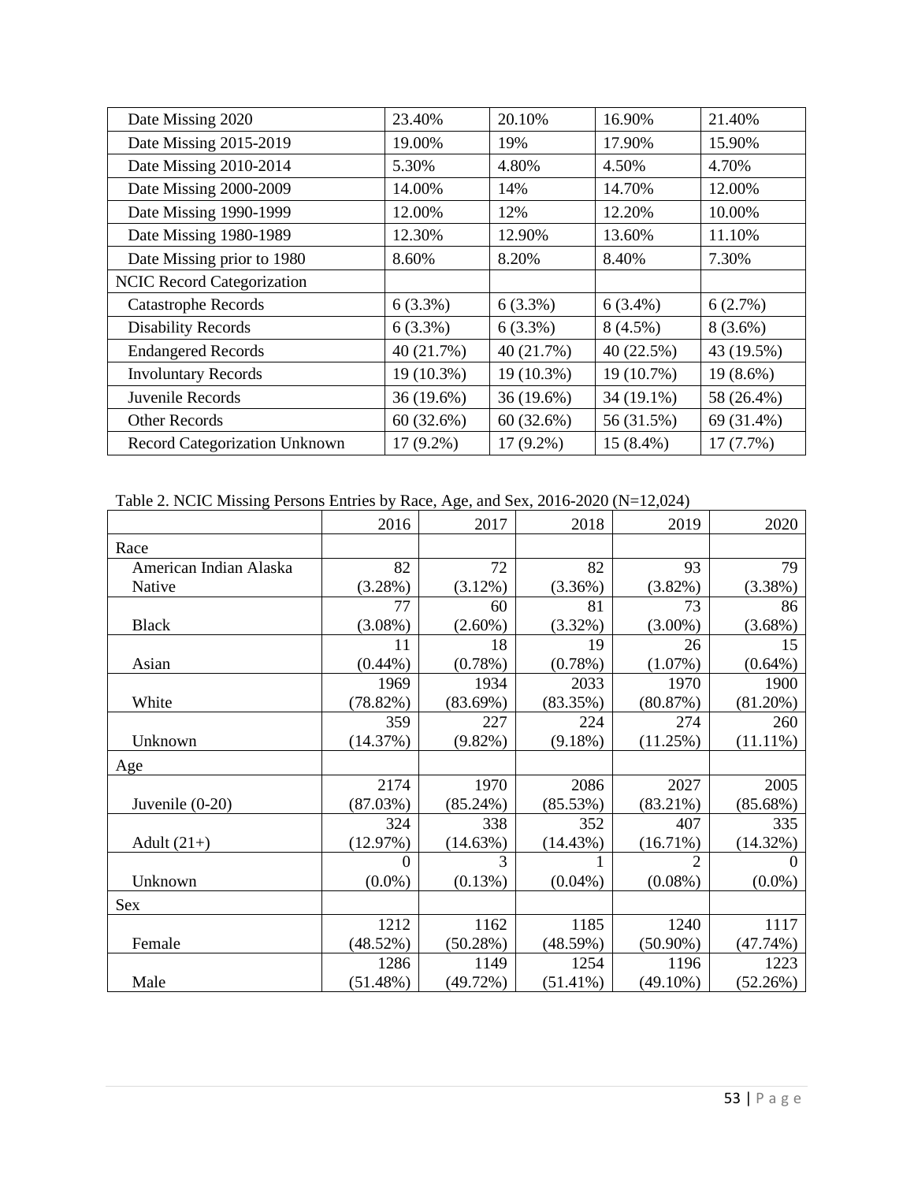| | | | | |
|---|---|---|---|---|
| Date Missing 2020 | 23.40% | 20.10% | 16.90% | 21.40% |
| Date Missing 2015-2019 | 19.00% | 19% | 17.90% | 15.90% |
| Date Missing 2010-2014 | 5.30% | 4.80% | 4.50% | 4.70% |
| Date Missing 2000-2009 | 14.00% | 14% | 14.70% | 12.00% |
| Date Missing 1990-1999 | 12.00% | 12% | 12.20% | 10.00% |
| Date Missing 1980-1989 | 12.30% | 12.90% | 13.60% | 11.10% |
| Date Missing prior to 1980 | 8.60% | 8.20% | 8.40% | 7.30% |
| NCIC Record Categorization | | | | |
| Catastrophe Records | 6 (3.3%) | 6 (3.3%) | 6 (3.4%) | 6 (2.7%) |
| Disability Records | 6 (3.3%) | 6 (3.3%) | 8 (4.5%) | 8 (3.6%) |
| Endangered Records | 40 (21.7%) | 40 (21.7%) | 40 (22.5%) | 43 (19.5%) |
| Involuntary Records | 19 (10.3%) | 19 (10.3%) | 19 (10.7%) | 19 (8.6%) |
| Juvenile Records | 36 (19.6%) | 36 (19.6%) | 34 (19.1%) | 58 (26.4%) |
| Other Records | 60 (32.6%) | 60 (32.6%) | 56 (31.5%) | 69 (31.4%) |
| Record Categorization Unknown | 17 (9.2%) | 17 (9.2%) | 15 (8.4%) | 17 (7.7%) |

Table 2. NCIC Missing Persons Entries by Race, Age, and Sex, 2016-2020 (N=12,024)

| | 2016 | 2017 | 2018 | 2019 | 2020 |
|---|---|---|---|---|---|
| Race | | | | | |
| American Indian Alaska Native | 82 (3.28%) | 72 (3.12%) | 82 (3.36%) | 93 (3.82%) | 79 (3.38%) |
| Black | 77 (3.08%) | 60 (2.60%) | 81 (3.32%) | 73 (3.00%) | 86 (3.68%) |
| Asian | 11 (0.44%) | 18 (0.78%) | 19 (0.78%) | 26 (1.07%) | 15 (0.64%) |
| White | 1969 (78.82%) | 1934 (83.69%) | 2033 (83.35%) | 1970 (80.87%) | 1900 (81.20%) |
| Unknown | 359 (14.37%) | 227 (9.82%) | 224 (9.18%) | 274 (11.25%) | 260 (11.11%) |
| Age | | | | | |
| Juvenile (0-20) | 2174 (87.03%) | 1970 (85.24%) | 2086 (85.53%) | 2027 (83.21%) | 2005 (85.68%) |
| Adult (21+) | 324 (12.97%) | 338 (14.63%) | 352 (14.43%) | 407 (16.71%) | 335 (14.32%) |
| Unknown | 0 (0.0%) | 3 (0.13%) | 1 (0.04%) | 2 (0.08%) | 0 (0.0%) |
| Sex | | | | | |
| Female | 1212 (48.52%) | 1162 (50.28%) | 1185 (48.59%) | 1240 (50.90%) | 1117 (47.74%) |
| Male | 1286 (51.48%) | 1149 (49.72%) | 1254 (51.41%) | 1196 (49.10%) | 1223 (52.26%) |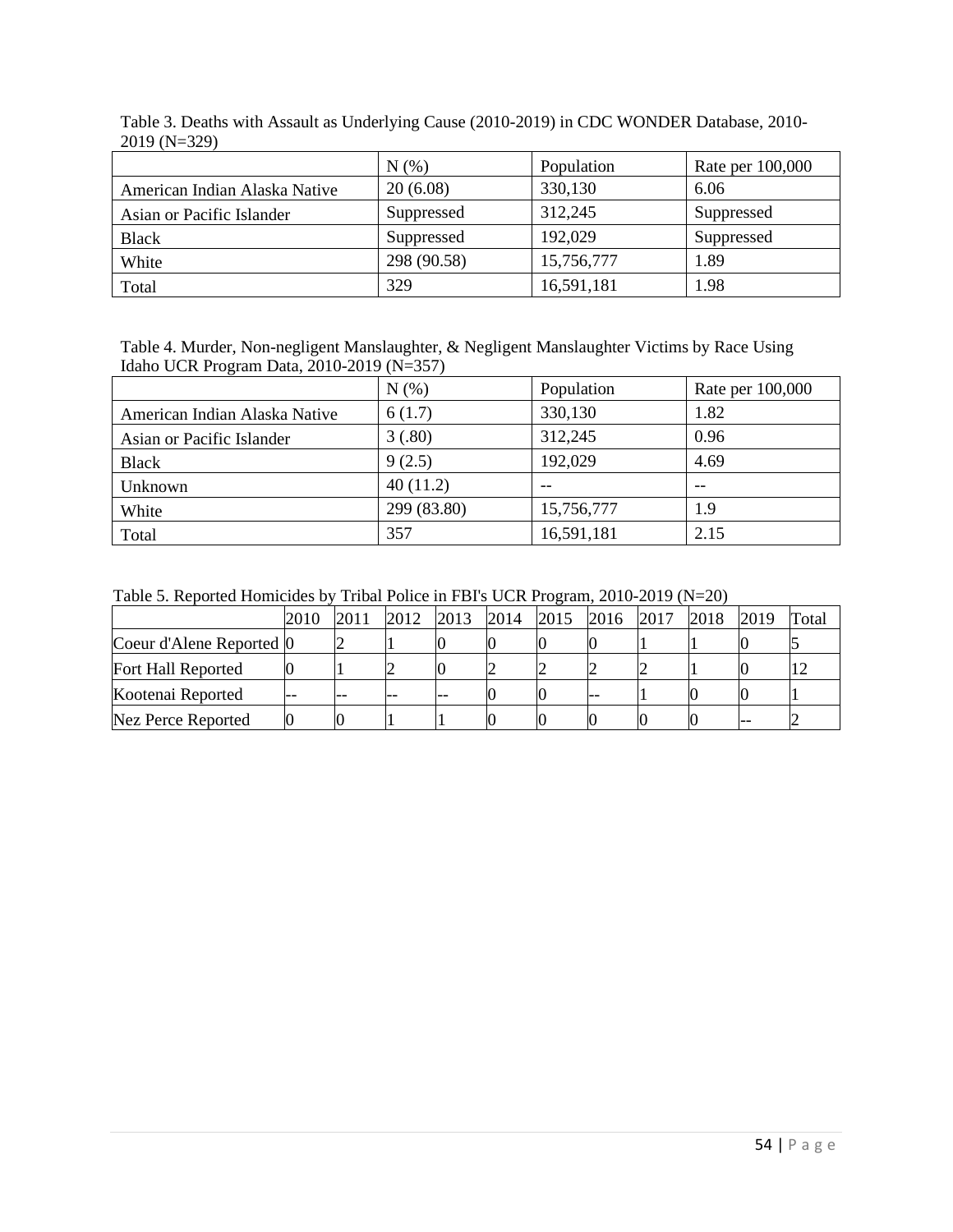Table 3. Deaths with Assault as Underlying Cause (2010-2019) in CDC WONDER Database, 2010-2019 (N=329)

| | N (%) | Population | Rate per 100,000 |
|---|---|---|---|
| American Indian Alaska Native | 20 (6.08) | 330,130 | 6.06 |
| Asian or Pacific Islander | Suppressed | 312,245 | Suppressed |
| Black | Suppressed | 192,029 | Suppressed |
| White | 298 (90.58) | 15,756,777 | 1.89 |
| Total | 329 | 16,591,181 | 1.98 |

Table 4. Murder, Non-negligent Manslaughter, & Negligent Manslaughter Victims by Race Using Idaho UCR Program Data, 2010-2019 (N=357)

| | N (%) | Population | Rate per 100,000 |
|---|---|---|---|
| American Indian Alaska Native | 6 (1.7) | 330,130 | 1.82 |
| Asian or Pacific Islander | 3 (.80) | 312,245 | 0.96 |
| Black | 9 (2.5) | 192,029 | 4.69 |
| Unknown | 40 (11.2) | -- | -- |
| White | 299 (83.80) | 15,756,777 | 1.9 |
| Total | 357 | 16,591,181 | 2.15 |

Table 5. Reported Homicides by Tribal Police in FBI's UCR Program, 2010-2019 (N=20)

| | 2010 | 2011 | 2012 | 2013 | 2014 | 2015 | 2016 | 2017 | 2018 | 2019 | Total |
|---|---|---|---|---|---|---|---|---|---|---|---|
| Coeur d'Alene Reported | 0 | 2 | 1 | 0 | 0 | 0 | 0 | 1 | 1 | 0 | 5 |
| Fort Hall Reported | 0 | 1 | 2 | 0 | 2 | 2 | 2 | 2 | 1 | 0 | 12 |
| Kootenai Reported | -- | -- | -- | -- | 0 | 0 | -- | 1 | 0 | 0 | 1 |
| Nez Perce Reported | 0 | 0 | 1 | 1 | 0 | 0 | 0 | 0 | 0 | -- | 2 |